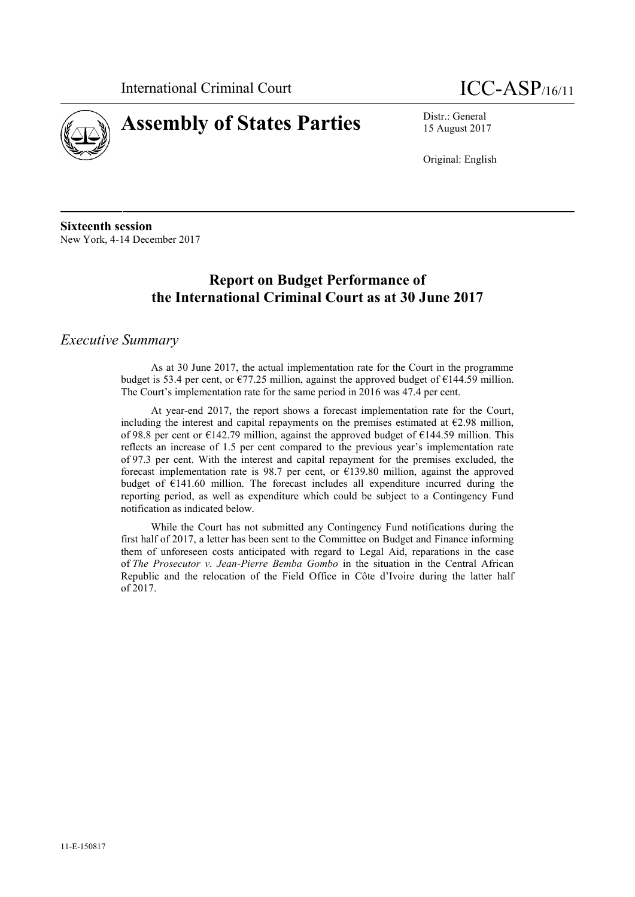International Criminal Court

# ICC-ASP/16/11

# Assembly of States Parties

Distr.: General
15 August 2017

Original: English

**Sixteenth session**
New York, 4-14 December 2017

## Report on Budget Performance of the International Criminal Court as at 30 June 2017

### *Executive Summary*

As at 30 June 2017, the actual implementation rate for the Court in the programme budget is 53.4 per cent, or €77.25 million, against the approved budget of €144.59 million. The Court's implementation rate for the same period in 2016 was 47.4 per cent.

At year-end 2017, the report shows a forecast implementation rate for the Court, including the interest and capital repayments on the premises estimated at €2.98 million, of 98.8 per cent or €142.79 million, against the approved budget of €144.59 million. This reflects an increase of 1.5 per cent compared to the previous year's implementation rate of 97.3 per cent. With the interest and capital repayment for the premises excluded, the forecast implementation rate is 98.7 per cent, or €139.80 million, against the approved budget of €141.60 million. The forecast includes all expenditure incurred during the reporting period, as well as expenditure which could be subject to a Contingency Fund notification as indicated below.

While the Court has not submitted any Contingency Fund notifications during the first half of 2017, a letter has been sent to the Committee on Budget and Finance informing them of unforeseen costs anticipated with regard to Legal Aid, reparations in the case of *The Prosecutor v. Jean-Pierre Bemba Gombo* in the situation in the Central African Republic and the relocation of the Field Office in Côte d'Ivoire during the latter half of 2017.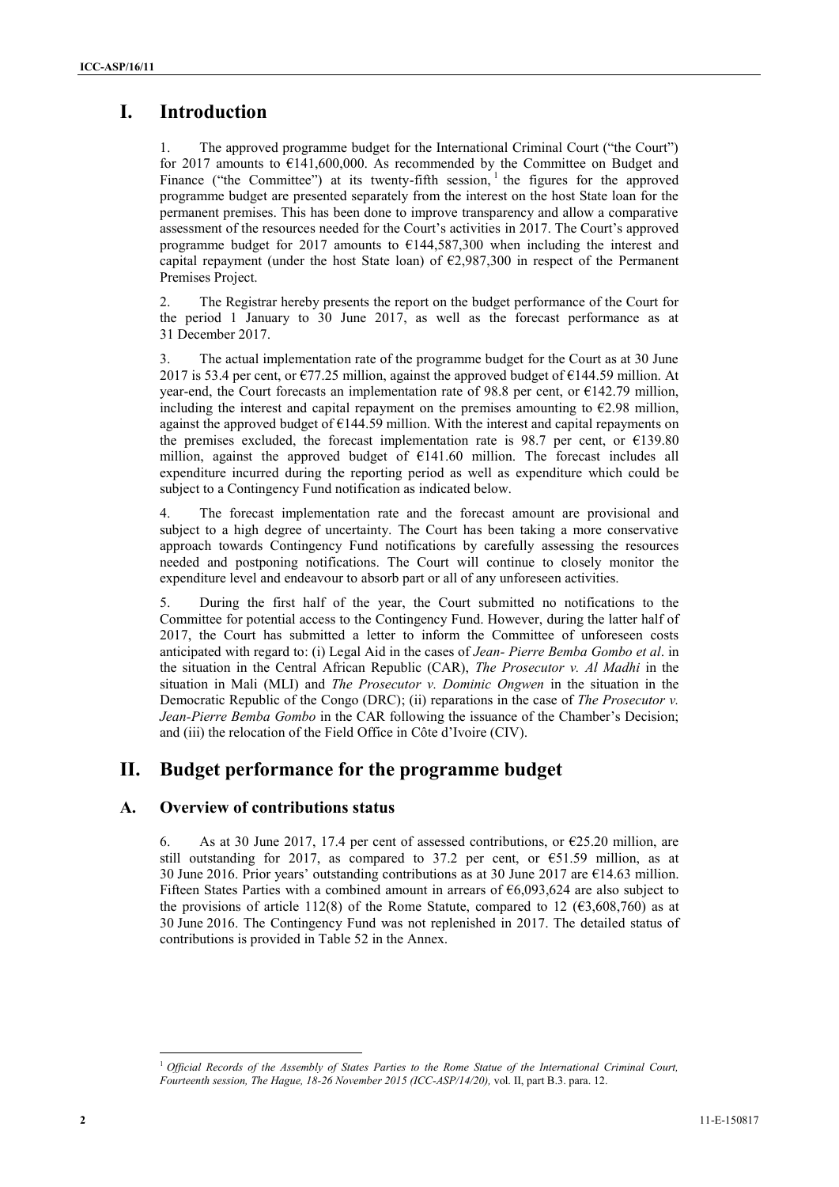# I. Introduction

1. The approved programme budget for the International Criminal Court ("the Court") for 2017 amounts to €141,600,000. As recommended by the Committee on Budget and Finance ("the Committee") at its twenty-fifth session,[1] the figures for the approved programme budget are presented separately from the interest on the host State loan for the permanent premises. This has been done to improve transparency and allow a comparative assessment of the resources needed for the Court's activities in 2017. The Court's approved programme budget for 2017 amounts to €144,587,300 when including the interest and capital repayment (under the host State loan) of €2,987,300 in respect of the Permanent Premises Project.

2. The Registrar hereby presents the report on the budget performance of the Court for the period 1 January to 30 June 2017, as well as the forecast performance as at 31 December 2017.

3. The actual implementation rate of the programme budget for the Court as at 30 June 2017 is 53.4 per cent, or €77.25 million, against the approved budget of €144.59 million. At year-end, the Court forecasts an implementation rate of 98.8 per cent, or €142.79 million, including the interest and capital repayment on the premises amounting to €2.98 million, against the approved budget of €144.59 million. With the interest and capital repayments on the premises excluded, the forecast implementation rate is 98.7 per cent, or €139.80 million, against the approved budget of €141.60 million. The forecast includes all expenditure incurred during the reporting period as well as expenditure which could be subject to a Contingency Fund notification as indicated below.

4. The forecast implementation rate and the forecast amount are provisional and subject to a high degree of uncertainty. The Court has been taking a more conservative approach towards Contingency Fund notifications by carefully assessing the resources needed and postponing notifications. The Court will continue to closely monitor the expenditure level and endeavour to absorb part or all of any unforeseen activities.

5. During the first half of the year, the Court submitted no notifications to the Committee for potential access to the Contingency Fund. However, during the latter half of 2017, the Court has submitted a letter to inform the Committee of unforeseen costs anticipated with regard to: (i) Legal Aid in the cases of *Jean- Pierre Bemba Gombo et al*. in the situation in the Central African Republic (CAR), *The Prosecutor v. Al Madhi* in the situation in Mali (MLI) and *The Prosecutor v. Dominic Ongwen* in the situation in the Democratic Republic of the Congo (DRC); (ii) reparations in the case of *The Prosecutor v. Jean-Pierre Bemba Gombo* in the CAR following the issuance of the Chamber's Decision; and (iii) the relocation of the Field Office in Côte d'Ivoire (CIV).

# II. Budget performance for the programme budget

## A. Overview of contributions status

6. As at 30 June 2017, 17.4 per cent of assessed contributions, or €25.20 million, are still outstanding for 2017, as compared to 37.2 per cent, or €51.59 million, as at 30 June 2016. Prior years' outstanding contributions as at 30 June 2017 are €14.63 million. Fifteen States Parties with a combined amount in arrears of €6,093,624 are also subject to the provisions of article 112(8) of the Rome Statute, compared to 12 (€3,608,760) as at 30 June 2016. The Contingency Fund was not replenished in 2017. The detailed status of contributions is provided in Table 52 in the Annex.

---

[1] *Official Records of the Assembly of States Parties to the Rome Statue of the International Criminal Court, Fourteenth session, The Hague, 18-26 November 2015 (ICC-ASP/14/20),* vol. II, part B.3. para. 12.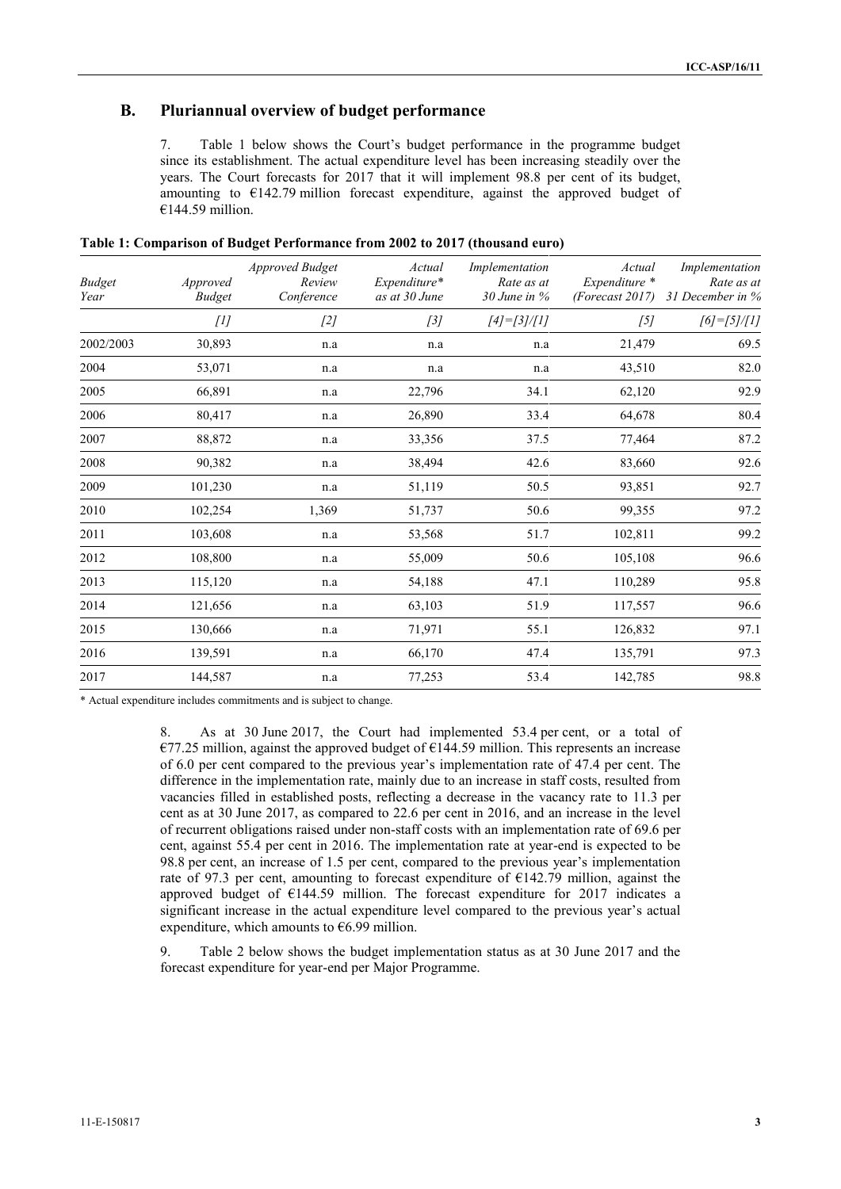## B. Pluriannual overview of budget performance

7. Table 1 below shows the Court's budget performance in the programme budget since its establishment. The actual expenditure level has been increasing steadily over the years. The Court forecasts for 2017 that it will implement 98.8 per cent of its budget, amounting to €142.79 million forecast expenditure, against the approved budget of €144.59 million.

**Table 1: Comparison of Budget Performance from 2002 to 2017 (thousand euro)**

| *Budget Year* | *Approved Budget* | *Approved Budget Review Conference* | *Actual Expenditure\* as at 30 June* | *Implementation Rate as at 30 June in %* | *Actual Expenditure \* (Forecast 2017)* | *Implementation Rate as at 31 December in %* |
|---|---|---|---|---|---|---|
| | *[1]* | *[2]* | *[3]* | *[4]=[3]/[1]* | *[5]* | *[6]=[5]/[1]* |
| 2002/2003 | 30,893 | n.a | n.a | n.a | 21,479 | 69.5 |
| 2004 | 53,071 | n.a | n.a | n.a | 43,510 | 82.0 |
| 2005 | 66,891 | n.a | 22,796 | 34.1 | 62,120 | 92.9 |
| 2006 | 80,417 | n.a | 26,890 | 33.4 | 64,678 | 80.4 |
| 2007 | 88,872 | n.a | 33,356 | 37.5 | 77,464 | 87.2 |
| 2008 | 90,382 | n.a | 38,494 | 42.6 | 83,660 | 92.6 |
| 2009 | 101,230 | n.a | 51,119 | 50.5 | 93,851 | 92.7 |
| 2010 | 102,254 | 1,369 | 51,737 | 50.6 | 99,355 | 97.2 |
| 2011 | 103,608 | n.a | 53,568 | 51.7 | 102,811 | 99.2 |
| 2012 | 108,800 | n.a | 55,009 | 50.6 | 105,108 | 96.6 |
| 2013 | 115,120 | n.a | 54,188 | 47.1 | 110,289 | 95.8 |
| 2014 | 121,656 | n.a | 63,103 | 51.9 | 117,557 | 96.6 |
| 2015 | 130,666 | n.a | 71,971 | 55.1 | 126,832 | 97.1 |
| 2016 | 139,591 | n.a | 66,170 | 47.4 | 135,791 | 97.3 |
| 2017 | 144,587 | n.a | 77,253 | 53.4 | 142,785 | 98.8 |

\* Actual expenditure includes commitments and is subject to change.

8. As at 30 June 2017, the Court had implemented 53.4 per cent, or a total of €77.25 million, against the approved budget of €144.59 million. This represents an increase of 6.0 per cent compared to the previous year's implementation rate of 47.4 per cent. The difference in the implementation rate, mainly due to an increase in staff costs, resulted from vacancies filled in established posts, reflecting a decrease in the vacancy rate to 11.3 per cent as at 30 June 2017, as compared to 22.6 per cent in 2016, and an increase in the level of recurrent obligations raised under non-staff costs with an implementation rate of 69.6 per cent, against 55.4 per cent in 2016. The implementation rate at year-end is expected to be 98.8 per cent, an increase of 1.5 per cent, compared to the previous year's implementation rate of 97.3 per cent, amounting to forecast expenditure of €142.79 million, against the approved budget of €144.59 million. The forecast expenditure for 2017 indicates a significant increase in the actual expenditure level compared to the previous year's actual expenditure, which amounts to €6.99 million.

9. Table 2 below shows the budget implementation status as at 30 June 2017 and the forecast expenditure for year-end per Major Programme.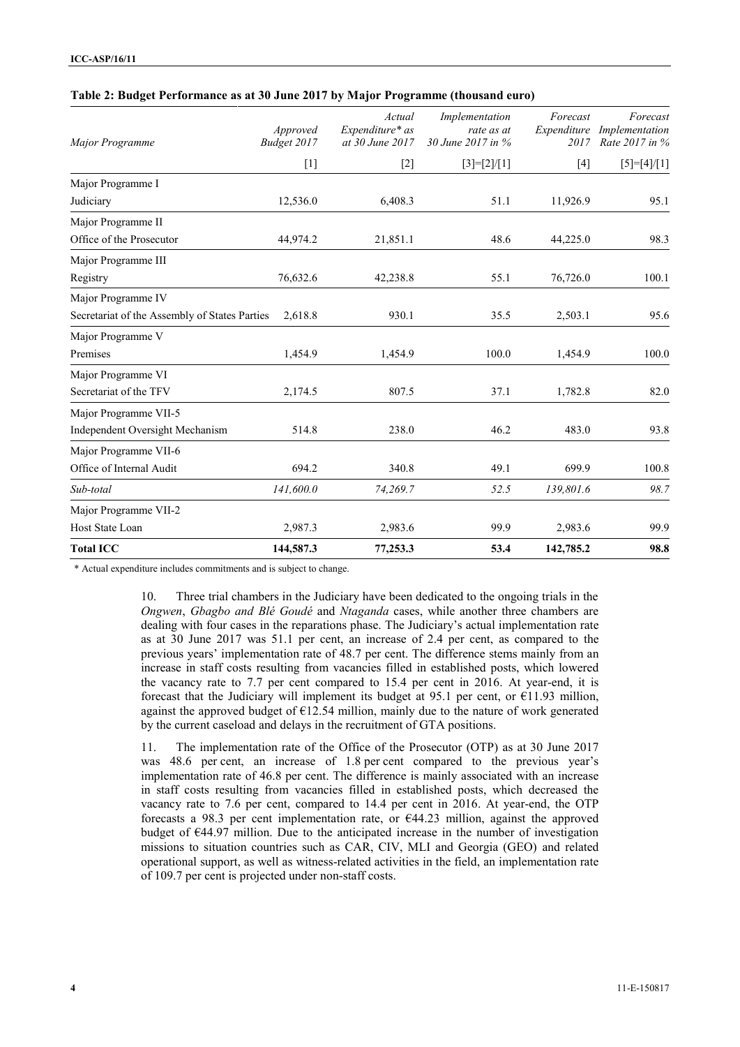**Table 2: Budget Performance as at 30 June 2017 by Major Programme (thousand euro)**

| *Major Programme* | *Approved Budget 2017* | *Actual Expenditure\* as at 30 June 2017* | *Implementation rate as at 30 June 2017 in %* | *Forecast Expenditure 2017* | *Forecast Implementation Rate 2017 in %* |
|---|---|---|---|---|---|
| | [1] | [2] | [3]=[2]/[1] | [4] | [5]=[4]/[1] |
| Major Programme I<br>Judiciary | 12,536.0 | 6,408.3 | 51.1 | 11,926.9 | 95.1 |
| Major Programme II<br>Office of the Prosecutor | 44,974.2 | 21,851.1 | 48.6 | 44,225.0 | 98.3 |
| Major Programme III<br>Registry | 76,632.6 | 42,238.8 | 55.1 | 76,726.0 | 100.1 |
| Major Programme IV<br>Secretariat of the Assembly of States Parties | 2,618.8 | 930.1 | 35.5 | 2,503.1 | 95.6 |
| Major Programme V<br>Premises | 1,454.9 | 1,454.9 | 100.0 | 1,454.9 | 100.0 |
| Major Programme VI<br>Secretariat of the TFV | 2,174.5 | 807.5 | 37.1 | 1,782.8 | 82.0 |
| Major Programme VII-5<br>Independent Oversight Mechanism | 514.8 | 238.0 | 46.2 | 483.0 | 93.8 |
| Major Programme VII-6<br>Office of Internal Audit | 694.2 | 340.8 | 49.1 | 699.9 | 100.8 |
| *Sub-total* | *141,600.0* | *74,269.7* | *52.5* | *139,801.6* | *98.7* |
| Major Programme VII-2<br>Host State Loan | 2,987.3 | 2,983.6 | 99.9 | 2,983.6 | 99.9 |
| **Total ICC** | **144,587.3** | **77,253.3** | **53.4** | **142,785.2** | **98.8** |

\* Actual expenditure includes commitments and is subject to change.

10. Three trial chambers in the Judiciary have been dedicated to the ongoing trials in the *Ongwen*, *Gbagbo and Blé Goudé* and *Ntaganda* cases, while another three chambers are dealing with four cases in the reparations phase. The Judiciary's actual implementation rate as at 30 June 2017 was 51.1 per cent, an increase of 2.4 per cent, as compared to the previous years' implementation rate of 48.7 per cent. The difference stems mainly from an increase in staff costs resulting from vacancies filled in established posts, which lowered the vacancy rate to 7.7 per cent compared to 15.4 per cent in 2016. At year-end, it is forecast that the Judiciary will implement its budget at 95.1 per cent, or €11.93 million, against the approved budget of €12.54 million, mainly due to the nature of work generated by the current caseload and delays in the recruitment of GTA positions.

11. The implementation rate of the Office of the Prosecutor (OTP) as at 30 June 2017 was 48.6 per cent, an increase of 1.8 per cent compared to the previous year's implementation rate of 46.8 per cent. The difference is mainly associated with an increase in staff costs resulting from vacancies filled in established posts, which decreased the vacancy rate to 7.6 per cent, compared to 14.4 per cent in 2016. At year-end, the OTP forecasts a 98.3 per cent implementation rate, or €44.23 million, against the approved budget of €44.97 million. Due to the anticipated increase in the number of investigation missions to situation countries such as CAR, CIV, MLI and Georgia (GEO) and related operational support, as well as witness-related activities in the field, an implementation rate of 109.7 per cent is projected under non-staff costs.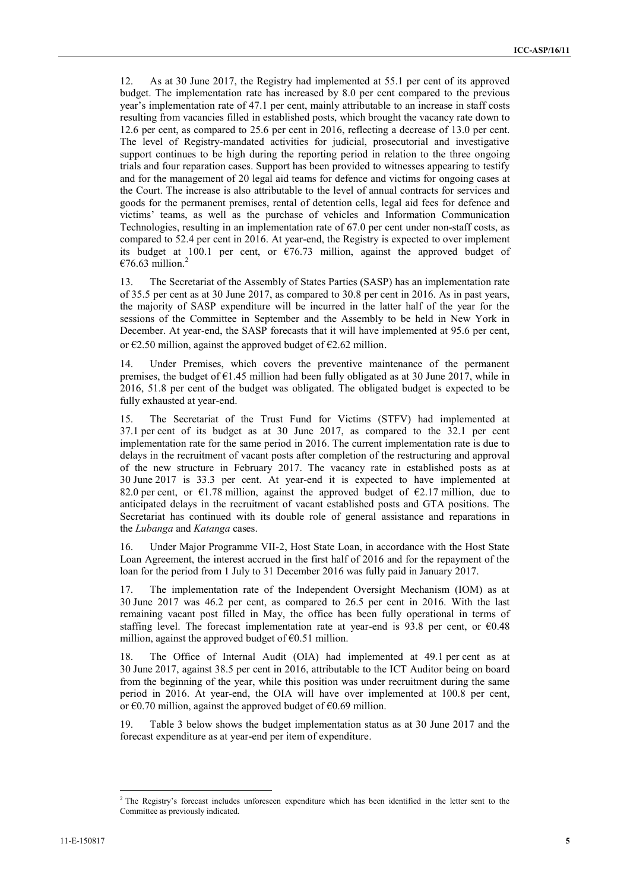12. As at 30 June 2017, the Registry had implemented at 55.1 per cent of its approved budget. The implementation rate has increased by 8.0 per cent compared to the previous year's implementation rate of 47.1 per cent, mainly attributable to an increase in staff costs resulting from vacancies filled in established posts, which brought the vacancy rate down to 12.6 per cent, as compared to 25.6 per cent in 2016, reflecting a decrease of 13.0 per cent. The level of Registry-mandated activities for judicial, prosecutorial and investigative support continues to be high during the reporting period in relation to the three ongoing trials and four reparation cases. Support has been provided to witnesses appearing to testify and for the management of 20 legal aid teams for defence and victims for ongoing cases at the Court. The increase is also attributable to the level of annual contracts for services and goods for the permanent premises, rental of detention cells, legal aid fees for defence and victims' teams, as well as the purchase of vehicles and Information Communication Technologies, resulting in an implementation rate of 67.0 per cent under non-staff costs, as compared to 52.4 per cent in 2016. At year-end, the Registry is expected to over implement its budget at 100.1 per cent, or €76.73 million, against the approved budget of €76.63 million.[2]

13. The Secretariat of the Assembly of States Parties (SASP) has an implementation rate of 35.5 per cent as at 30 June 2017, as compared to 30.8 per cent in 2016. As in past years, the majority of SASP expenditure will be incurred in the latter half of the year for the sessions of the Committee in September and the Assembly to be held in New York in December. At year-end, the SASP forecasts that it will have implemented at 95.6 per cent, or €2.50 million, against the approved budget of €2.62 million.

14. Under Premises, which covers the preventive maintenance of the permanent premises, the budget of €1.45 million had been fully obligated as at 30 June 2017, while in 2016, 51.8 per cent of the budget was obligated. The obligated budget is expected to be fully exhausted at year-end.

15. The Secretariat of the Trust Fund for Victims (STFV) had implemented at 37.1 per cent of its budget as at 30 June 2017, as compared to the 32.1 per cent implementation rate for the same period in 2016. The current implementation rate is due to delays in the recruitment of vacant posts after completion of the restructuring and approval of the new structure in February 2017. The vacancy rate in established posts as at 30 June 2017 is 33.3 per cent. At year-end it is expected to have implemented at 82.0 per cent, or €1.78 million, against the approved budget of €2.17 million, due to anticipated delays in the recruitment of vacant established posts and GTA positions. The Secretariat has continued with its double role of general assistance and reparations in the *Lubanga* and *Katanga* cases.

16. Under Major Programme VII-2, Host State Loan, in accordance with the Host State Loan Agreement, the interest accrued in the first half of 2016 and for the repayment of the loan for the period from 1 July to 31 December 2016 was fully paid in January 2017.

17. The implementation rate of the Independent Oversight Mechanism (IOM) as at 30 June 2017 was 46.2 per cent, as compared to 26.5 per cent in 2016. With the last remaining vacant post filled in May, the office has been fully operational in terms of staffing level. The forecast implementation rate at year-end is 93.8 per cent, or €0.48 million, against the approved budget of €0.51 million.

18. The Office of Internal Audit (OIA) had implemented at 49.1 per cent as at 30 June 2017, against 38.5 per cent in 2016, attributable to the ICT Auditor being on board from the beginning of the year, while this position was under recruitment during the same period in 2016. At year-end, the OIA will have over implemented at 100.8 per cent, or €0.70 million, against the approved budget of €0.69 million.

19. Table 3 below shows the budget implementation status as at 30 June 2017 and the forecast expenditure as at year-end per item of expenditure.

[2] The Registry's forecast includes unforeseen expenditure which has been identified in the letter sent to the Committee as previously indicated.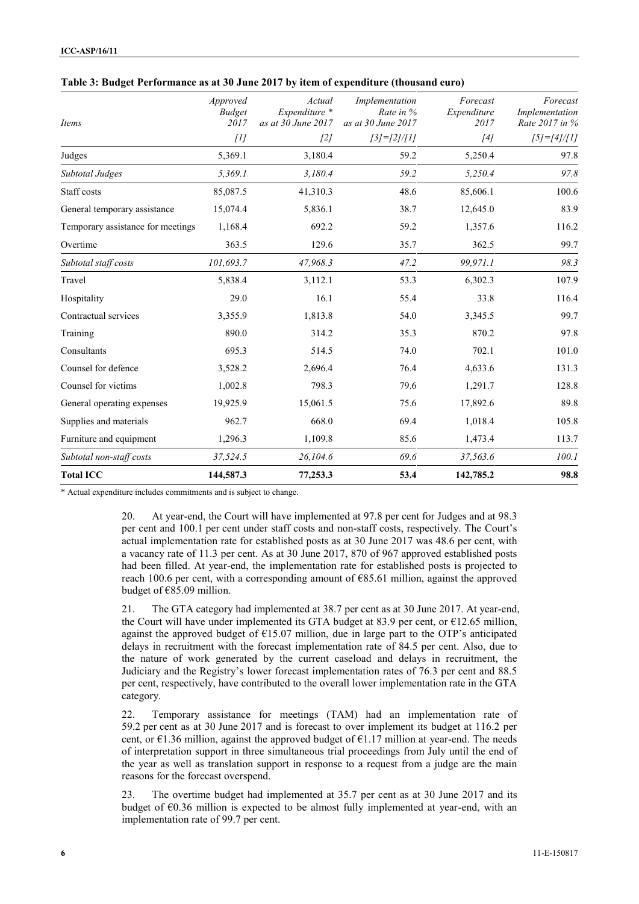**Table 3: Budget Performance as at 30 June 2017 by item of expenditure (thousand euro)**

| *Items* | *Approved Budget 2017* | *Actual Expenditure \* as at 30 June 2017* | *Implementation Rate in % as at 30 June 2017* | *Forecast Expenditure 2017* | *Forecast Implementation Rate 2017 in %* |
|---|---|---|---|---|---|
| | *[1]* | *[2]* | *[3]=[2]/[1]* | *[4]* | *[5]=[4]/[1]* |
| Judges | 5,369.1 | 3,180.4 | 59.2 | 5,250.4 | 97.8 |
| *Subtotal Judges* | *5,369.1* | *3,180.4* | *59.2* | *5,250.4* | *97.8* |
| Staff costs | 85,087.5 | 41,310.3 | 48.6 | 85,606.1 | 100.6 |
| General temporary assistance | 15,074.4 | 5,836.1 | 38.7 | 12,645.0 | 83.9 |
| Temporary assistance for meetings | 1,168.4 | 692.2 | 59.2 | 1,357.6 | 116.2 |
| Overtime | 363.5 | 129.6 | 35.7 | 362.5 | 99.7 |
| *Subtotal staff costs* | *101,693.7* | *47,968.3* | *47.2* | *99,971.1* | *98.3* |
| Travel | 5,838.4 | 3,112.1 | 53.3 | 6,302.3 | 107.9 |
| Hospitality | 29.0 | 16.1 | 55.4 | 33.8 | 116.4 |
| Contractual services | 3,355.9 | 1,813.8 | 54.0 | 3,345.5 | 99.7 |
| Training | 890.0 | 314.2 | 35.3 | 870.2 | 97.8 |
| Consultants | 695.3 | 514.5 | 74.0 | 702.1 | 101.0 |
| Counsel for defence | 3,528.2 | 2,696.4 | 76.4 | 4,633.6 | 131.3 |
| Counsel for victims | 1,002.8 | 798.3 | 79.6 | 1,291.7 | 128.8 |
| General operating expenses | 19,925.9 | 15,061.5 | 75.6 | 17,892.6 | 89.8 |
| Supplies and materials | 962.7 | 668.0 | 69.4 | 1,018.4 | 105.8 |
| Furniture and equipment | 1,296.3 | 1,109.8 | 85.6 | 1,473.4 | 113.7 |
| *Subtotal non-staff costs* | *37,524.5* | *26,104.6* | *69.6* | *37,563.6* | *100.1* |
| **Total ICC** | **144,587.3** | **77,253.3** | **53.4** | **142,785.2** | **98.8** |

\* Actual expenditure includes commitments and is subject to change.

20. At year-end, the Court will have implemented at 97.8 per cent for Judges and at 98.3 per cent and 100.1 per cent under staff costs and non-staff costs, respectively. The Court's actual implementation rate for established posts as at 30 June 2017 was 48.6 per cent, with a vacancy rate of 11.3 per cent. As at 30 June 2017, 870 of 967 approved established posts had been filled. At year-end, the implementation rate for established posts is projected to reach 100.6 per cent, with a corresponding amount of €85.61 million, against the approved budget of €85.09 million.

21. The GTA category had implemented at 38.7 per cent as at 30 June 2017. At year-end, the Court will have under implemented its GTA budget at 83.9 per cent, or €12.65 million, against the approved budget of €15.07 million, due in large part to the OTP's anticipated delays in recruitment with the forecast implementation rate of 84.5 per cent. Also, due to the nature of work generated by the current caseload and delays in recruitment, the Judiciary and the Registry's lower forecast implementation rates of 76.3 per cent and 88.5 per cent, respectively, have contributed to the overall lower implementation rate in the GTA category.

22. Temporary assistance for meetings (TAM) had an implementation rate of 59.2 per cent as at 30 June 2017 and is forecast to over implement its budget at 116.2 per cent, or €1.36 million, against the approved budget of €1.17 million at year-end. The needs of interpretation support in three simultaneous trial proceedings from July until the end of the year as well as translation support in response to a request from a judge are the main reasons for the forecast overspend.

23. The overtime budget had implemented at 35.7 per cent as at 30 June 2017 and its budget of €0.36 million is expected to be almost fully implemented at year-end, with an implementation rate of 99.7 per cent.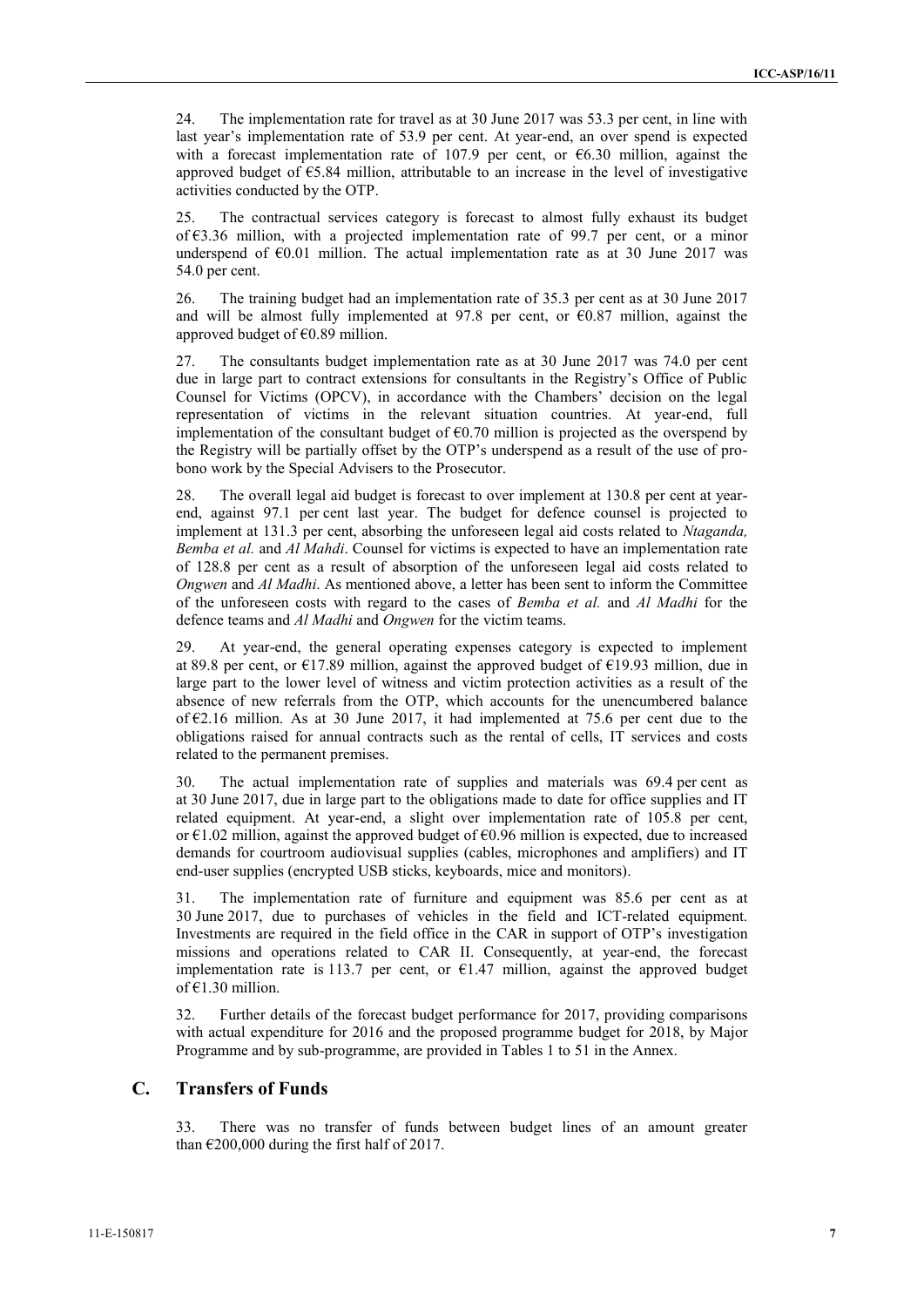24. The implementation rate for travel as at 30 June 2017 was 53.3 per cent, in line with last year's implementation rate of 53.9 per cent. At year-end, an over spend is expected with a forecast implementation rate of 107.9 per cent, or €6.30 million, against the approved budget of €5.84 million, attributable to an increase in the level of investigative activities conducted by the OTP.

25. The contractual services category is forecast to almost fully exhaust its budget of €3.36 million, with a projected implementation rate of 99.7 per cent, or a minor underspend of €0.01 million. The actual implementation rate as at 30 June 2017 was 54.0 per cent.

26. The training budget had an implementation rate of 35.3 per cent as at 30 June 2017 and will be almost fully implemented at 97.8 per cent, or €0.87 million, against the approved budget of €0.89 million.

27. The consultants budget implementation rate as at 30 June 2017 was 74.0 per cent due in large part to contract extensions for consultants in the Registry's Office of Public Counsel for Victims (OPCV), in accordance with the Chambers' decision on the legal representation of victims in the relevant situation countries. At year-end, full implementation of the consultant budget of €0.70 million is projected as the overspend by the Registry will be partially offset by the OTP's underspend as a result of the use of pro-bono work by the Special Advisers to the Prosecutor.

28. The overall legal aid budget is forecast to over implement at 130.8 per cent at year-end, against 97.1 per cent last year. The budget for defence counsel is projected to implement at 131.3 per cent, absorbing the unforeseen legal aid costs related to *Ntaganda, Bemba et al.* and *Al Mahdi*. Counsel for victims is expected to have an implementation rate of 128.8 per cent as a result of absorption of the unforeseen legal aid costs related to *Ongwen* and *Al Madhi*. As mentioned above, a letter has been sent to inform the Committee of the unforeseen costs with regard to the cases of *Bemba et al.* and *Al Madhi* for the defence teams and *Al Madhi* and *Ongwen* for the victim teams.

29. At year-end, the general operating expenses category is expected to implement at 89.8 per cent, or €17.89 million, against the approved budget of €19.93 million, due in large part to the lower level of witness and victim protection activities as a result of the absence of new referrals from the OTP, which accounts for the unencumbered balance of €2.16 million. As at 30 June 2017, it had implemented at 75.6 per cent due to the obligations raised for annual contracts such as the rental of cells, IT services and costs related to the permanent premises.

30. The actual implementation rate of supplies and materials was 69.4 per cent as at 30 June 2017, due in large part to the obligations made to date for office supplies and IT related equipment. At year-end, a slight over implementation rate of 105.8 per cent, or €1.02 million, against the approved budget of €0.96 million is expected, due to increased demands for courtroom audiovisual supplies (cables, microphones and amplifiers) and IT end-user supplies (encrypted USB sticks, keyboards, mice and monitors).

31. The implementation rate of furniture and equipment was 85.6 per cent as at 30 June 2017, due to purchases of vehicles in the field and ICT-related equipment. Investments are required in the field office in the CAR in support of OTP's investigation missions and operations related to CAR II. Consequently, at year-end, the forecast implementation rate is 113.7 per cent, or €1.47 million, against the approved budget of €1.30 million.

32. Further details of the forecast budget performance for 2017, providing comparisons with actual expenditure for 2016 and the proposed programme budget for 2018, by Major Programme and by sub-programme, are provided in Tables 1 to 51 in the Annex.

## C. Transfers of Funds

33. There was no transfer of funds between budget lines of an amount greater than €200,000 during the first half of 2017.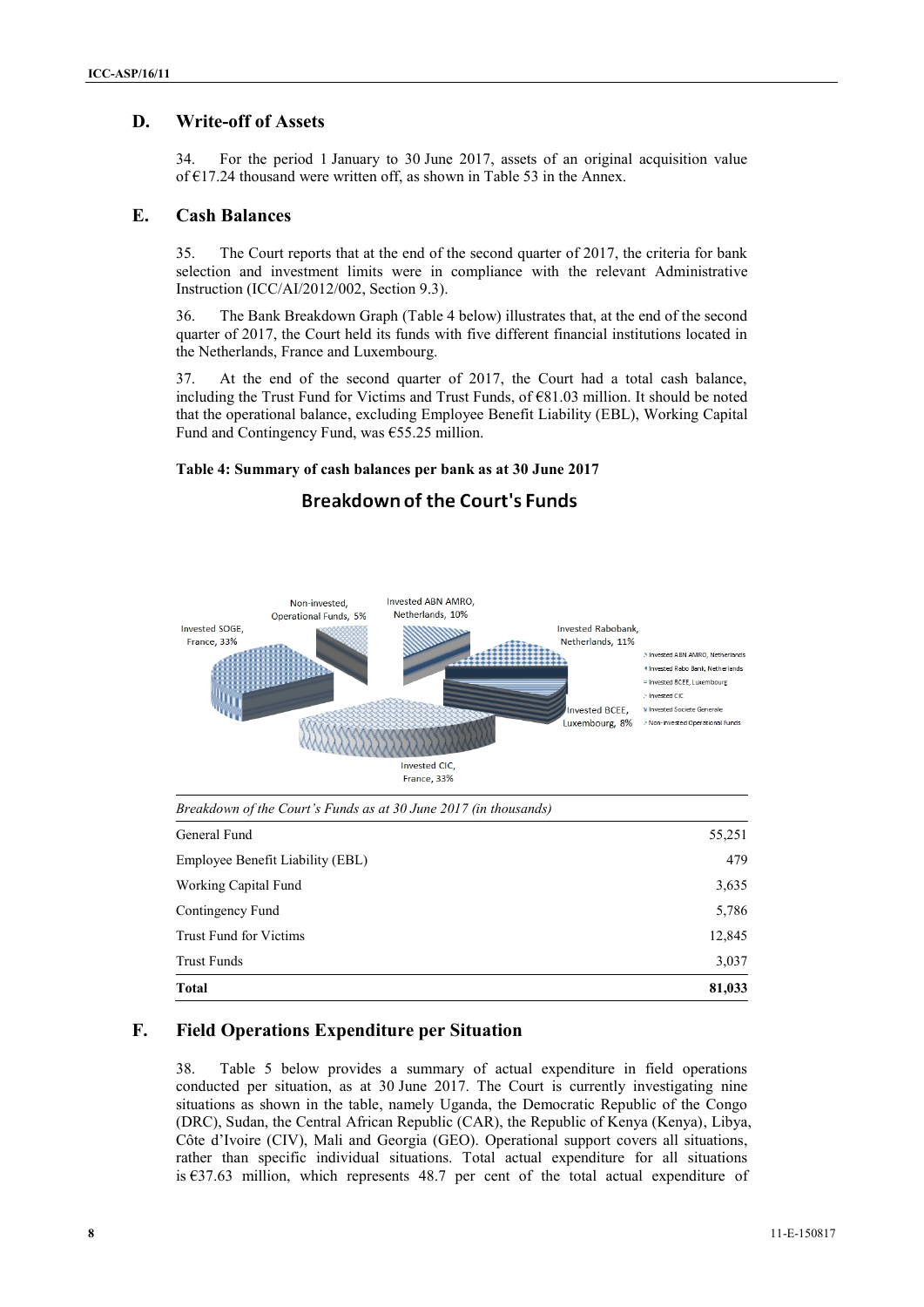## D. Write-off of Assets

34. For the period 1 January to 30 June 2017, assets of an original acquisition value of €17.24 thousand were written off, as shown in Table 53 in the Annex.

## E. Cash Balances

35. The Court reports that at the end of the second quarter of 2017, the criteria for bank selection and investment limits were in compliance with the relevant Administrative Instruction (ICC/AI/2012/002, Section 9.3).

36. The Bank Breakdown Graph (Table 4 below) illustrates that, at the end of the second quarter of 2017, the Court held its funds with five different financial institutions located in the Netherlands, France and Luxembourg.

37. At the end of the second quarter of 2017, the Court had a total cash balance, including the Trust Fund for Victims and Trust Funds, of €81.03 million. It should be noted that the operational balance, excluding Employee Benefit Liability (EBL), Working Capital Fund and Contingency Fund, was €55.25 million.

**Table 4: Summary of cash balances per bank as at 30 June 2017**

**Breakdown of the Court's Funds**

Non-invested, Operational Funds, 5%; Invested ABN AMRO, Netherlands, 10%; Invested Rabobank, Netherlands, 11%; Invested BCEE, Luxembourg, 8%; Invested CIC, France, 33%; Invested SOGE, France, 33%

Legend: Invested ABN AMRO, Netherlands; Invested Rabo Bank, Netherlands; Invested BCEE, Luxembourg; Invested CIC; Invested Societe Generale; Non-invested Operational Funds

| *Breakdown of the Court's Funds as at 30 June 2017 (in thousands)* | |
|---|---|
| General Fund | 55,251 |
| Employee Benefit Liability (EBL) | 479 |
| Working Capital Fund | 3,635 |
| Contingency Fund | 5,786 |
| Trust Fund for Victims | 12,845 |
| Trust Funds | 3,037 |
| **Total** | **81,033** |

## F. Field Operations Expenditure per Situation

38. Table 5 below provides a summary of actual expenditure in field operations conducted per situation, as at 30 June 2017. The Court is currently investigating nine situations as shown in the table, namely Uganda, the Democratic Republic of the Congo (DRC), Sudan, the Central African Republic (CAR), the Republic of Kenya (Kenya), Libya, Côte d'Ivoire (CIV), Mali and Georgia (GEO). Operational support covers all situations, rather than specific individual situations. Total actual expenditure for all situations is €37.63 million, which represents 48.7 per cent of the total actual expenditure of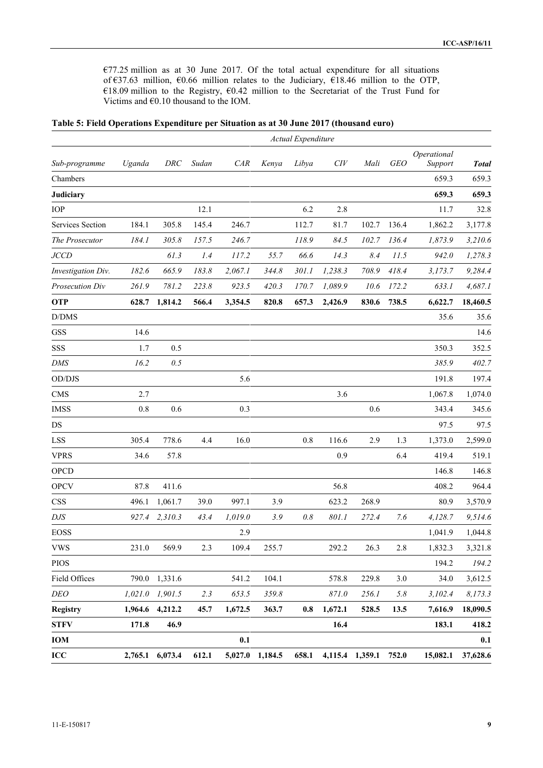€77.25 million as at 30 June 2017. Of the total actual expenditure for all situations of €37.63 million, €0.66 million relates to the Judiciary, €18.46 million to the OTP, €18.09 million to the Registry, €0.42 million to the Secretariat of the Trust Fund for Victims and €0.10 thousand to the IOM.

**Table 5: Field Operations Expenditure per Situation as at 30 June 2017 (thousand euro)**

| | *Actual Expenditure* | | | | | | | | | | |
|---|---|---|---|---|---|---|---|---|---|---|---|
| *Sub-programme* | *Uganda* | *DRC* | *Sudan* | *CAR* | *Kenya* | *Libya* | *CIV* | *Mali* | *GEO* | *Operational Support* | ***Total*** |
| Chambers | | | | | | | | | | 659.3 | 659.3 |
| **Judiciary** | | | | | | | | | | **659.3** | **659.3** |
| IOP | | | 12.1 | | | 6.2 | 2.8 | | | 11.7 | 32.8 |
| Services Section | 184.1 | 305.8 | 145.4 | 246.7 | | 112.7 | 81.7 | 102.7 | 136.4 | 1,862.2 | 3,177.8 |
| *The Prosecutor* | *184.1* | *305.8* | *157.5* | *246.7* | | *118.9* | *84.5* | *102.7* | *136.4* | *1,873.9* | *3,210.6* |
| *JCCD* | | *61.3* | *1.4* | *117.2* | *55.7* | *66.6* | *14.3* | *8.4* | *11.5* | *942.0* | *1,278.3* |
| *Investigation Div.* | *182.6* | *665.9* | *183.8* | *2,067.1* | *344.8* | *301.1* | *1,238.3* | *708.9* | *418.4* | *3,173.7* | *9,284.4* |
| *Prosecution Div* | *261.9* | *781.2* | *223.8* | *923.5* | *420.3* | *170.7* | *1,089.9* | *10.6* | *172.2* | *633.1* | *4,687.1* |
| **OTP** | **628.7** | **1,814.2** | **566.4** | **3,354.5** | **820.8** | **657.3** | **2,426.9** | **830.6** | **738.5** | **6,622.7** | **18,460.5** |
| D/DMS | | | | | | | | | | 35.6 | 35.6 |
| GSS | 14.6 | | | | | | | | | | 14.6 |
| SSS | 1.7 | 0.5 | | | | | | | | 350.3 | 352.5 |
| *DMS* | *16.2* | *0.5* | | | | | | | | *385.9* | *402.7* |
| OD/DJS | | | | 5.6 | | | | | | 191.8 | 197.4 |
| CMS | 2.7 | | | | | | 3.6 | | | 1,067.8 | 1,074.0 |
| IMSS | 0.8 | 0.6 | | 0.3 | | | | 0.6 | | 343.4 | 345.6 |
| DS | | | | | | | | | | 97.5 | 97.5 |
| LSS | 305.4 | 778.6 | 4.4 | 16.0 | | 0.8 | 116.6 | 2.9 | 1.3 | 1,373.0 | 2,599.0 |
| VPRS | 34.6 | 57.8 | | | | | 0.9 | | 6.4 | 419.4 | 519.1 |
| OPCD | | | | | | | | | | 146.8 | 146.8 |
| OPCV | 87.8 | 411.6 | | | | | 56.8 | | | 408.2 | 964.4 |
| CSS | 496.1 | 1,061.7 | 39.0 | 997.1 | 3.9 | | 623.2 | 268.9 | | 80.9 | 3,570.9 |
| *DJS* | *927.4* | *2,310.3* | *43.4* | *1,019.0* | *3.9* | *0.8* | *801.1* | *272.4* | *7.6* | *4,128.7* | *9,514.6* |
| EOSS | | | | 2.9 | | | | | | 1,041.9 | 1,044.8 |
| VWS | 231.0 | 569.9 | 2.3 | 109.4 | 255.7 | | 292.2 | 26.3 | 2.8 | 1,832.3 | 3,321.8 |
| PIOS | | | | | | | | | | 194.2 | *194.2* |
| Field Offices | 790.0 | 1,331.6 | | 541.2 | 104.1 | | 578.8 | 229.8 | 3.0 | 34.0 | 3,612.5 |
| *DEO* | *1,021.0* | *1,901.5* | *2.3* | *653.5* | *359.8* | | *871.0* | *256.1* | *5.8* | *3,102.4* | *8,173.3* |
| **Registry** | **1,964.6** | **4,212.2** | **45.7** | **1,672.5** | **363.7** | **0.8** | **1,672.1** | **528.5** | **13.5** | **7,616.9** | **18,090.5** |
| **STFV** | **171.8** | **46.9** | | | | | **16.4** | | | **183.1** | **418.2** |
| **IOM** | | | | **0.1** | | | | | | | **0.1** |
| **ICC** | **2,765.1** | **6,073.4** | **612.1** | **5,027.0** | **1,184.5** | **658.1** | **4,115.4** | **1,359.1** | **752.0** | **15,082.1** | **37,628.6** |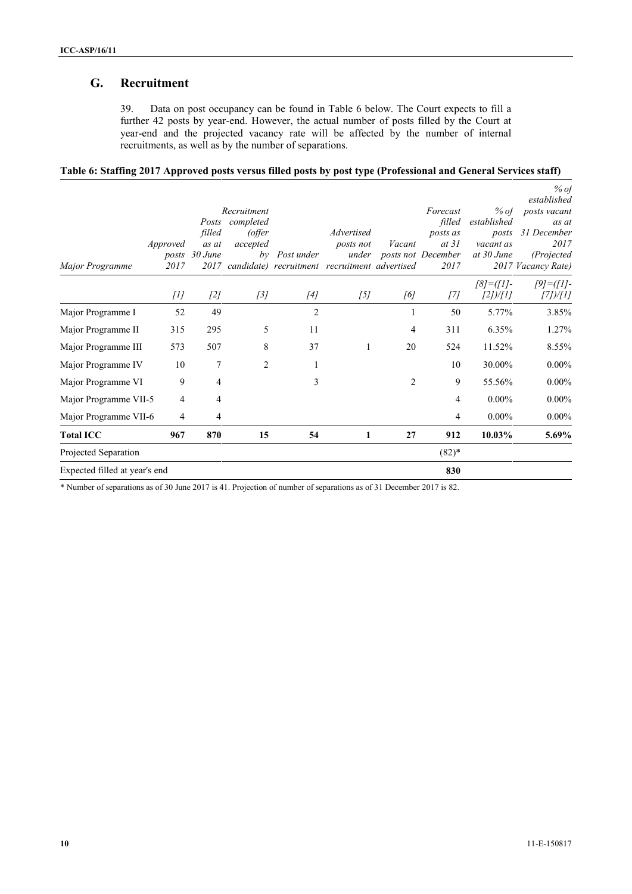## G. Recruitment

39. Data on post occupancy can be found in Table 6 below. The Court expects to fill a further 42 posts by year-end. However, the actual number of posts filled by the Court at year-end and the projected vacancy rate will be affected by the number of internal recruitments, as well as by the number of separations.

**Table 6: Staffing 2017 Approved posts versus filled posts by post type (Professional and General Services staff)**

| *Major Programme* | *Approved posts 2017* | *Posts filled as at 30 June 2017* | *Recruitment completed (offer accepted by candidate)* | *Post under recruitment* | *Advertised posts not under recruitment* | *Vacant posts not advertised* | *Forecast filled posts as at 31 December 2017* | *% of established posts vacant as at 30 June 2017* | *% of established posts vacant as at 31 December 2017 (Projected Vacancy Rate)* |
|---|---|---|---|---|---|---|---|---|---|
| | *[1]* | *[2]* | *[3]* | *[4]* | *[5]* | *[6]* | *[7]* | *[8]=([1]-[2])/[1]* | *[9]=([1]-[7])/[1]* |
| Major Programme I | 52 | 49 | | 2 | | 1 | 50 | 5.77% | 3.85% |
| Major Programme II | 315 | 295 | 5 | 11 | | 4 | 311 | 6.35% | 1.27% |
| Major Programme III | 573 | 507 | 8 | 37 | 1 | 20 | 524 | 11.52% | 8.55% |
| Major Programme IV | 10 | 7 | 2 | 1 | | | 10 | 30.00% | 0.00% |
| Major Programme VI | 9 | 4 | | 3 | | 2 | 9 | 55.56% | 0.00% |
| Major Programme VII-5 | 4 | 4 | | | | | 4 | 0.00% | 0.00% |
| Major Programme VII-6 | 4 | 4 | | | | | 4 | 0.00% | 0.00% |
| **Total ICC** | **967** | **870** | **15** | **54** | **1** | **27** | **912** | **10.03%** | **5.69%** |
| Projected Separation | | | | | | | (82)* | | |
| Expected filled at year's end | | | | | | | **830** | | |

* Number of separations as of 30 June 2017 is 41. Projection of number of separations as of 31 December 2017 is 82.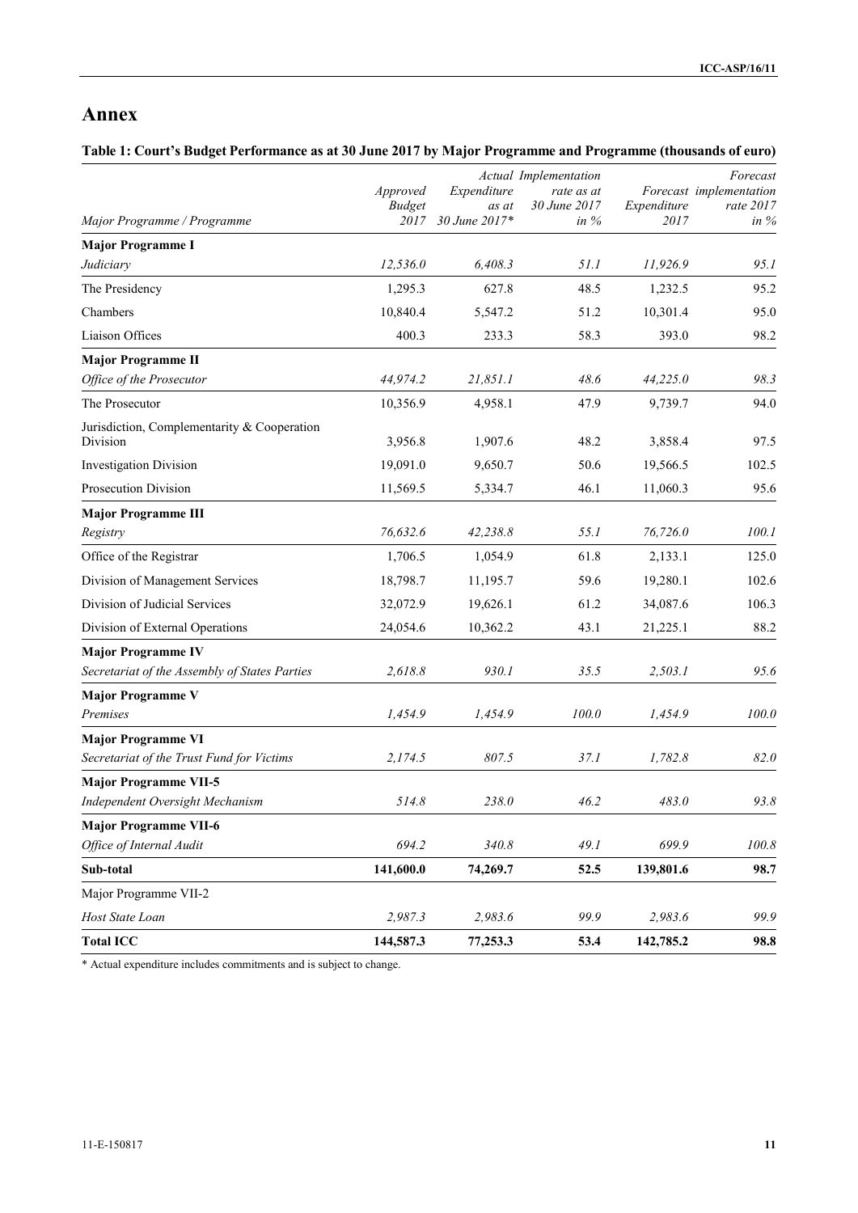# Annex

**Table 1: Court's Budget Performance as at 30 June 2017 by Major Programme and Programme (thousands of euro)**

| *Major Programme / Programme* | *Approved Budget 2017* | *Expenditure as at 30 June 2017** | *Actual Implementation rate as at 30 June 2017 in %* | *Forecast Expenditure 2017* | *Forecast implementation rate 2017 in %* |
|---|---|---|---|---|---|
| **Major Programme I** | | | | | |
| *Judiciary* | *12,536.0* | *6,408.3* | *51.1* | *11,926.9* | *95.1* |
| The Presidency | 1,295.3 | 627.8 | 48.5 | 1,232.5 | 95.2 |
| Chambers | 10,840.4 | 5,547.2 | 51.2 | 10,301.4 | 95.0 |
| Liaison Offices | 400.3 | 233.3 | 58.3 | 393.0 | 98.2 |
| **Major Programme II** | | | | | |
| *Office of the Prosecutor* | *44,974.2* | *21,851.1* | *48.6* | *44,225.0* | *98.3* |
| The Prosecutor | 10,356.9 | 4,958.1 | 47.9 | 9,739.7 | 94.0 |
| Jurisdiction, Complementarity & Cooperation Division | 3,956.8 | 1,907.6 | 48.2 | 3,858.4 | 97.5 |
| Investigation Division | 19,091.0 | 9,650.7 | 50.6 | 19,566.5 | 102.5 |
| Prosecution Division | 11,569.5 | 5,334.7 | 46.1 | 11,060.3 | 95.6 |
| **Major Programme III** | | | | | |
| *Registry* | *76,632.6* | *42,238.8* | *55.1* | *76,726.0* | *100.1* |
| Office of the Registrar | 1,706.5 | 1,054.9 | 61.8 | 2,133.1 | 125.0 |
| Division of Management Services | 18,798.7 | 11,195.7 | 59.6 | 19,280.1 | 102.6 |
| Division of Judicial Services | 32,072.9 | 19,626.1 | 61.2 | 34,087.6 | 106.3 |
| Division of External Operations | 24,054.6 | 10,362.2 | 43.1 | 21,225.1 | 88.2 |
| **Major Programme IV** | | | | | |
| *Secretariat of the Assembly of States Parties* | *2,618.8* | *930.1* | *35.5* | *2,503.1* | *95.6* |
| **Major Programme V** | | | | | |
| *Premises* | *1,454.9* | *1,454.9* | *100.0* | *1,454.9* | *100.0* |
| **Major Programme VI** | | | | | |
| *Secretariat of the Trust Fund for Victims* | *2,174.5* | *807.5* | *37.1* | *1,782.8* | *82.0* |
| **Major Programme VII-5** | | | | | |
| *Independent Oversight Mechanism* | *514.8* | *238.0* | *46.2* | *483.0* | *93.8* |
| **Major Programme VII-6** | | | | | |
| *Office of Internal Audit* | *694.2* | *340.8* | *49.1* | *699.9* | *100.8* |
| **Sub-total** | **141,600.0** | **74,269.7** | **52.5** | **139,801.6** | **98.7** |
| Major Programme VII-2 | | | | | |
| *Host State Loan* | *2,987.3* | *2,983.6* | *99.9* | *2,983.6* | *99.9* |
| **Total ICC** | **144,587.3** | **77,253.3** | **53.4** | **142,785.2** | **98.8** |

\* Actual expenditure includes commitments and is subject to change.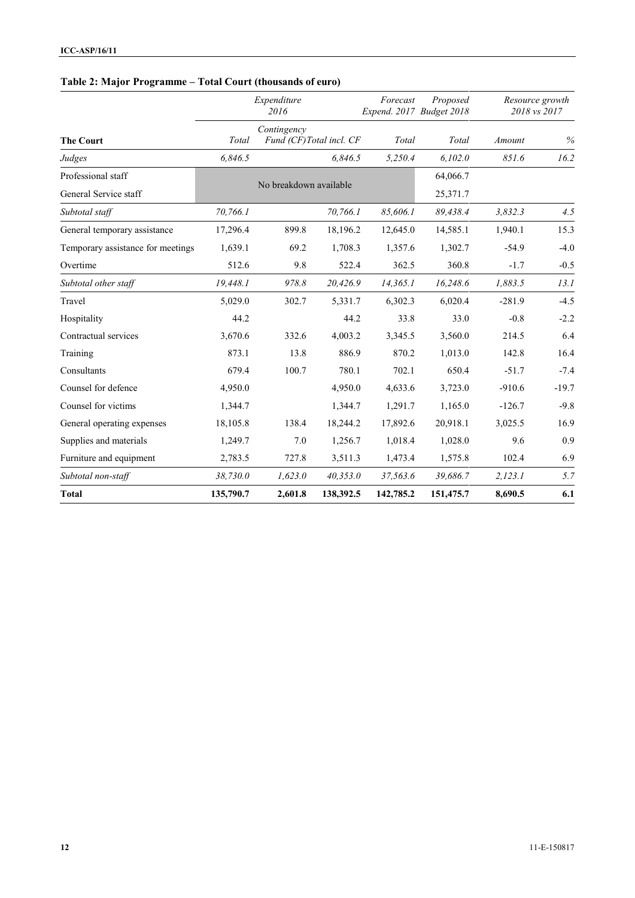**Table 2: Major Programme – Total Court (thousands of euro)**

| | *Expenditure 2016* | | | *Forecast Expend. 2017* | *Proposed Budget 2018* | *Resource growth 2018 vs 2017* | |
|---|---|---|---|---|---|---|---|
| **The Court** | *Total* | *Contingency Fund (CF)* | *Total incl. CF* | *Total* | *Total* | *Amount* | *%* |
| *Judges* | *6,846.5* | | *6,846.5* | *5,250.4* | *6,102.0* | *851.6* | *16.2* |
| Professional staff | No breakdown available | | | | 64,066.7 | | |
| General Service staff | | | | | 25,371.7 | | |
| *Subtotal staff* | *70,766.1* | | *70,766.1* | *85,606.1* | *89,438.4* | *3,832.3* | *4.5* |
| General temporary assistance | 17,296.4 | 899.8 | 18,196.2 | 12,645.0 | 14,585.1 | 1,940.1 | 15.3 |
| Temporary assistance for meetings | 1,639.1 | 69.2 | 1,708.3 | 1,357.6 | 1,302.7 | -54.9 | -4.0 |
| Overtime | 512.6 | 9.8 | 522.4 | 362.5 | 360.8 | -1.7 | -0.5 |
| *Subtotal other staff* | *19,448.1* | *978.8* | *20,426.9* | *14,365.1* | *16,248.6* | *1,883.5* | *13.1* |
| Travel | 5,029.0 | 302.7 | 5,331.7 | 6,302.3 | 6,020.4 | -281.9 | -4.5 |
| Hospitality | 44.2 | | 44.2 | 33.8 | 33.0 | -0.8 | -2.2 |
| Contractual services | 3,670.6 | 332.6 | 4,003.2 | 3,345.5 | 3,560.0 | 214.5 | 6.4 |
| Training | 873.1 | 13.8 | 886.9 | 870.2 | 1,013.0 | 142.8 | 16.4 |
| Consultants | 679.4 | 100.7 | 780.1 | 702.1 | 650.4 | -51.7 | -7.4 |
| Counsel for defence | 4,950.0 | | 4,950.0 | 4,633.6 | 3,723.0 | -910.6 | -19.7 |
| Counsel for victims | 1,344.7 | | 1,344.7 | 1,291.7 | 1,165.0 | -126.7 | -9.8 |
| General operating expenses | 18,105.8 | 138.4 | 18,244.2 | 17,892.6 | 20,918.1 | 3,025.5 | 16.9 |
| Supplies and materials | 1,249.7 | 7.0 | 1,256.7 | 1,018.4 | 1,028.0 | 9.6 | 0.9 |
| Furniture and equipment | 2,783.5 | 727.8 | 3,511.3 | 1,473.4 | 1,575.8 | 102.4 | 6.9 |
| *Subtotal non-staff* | *38,730.0* | *1,623.0* | *40,353.0* | *37,563.6* | *39,686.7* | *2,123.1* | *5.7* |
| **Total** | **135,790.7** | **2,601.8** | **138,392.5** | **142,785.2** | **151,475.7** | **8,690.5** | **6.1** |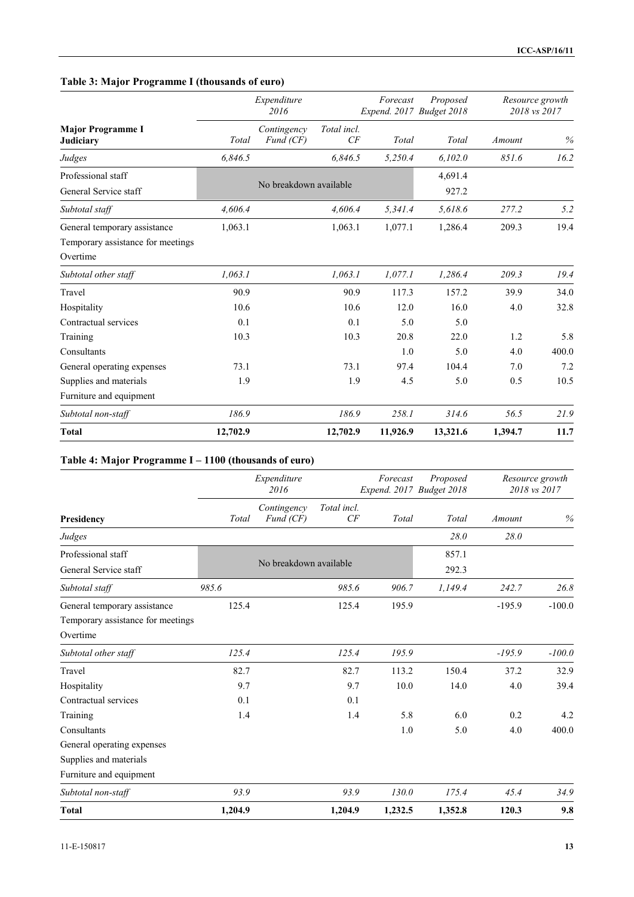### Table 3: Major Programme I (thousands of euro)

| Major Programme I<br>Judiciary | Expenditure 2016<br>Total | Contingency Fund (CF) | Total incl. CF | Forecast Expend. 2017<br>Total | Proposed Budget 2018<br>Total | Resource growth 2018 vs 2017<br>Amount | % |
|---|---|---|---|---|---|---|---|
| *Judges* | *6,846.5* | | *6,846.5* | *5,250.4* | *6,102.0* | *851.6* | *16.2* |
| Professional staff | No breakdown available | | | | 4,691.4 | | |
| General Service staff | | | | | 927.2 | | |
| *Subtotal staff* | *4,606.4* | | *4,606.4* | *5,341.4* | *5,618.6* | *277.2* | *5.2* |
| General temporary assistance | 1,063.1 | | 1,063.1 | 1,077.1 | 1,286.4 | 209.3 | 19.4 |
| Temporary assistance for meetings | | | | | | | |
| Overtime | | | | | | | |
| *Subtotal other staff* | *1,063.1* | | *1,063.1* | *1,077.1* | *1,286.4* | *209.3* | *19.4* |
| Travel | 90.9 | | 90.9 | 117.3 | 157.2 | 39.9 | 34.0 |
| Hospitality | 10.6 | | 10.6 | 12.0 | 16.0 | 4.0 | 32.8 |
| Contractual services | 0.1 | | 0.1 | 5.0 | 5.0 | | |
| Training | 10.3 | | 10.3 | 20.8 | 22.0 | 1.2 | 5.8 |
| Consultants | | | | 1.0 | 5.0 | 4.0 | 400.0 |
| General operating expenses | 73.1 | | 73.1 | 97.4 | 104.4 | 7.0 | 7.2 |
| Supplies and materials | 1.9 | | 1.9 | 4.5 | 5.0 | 0.5 | 10.5 |
| Furniture and equipment | | | | | | | |
| *Subtotal non-staff* | *186.9* | | *186.9* | *258.1* | *314.6* | *56.5* | *21.9* |
| **Total** | **12,702.9** | | **12,702.9** | **11,926.9** | **13,321.6** | **1,394.7** | **11.7** |

### Table 4: Major Programme I – 1100 (thousands of euro)

| Presidency | Expenditure 2016<br>Total | Contingency Fund (CF) | Total incl. CF | Forecast Expend. 2017<br>Total | Proposed Budget 2018<br>Total | Resource growth 2018 vs 2017<br>Amount | % |
|---|---|---|---|---|---|---|---|
| *Judges* | | | | | *28.0* | *28.0* | |
| Professional staff | No breakdown available | | | | 857.1 | | |
| General Service staff | | | | | 292.3 | | |
| *Subtotal staff* | *985.6* | | *985.6* | *906.7* | *1,149.4* | *242.7* | *26.8* |
| General temporary assistance | 125.4 | | 125.4 | 195.9 | | -195.9 | -100.0 |
| Temporary assistance for meetings | | | | | | | |
| Overtime | | | | | | | |
| *Subtotal other staff* | *125.4* | | *125.4* | *195.9* | | *-195.9* | *-100.0* |
| Travel | 82.7 | | 82.7 | 113.2 | 150.4 | 37.2 | 32.9 |
| Hospitality | 9.7 | | 9.7 | 10.0 | 14.0 | 4.0 | 39.4 |
| Contractual services | 0.1 | | 0.1 | | | | |
| Training | 1.4 | | 1.4 | 5.8 | 6.0 | 0.2 | 4.2 |
| Consultants | | | | 1.0 | 5.0 | 4.0 | 400.0 |
| General operating expenses | | | | | | | |
| Supplies and materials | | | | | | | |
| Furniture and equipment | | | | | | | |
| *Subtotal non-staff* | *93.9* | | *93.9* | *130.0* | *175.4* | *45.4* | *34.9* |
| **Total** | **1,204.9** | | **1,204.9** | **1,232.5** | **1,352.8** | **120.3** | **9.8** |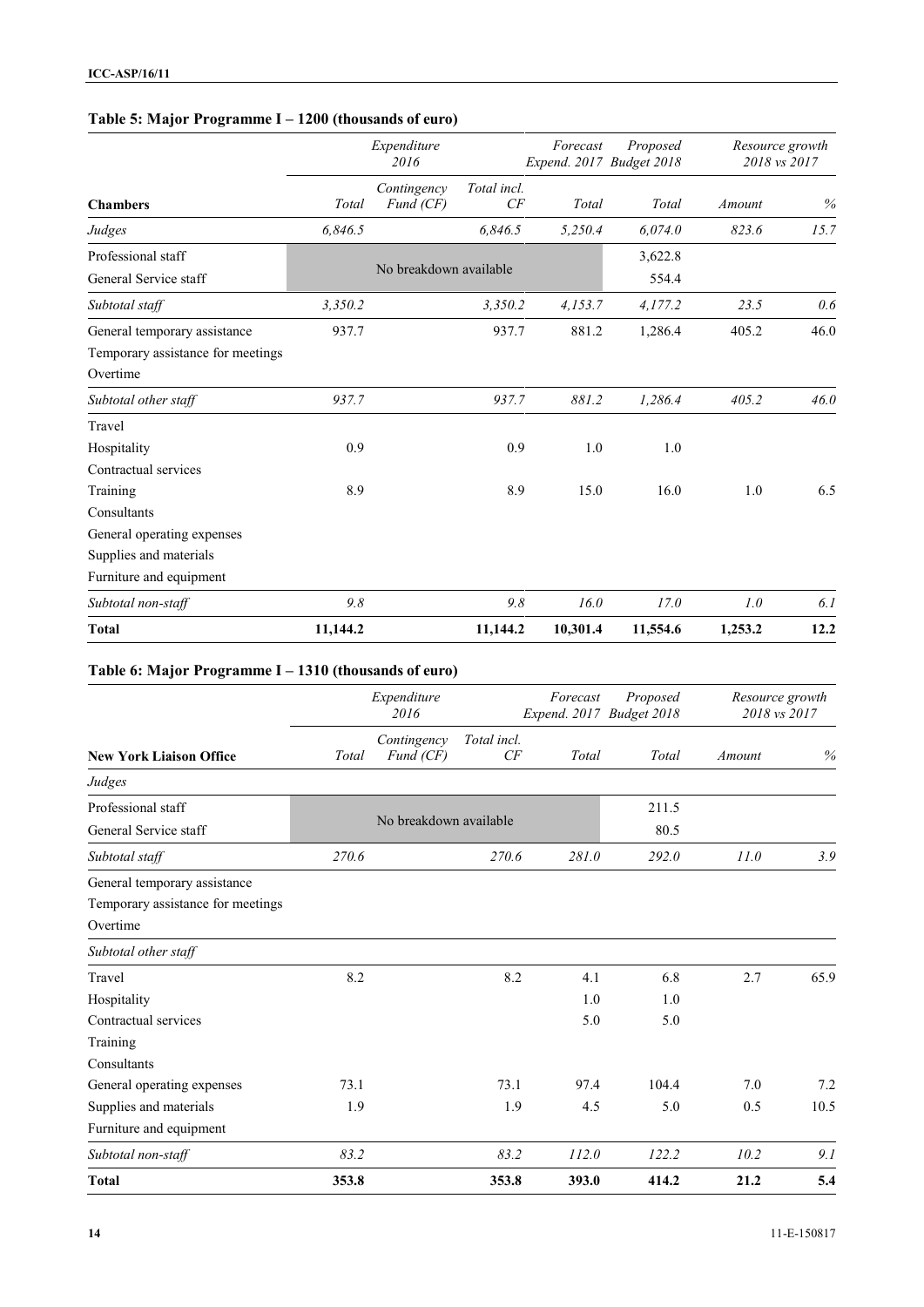### Table 5: Major Programme I – 1200 (thousands of euro)

| Chambers | Expenditure 2016 | | | Forecast Expend. 2017 | Proposed Budget 2018 | Resource growth 2018 vs 2017 | |
|---|---|---|---|---|---|---|---|
| | Total | Contingency Fund (CF) | Total incl. CF | Total | Total | Amount | % |
| *Judges* | *6,846.5* | | *6,846.5* | *5,250.4* | *6,074.0* | *823.6* | *15.7* |
| Professional staff | No breakdown available | | | | 3,622.8 | | |
| General Service staff | | | | | 554.4 | | |
| *Subtotal staff* | *3,350.2* | | *3,350.2* | *4,153.7* | *4,177.2* | *23.5* | *0.6* |
| General temporary assistance | 937.7 | | 937.7 | 881.2 | 1,286.4 | 405.2 | 46.0 |
| Temporary assistance for meetings | | | | | | | |
| Overtime | | | | | | | |
| *Subtotal other staff* | *937.7* | | *937.7* | *881.2* | *1,286.4* | *405.2* | *46.0* |
| Travel | | | | | | | |
| Hospitality | 0.9 | | 0.9 | 1.0 | 1.0 | | |
| Contractual services | | | | | | | |
| Training | 8.9 | | 8.9 | 15.0 | 16.0 | 1.0 | 6.5 |
| Consultants | | | | | | | |
| General operating expenses | | | | | | | |
| Supplies and materials | | | | | | | |
| Furniture and equipment | | | | | | | |
| *Subtotal non-staff* | *9.8* | | *9.8* | *16.0* | *17.0* | *1.0* | *6.1* |
| **Total** | **11,144.2** | | **11,144.2** | **10,301.4** | **11,554.6** | **1,253.2** | **12.2** |

### Table 6: Major Programme I – 1310 (thousands of euro)

| New York Liaison Office | Expenditure 2016 | | | Forecast Expend. 2017 | Proposed Budget 2018 | Resource growth 2018 vs 2017 | |
|---|---|---|---|---|---|---|---|
| | Total | Contingency Fund (CF) | Total incl. CF | Total | Total | Amount | % |
| *Judges* | | | | | | | |
| Professional staff | No breakdown available | | | | 211.5 | | |
| General Service staff | | | | | 80.5 | | |
| *Subtotal staff* | *270.6* | | *270.6* | *281.0* | *292.0* | *11.0* | *3.9* |
| General temporary assistance | | | | | | | |
| Temporary assistance for meetings | | | | | | | |
| Overtime | | | | | | | |
| *Subtotal other staff* | | | | | | | |
| Travel | 8.2 | | 8.2 | 4.1 | 6.8 | 2.7 | 65.9 |
| Hospitality | | | | 1.0 | 1.0 | | |
| Contractual services | | | | 5.0 | 5.0 | | |
| Training | | | | | | | |
| Consultants | | | | | | | |
| General operating expenses | 73.1 | | 73.1 | 97.4 | 104.4 | 7.0 | 7.2 |
| Supplies and materials | 1.9 | | 1.9 | 4.5 | 5.0 | 0.5 | 10.5 |
| Furniture and equipment | | | | | | | |
| *Subtotal non-staff* | *83.2* | | *83.2* | *112.0* | *122.2* | *10.2* | *9.1* |
| **Total** | **353.8** | | **353.8** | **393.0** | **414.2** | **21.2** | **5.4** |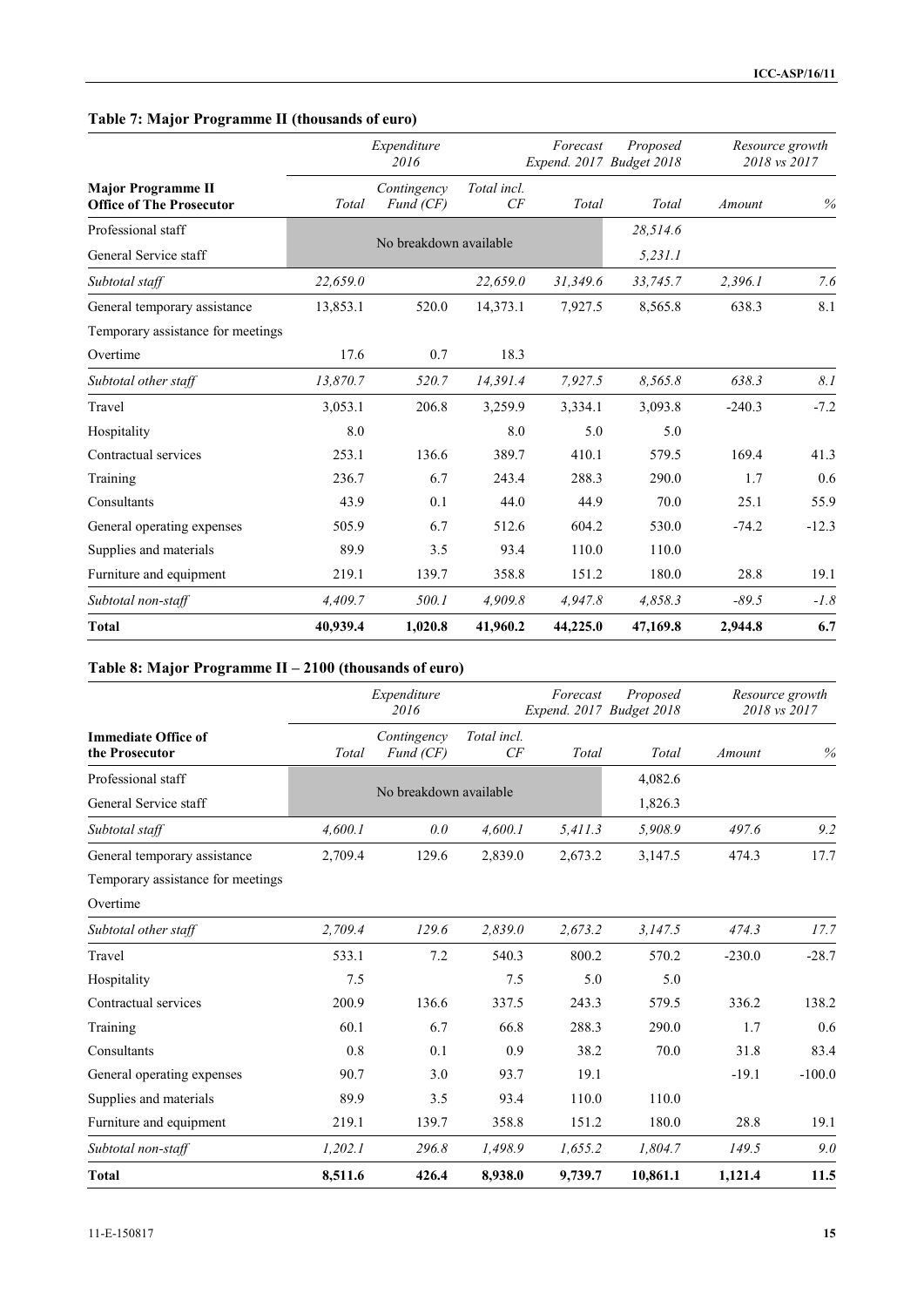### Table 7: Major Programme II (thousands of euro)

| Major Programme II Office of The Prosecutor | Expenditure 2016 Total | Contingency Fund (CF) | Total incl. CF | Forecast Expend. 2017 Total | Proposed Budget 2018 Total | Resource growth 2018 vs 2017 Amount | % |
|---|---|---|---|---|---|---|---|
| Professional staff | No breakdown available | | | | 28,514.6 | | |
| General Service staff | | | | | 5,231.1 | | |
| *Subtotal staff* | *22,659.0* | | *22,659.0* | *31,349.6* | *33,745.7* | *2,396.1* | *7.6* |
| General temporary assistance | 13,853.1 | 520.0 | 14,373.1 | 7,927.5 | 8,565.8 | 638.3 | 8.1 |
| Temporary assistance for meetings | | | | | | | |
| Overtime | 17.6 | 0.7 | 18.3 | | | | |
| *Subtotal other staff* | *13,870.7* | *520.7* | *14,391.4* | *7,927.5* | *8,565.8* | *638.3* | *8.1* |
| Travel | 3,053.1 | 206.8 | 3,259.9 | 3,334.1 | 3,093.8 | -240.3 | -7.2 |
| Hospitality | 8.0 | | 8.0 | 5.0 | 5.0 | | |
| Contractual services | 253.1 | 136.6 | 389.7 | 410.1 | 579.5 | 169.4 | 41.3 |
| Training | 236.7 | 6.7 | 243.4 | 288.3 | 290.0 | 1.7 | 0.6 |
| Consultants | 43.9 | 0.1 | 44.0 | 44.9 | 70.0 | 25.1 | 55.9 |
| General operating expenses | 505.9 | 6.7 | 512.6 | 604.2 | 530.0 | -74.2 | -12.3 |
| Supplies and materials | 89.9 | 3.5 | 93.4 | 110.0 | 110.0 | | |
| Furniture and equipment | 219.1 | 139.7 | 358.8 | 151.2 | 180.0 | 28.8 | 19.1 |
| *Subtotal non-staff* | *4,409.7* | *500.1* | *4,909.8* | *4,947.8* | *4,858.3* | *-89.5* | *-1.8* |
| **Total** | **40,939.4** | **1,020.8** | **41,960.2** | **44,225.0** | **47,169.8** | **2,944.8** | **6.7** |

### Table 8: Major Programme II – 2100 (thousands of euro)

| Immediate Office of the Prosecutor | Expenditure 2016 Total | Contingency Fund (CF) | Total incl. CF | Forecast Expend. 2017 Total | Proposed Budget 2018 Total | Resource growth 2018 vs 2017 Amount | % |
|---|---|---|---|---|---|---|---|
| Professional staff | No breakdown available | | | | 4,082.6 | | |
| General Service staff | | | | | 1,826.3 | | |
| *Subtotal staff* | *4,600.1* | *0.0* | *4,600.1* | *5,411.3* | *5,908.9* | *497.6* | *9.2* |
| General temporary assistance | 2,709.4 | 129.6 | 2,839.0 | 2,673.2 | 3,147.5 | 474.3 | 17.7 |
| Temporary assistance for meetings | | | | | | | |
| Overtime | | | | | | | |
| *Subtotal other staff* | *2,709.4* | *129.6* | *2,839.0* | *2,673.2* | *3,147.5* | *474.3* | *17.7* |
| Travel | 533.1 | 7.2 | 540.3 | 800.2 | 570.2 | -230.0 | -28.7 |
| Hospitality | 7.5 | | 7.5 | 5.0 | 5.0 | | |
| Contractual services | 200.9 | 136.6 | 337.5 | 243.3 | 579.5 | 336.2 | 138.2 |
| Training | 60.1 | 6.7 | 66.8 | 288.3 | 290.0 | 1.7 | 0.6 |
| Consultants | 0.8 | 0.1 | 0.9 | 38.2 | 70.0 | 31.8 | 83.4 |
| General operating expenses | 90.7 | 3.0 | 93.7 | 19.1 | | -19.1 | -100.0 |
| Supplies and materials | 89.9 | 3.5 | 93.4 | 110.0 | 110.0 | | |
| Furniture and equipment | 219.1 | 139.7 | 358.8 | 151.2 | 180.0 | 28.8 | 19.1 |
| *Subtotal non-staff* | *1,202.1* | *296.8* | *1,498.9* | *1,655.2* | *1,804.7* | *149.5* | *9.0* |
| **Total** | **8,511.6** | **426.4** | **8,938.0** | **9,739.7** | **10,861.1** | **1,121.4** | **11.5** |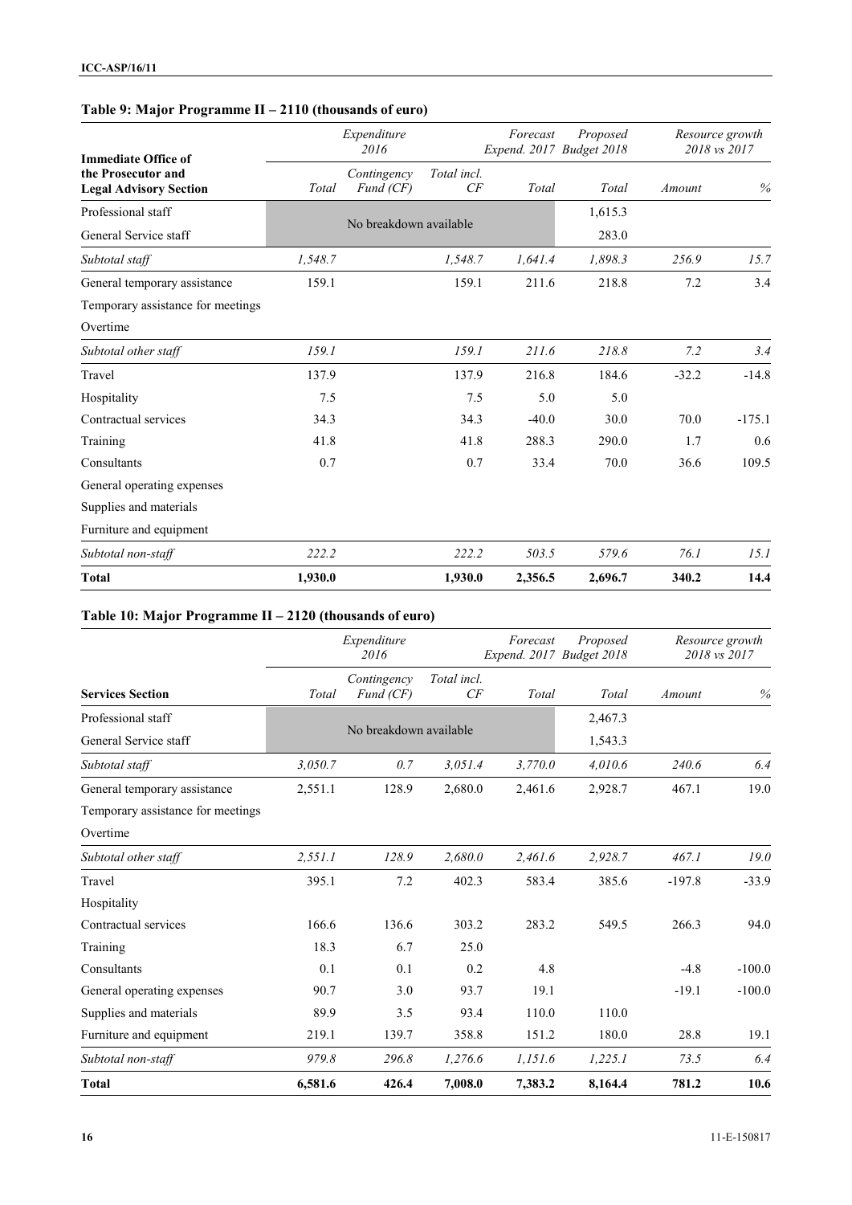### Table 9: Major Programme II – 2110 (thousands of euro)

| Immediate Office of the Prosecutor and Legal Advisory Section | Expenditure 2016 | | | Forecast Expend. 2017 | Proposed Budget 2018 | Resource growth 2018 vs 2017 | |
|---|---|---|---|---|---|---|---|
| | *Total* | *Contingency Fund (CF)* | *Total incl. CF* | *Total* | *Total* | *Amount* | *%* |
| Professional staff | No breakdown available | | | | 1,615.3 | | |
| General Service staff | | | | | 283.0 | | |
| *Subtotal staff* | *1,548.7* | | *1,548.7* | *1,641.4* | *1,898.3* | *256.9* | *15.7* |
| General temporary assistance | 159.1 | | 159.1 | 211.6 | 218.8 | 7.2 | 3.4 |
| Temporary assistance for meetings | | | | | | | |
| Overtime | | | | | | | |
| *Subtotal other staff* | *159.1* | | *159.1* | *211.6* | *218.8* | *7.2* | *3.4* |
| Travel | 137.9 | | 137.9 | 216.8 | 184.6 | -32.2 | -14.8 |
| Hospitality | 7.5 | | 7.5 | 5.0 | 5.0 | | |
| Contractual services | 34.3 | | 34.3 | -40.0 | 30.0 | 70.0 | -175.1 |
| Training | 41.8 | | 41.8 | 288.3 | 290.0 | 1.7 | 0.6 |
| Consultants | 0.7 | | 0.7 | 33.4 | 70.0 | 36.6 | 109.5 |
| General operating expenses | | | | | | | |
| Supplies and materials | | | | | | | |
| Furniture and equipment | | | | | | | |
| *Subtotal non-staff* | *222.2* | | *222.2* | *503.5* | *579.6* | *76.1* | *15.1* |
| **Total** | **1,930.0** | | **1,930.0** | **2,356.5** | **2,696.7** | **340.2** | **14.4** |

### Table 10: Major Programme II – 2120 (thousands of euro)

| Services Section | Expenditure 2016 | | | Forecast Expend. 2017 | Proposed Budget 2018 | Resource growth 2018 vs 2017 | |
|---|---|---|---|---|---|---|---|
| | *Total* | *Contingency Fund (CF)* | *Total incl. CF* | *Total* | *Total* | *Amount* | *%* |
| Professional staff | No breakdown available | | | | 2,467.3 | | |
| General Service staff | | | | | 1,543.3 | | |
| *Subtotal staff* | *3,050.7* | *0.7* | *3,051.4* | *3,770.0* | *4,010.6* | *240.6* | *6.4* |
| General temporary assistance | 2,551.1 | 128.9 | 2,680.0 | 2,461.6 | 2,928.7 | 467.1 | 19.0 |
| Temporary assistance for meetings | | | | | | | |
| Overtime | | | | | | | |
| *Subtotal other staff* | *2,551.1* | *128.9* | *2,680.0* | *2,461.6* | *2,928.7* | *467.1* | *19.0* |
| Travel | 395.1 | 7.2 | 402.3 | 583.4 | 385.6 | -197.8 | -33.9 |
| Hospitality | | | | | | | |
| Contractual services | 166.6 | 136.6 | 303.2 | 283.2 | 549.5 | 266.3 | 94.0 |
| Training | 18.3 | 6.7 | 25.0 | | | | |
| Consultants | 0.1 | 0.1 | 0.2 | 4.8 | | -4.8 | -100.0 |
| General operating expenses | 90.7 | 3.0 | 93.7 | 19.1 | | -19.1 | -100.0 |
| Supplies and materials | 89.9 | 3.5 | 93.4 | 110.0 | 110.0 | | |
| Furniture and equipment | 219.1 | 139.7 | 358.8 | 151.2 | 180.0 | 28.8 | 19.1 |
| *Subtotal non-staff* | *979.8* | *296.8* | *1,276.6* | *1,151.6* | *1,225.1* | *73.5* | *6.4* |
| **Total** | **6,581.6** | **426.4** | **7,008.0** | **7,383.2** | **8,164.4** | **781.2** | **10.6** |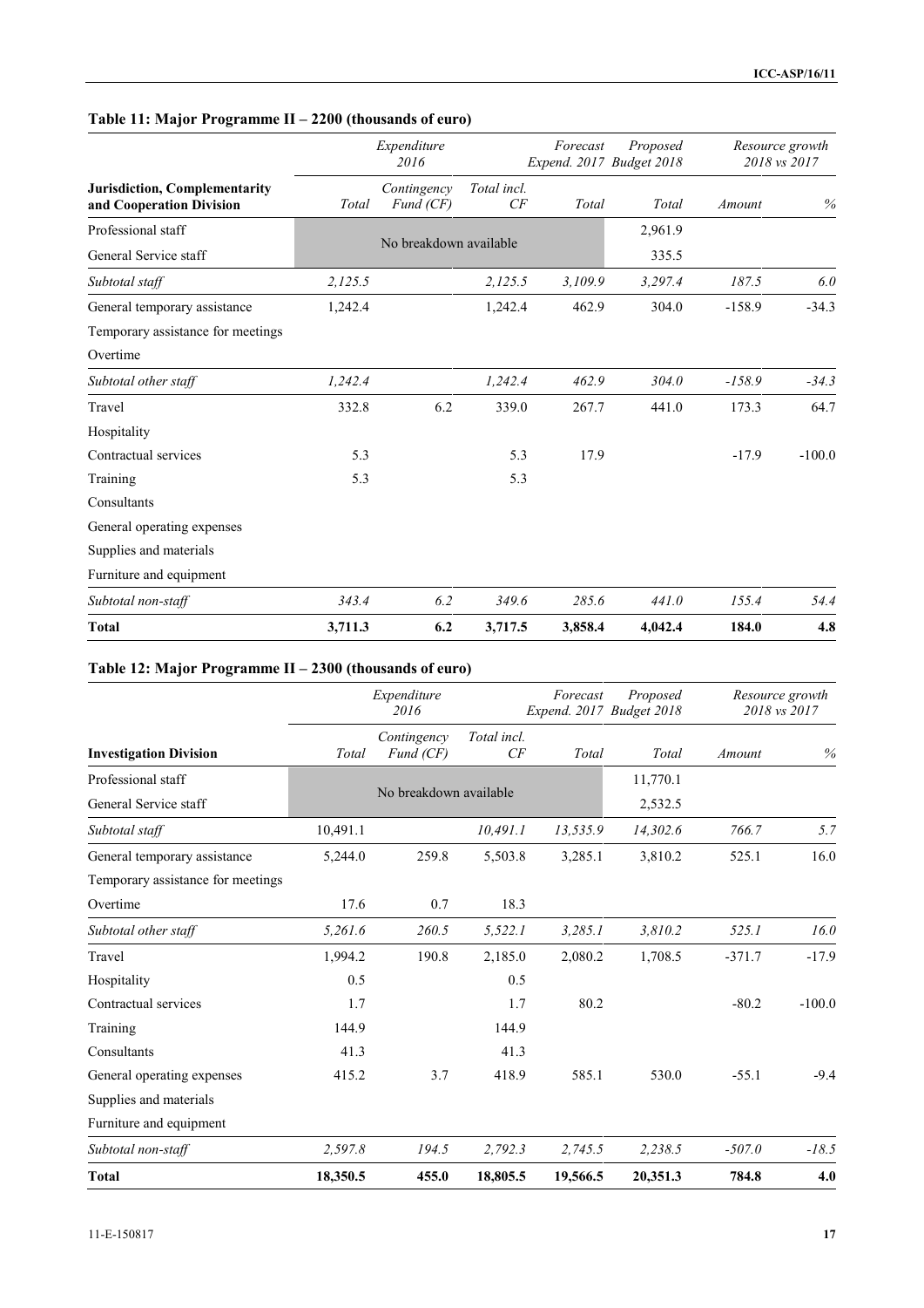### Table 11: Major Programme II – 2200 (thousands of euro)

| Jurisdiction, Complementarity and Cooperation Division | Expenditure 2016 Total | Contingency Fund (CF) | Total incl. CF | Forecast Expend. 2017 Total | Proposed Budget 2018 Total | Resource growth 2018 vs 2017 Amount | % |
|---|---|---|---|---|---|---|---|
| Professional staff | No breakdown available | | | | 2,961.9 | | |
| General Service staff | | | | | 335.5 | | |
| *Subtotal staff* | *2,125.5* | | *2,125.5* | *3,109.9* | *3,297.4* | *187.5* | *6.0* |
| General temporary assistance | 1,242.4 | | 1,242.4 | 462.9 | 304.0 | -158.9 | -34.3 |
| Temporary assistance for meetings | | | | | | | |
| Overtime | | | | | | | |
| *Subtotal other staff* | *1,242.4* | | *1,242.4* | *462.9* | *304.0* | *-158.9* | *-34.3* |
| Travel | 332.8 | 6.2 | 339.0 | 267.7 | 441.0 | 173.3 | 64.7 |
| Hospitality | | | | | | | |
| Contractual services | 5.3 | | 5.3 | 17.9 | | -17.9 | -100.0 |
| Training | 5.3 | | 5.3 | | | | |
| Consultants | | | | | | | |
| General operating expenses | | | | | | | |
| Supplies and materials | | | | | | | |
| Furniture and equipment | | | | | | | |
| *Subtotal non-staff* | *343.4* | *6.2* | *349.6* | *285.6* | *441.0* | *155.4* | *54.4* |
| **Total** | **3,711.3** | **6.2** | **3,717.5** | **3,858.4** | **4,042.4** | **184.0** | **4.8** |

### Table 12: Major Programme II – 2300 (thousands of euro)

| Investigation Division | Expenditure 2016 Total | Contingency Fund (CF) | Total incl. CF | Forecast Expend. 2017 Total | Proposed Budget 2018 Total | Resource growth 2018 vs 2017 Amount | % |
|---|---|---|---|---|---|---|---|
| Professional staff | No breakdown available | | | | 11,770.1 | | |
| General Service staff | | | | | 2,532.5 | | |
| *Subtotal staff* | *10,491.1* | | *10,491.1* | *13,535.9* | *14,302.6* | *766.7* | *5.7* |
| General temporary assistance | 5,244.0 | 259.8 | 5,503.8 | 3,285.1 | 3,810.2 | 525.1 | 16.0 |
| Temporary assistance for meetings | | | | | | | |
| Overtime | 17.6 | 0.7 | 18.3 | | | | |
| *Subtotal other staff* | *5,261.6* | *260.5* | *5,522.1* | *3,285.1* | *3,810.2* | *525.1* | *16.0* |
| Travel | 1,994.2 | 190.8 | 2,185.0 | 2,080.2 | 1,708.5 | -371.7 | -17.9 |
| Hospitality | 0.5 | | 0.5 | | | | |
| Contractual services | 1.7 | | 1.7 | 80.2 | | -80.2 | -100.0 |
| Training | 144.9 | | 144.9 | | | | |
| Consultants | 41.3 | | 41.3 | | | | |
| General operating expenses | 415.2 | 3.7 | 418.9 | 585.1 | 530.0 | -55.1 | -9.4 |
| Supplies and materials | | | | | | | |
| Furniture and equipment | | | | | | | |
| *Subtotal non-staff* | *2,597.8* | *194.5* | *2,792.3* | *2,745.5* | *2,238.5* | *-507.0* | *-18.5* |
| **Total** | **18,350.5** | **455.0** | **18,805.5** | **19,566.5** | **20,351.3** | **784.8** | **4.0** |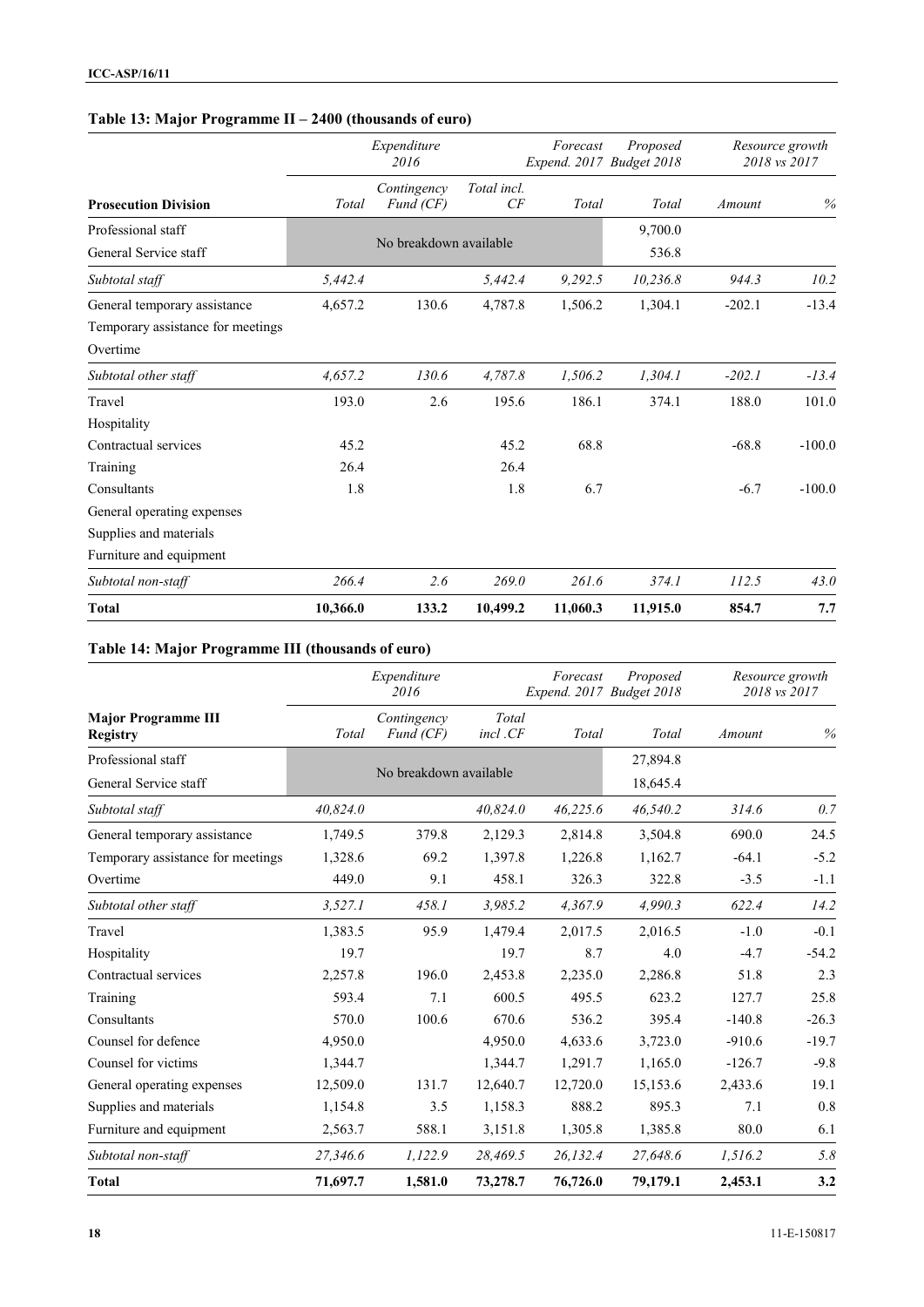### Table 13: Major Programme II – 2400 (thousands of euro)

| Prosecution Division | Expenditure 2016 | | | Forecast Expend. 2017 | Proposed Budget 2018 | Resource growth 2018 vs 2017 | |
|---|---|---|---|---|---|---|---|
| | Total | Contingency Fund (CF) | Total incl. CF | Total | Total | Amount | % |
| Professional staff | No breakdown available | | | | 9,700.0 | | |
| General Service staff | | | | | 536.8 | | |
| *Subtotal staff* | *5,442.4* | | *5,442.4* | *9,292.5* | *10,236.8* | *944.3* | *10.2* |
| General temporary assistance | 4,657.2 | 130.6 | 4,787.8 | 1,506.2 | 1,304.1 | -202.1 | -13.4 |
| Temporary assistance for meetings | | | | | | | |
| Overtime | | | | | | | |
| *Subtotal other staff* | *4,657.2* | *130.6* | *4,787.8* | *1,506.2* | *1,304.1* | *-202.1* | *-13.4* |
| Travel | 193.0 | 2.6 | 195.6 | 186.1 | 374.1 | 188.0 | 101.0 |
| Hospitality | | | | | | | |
| Contractual services | 45.2 | | 45.2 | 68.8 | | -68.8 | -100.0 |
| Training | 26.4 | | 26.4 | | | | |
| Consultants | 1.8 | | 1.8 | 6.7 | | -6.7 | -100.0 |
| General operating expenses | | | | | | | |
| Supplies and materials | | | | | | | |
| Furniture and equipment | | | | | | | |
| *Subtotal non-staff* | *266.4* | *2.6* | *269.0* | *261.6* | *374.1* | *112.5* | *43.0* |
| **Total** | **10,366.0** | **133.2** | **10,499.2** | **11,060.3** | **11,915.0** | **854.7** | **7.7** |

### Table 14: Major Programme III (thousands of euro)

| Major Programme III Registry | Expenditure 2016 | | | Forecast Expend. 2017 | Proposed Budget 2018 | Resource growth 2018 vs 2017 | |
|---|---|---|---|---|---|---|---|
| | Total | Contingency Fund (CF) | Total incl .CF | Total | Total | Amount | % |
| Professional staff | No breakdown available | | | | 27,894.8 | | |
| General Service staff | | | | | 18,645.4 | | |
| *Subtotal staff* | *40,824.0* | | *40,824.0* | *46,225.6* | *46,540.2* | *314.6* | *0.7* |
| General temporary assistance | 1,749.5 | 379.8 | 2,129.3 | 2,814.8 | 3,504.8 | 690.0 | 24.5 |
| Temporary assistance for meetings | 1,328.6 | 69.2 | 1,397.8 | 1,226.8 | 1,162.7 | -64.1 | -5.2 |
| Overtime | 449.0 | 9.1 | 458.1 | 326.3 | 322.8 | -3.5 | -1.1 |
| *Subtotal other staff* | *3,527.1* | *458.1* | *3,985.2* | *4,367.9* | *4,990.3* | *622.4* | *14.2* |
| Travel | 1,383.5 | 95.9 | 1,479.4 | 2,017.5 | 2,016.5 | -1.0 | -0.1 |
| Hospitality | 19.7 | | 19.7 | 8.7 | 4.0 | -4.7 | -54.2 |
| Contractual services | 2,257.8 | 196.0 | 2,453.8 | 2,235.0 | 2,286.8 | 51.8 | 2.3 |
| Training | 593.4 | 7.1 | 600.5 | 495.5 | 623.2 | 127.7 | 25.8 |
| Consultants | 570.0 | 100.6 | 670.6 | 536.2 | 395.4 | -140.8 | -26.3 |
| Counsel for defence | 4,950.0 | | 4,950.0 | 4,633.6 | 3,723.0 | -910.6 | -19.7 |
| Counsel for victims | 1,344.7 | | 1,344.7 | 1,291.7 | 1,165.0 | -126.7 | -9.8 |
| General operating expenses | 12,509.0 | 131.7 | 12,640.7 | 12,720.0 | 15,153.6 | 2,433.6 | 19.1 |
| Supplies and materials | 1,154.8 | 3.5 | 1,158.3 | 888.2 | 895.3 | 7.1 | 0.8 |
| Furniture and equipment | 2,563.7 | 588.1 | 3,151.8 | 1,305.8 | 1,385.8 | 80.0 | 6.1 |
| *Subtotal non-staff* | *27,346.6* | *1,122.9* | *28,469.5* | *26,132.4* | *27,648.6* | *1,516.2* | *5.8* |
| **Total** | **71,697.7** | **1,581.0** | **73,278.7** | **76,726.0** | **79,179.1** | **2,453.1** | **3.2** |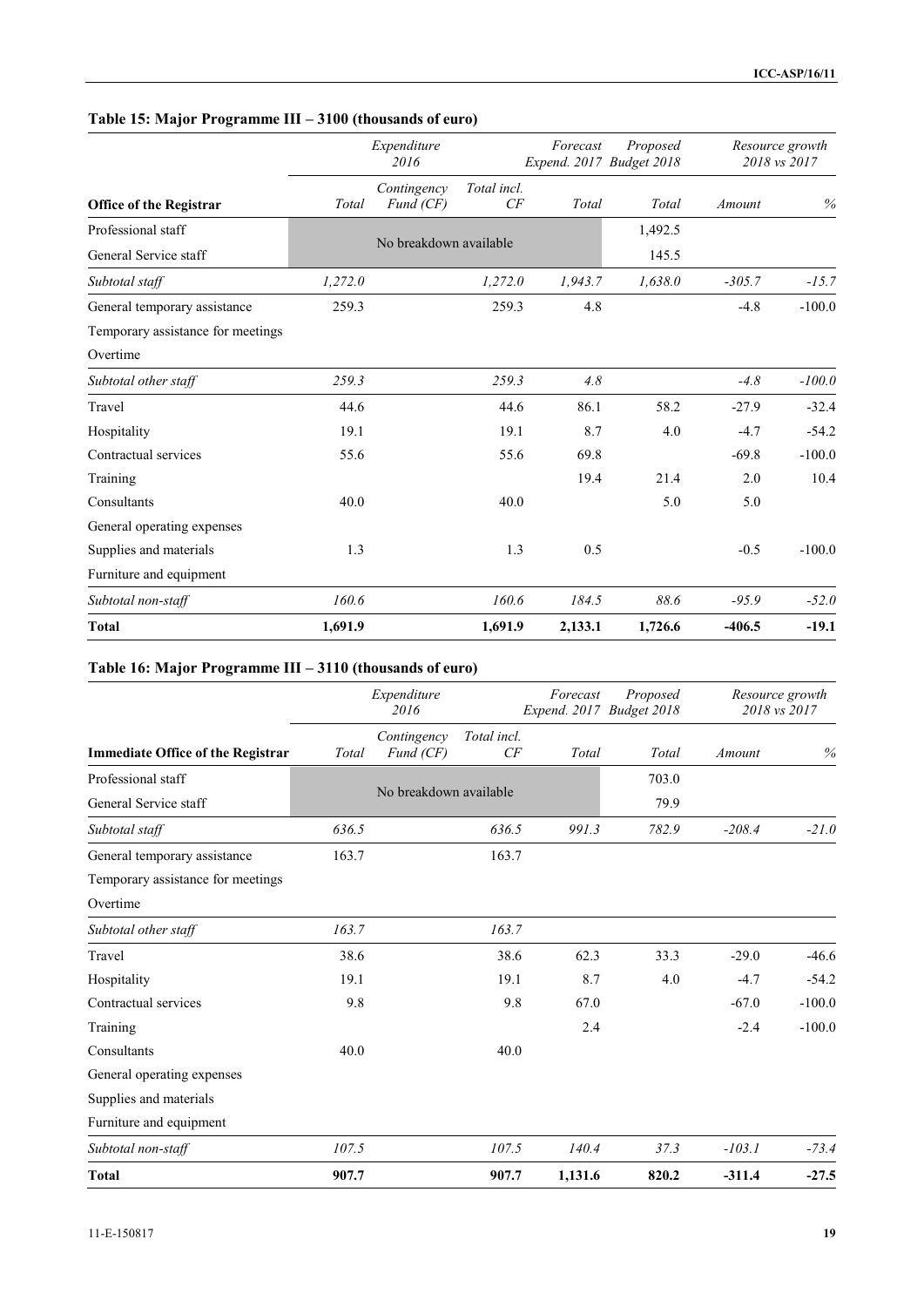### Table 15: Major Programme III – 3100 (thousands of euro)

| Office of the Registrar | Expenditure 2016 | | | Forecast Expend. 2017 | Proposed Budget 2018 | Resource growth 2018 vs 2017 | |
|---|---|---|---|---|---|---|---|
| | Total | Contingency Fund (CF) | Total incl. CF | Total | Total | Amount | % |
| Professional staff | No breakdown available | | | | 1,492.5 | | |
| General Service staff | | | | | 145.5 | | |
| *Subtotal staff* | *1,272.0* | | *1,272.0* | *1,943.7* | *1,638.0* | *-305.7* | *-15.7* |
| General temporary assistance | 259.3 | | 259.3 | 4.8 | | -4.8 | -100.0 |
| Temporary assistance for meetings | | | | | | | |
| Overtime | | | | | | | |
| *Subtotal other staff* | *259.3* | | *259.3* | *4.8* | | *-4.8* | *-100.0* |
| Travel | 44.6 | | 44.6 | 86.1 | 58.2 | -27.9 | -32.4 |
| Hospitality | 19.1 | | 19.1 | 8.7 | 4.0 | -4.7 | -54.2 |
| Contractual services | 55.6 | | 55.6 | 69.8 | | -69.8 | -100.0 |
| Training | | | | 19.4 | 21.4 | 2.0 | 10.4 |
| Consultants | 40.0 | | 40.0 | | 5.0 | 5.0 | |
| General operating expenses | | | | | | | |
| Supplies and materials | 1.3 | | 1.3 | 0.5 | | -0.5 | -100.0 |
| Furniture and equipment | | | | | | | |
| *Subtotal non-staff* | *160.6* | | *160.6* | *184.5* | *88.6* | *-95.9* | *-52.0* |
| **Total** | **1,691.9** | | **1,691.9** | **2,133.1** | **1,726.6** | **-406.5** | **-19.1** |

### Table 16: Major Programme III – 3110 (thousands of euro)

| Immediate Office of the Registrar | Expenditure 2016 | | | Forecast Expend. 2017 | Proposed Budget 2018 | Resource growth 2018 vs 2017 | |
|---|---|---|---|---|---|---|---|
| | Total | Contingency Fund (CF) | Total incl. CF | Total | Total | Amount | % |
| Professional staff | No breakdown available | | | | 703.0 | | |
| General Service staff | | | | | 79.9 | | |
| *Subtotal staff* | *636.5* | | *636.5* | *991.3* | *782.9* | *-208.4* | *-21.0* |
| General temporary assistance | 163.7 | | 163.7 | | | | |
| Temporary assistance for meetings | | | | | | | |
| Overtime | | | | | | | |
| *Subtotal other staff* | *163.7* | | *163.7* | | | | |
| Travel | 38.6 | | 38.6 | 62.3 | 33.3 | -29.0 | -46.6 |
| Hospitality | 19.1 | | 19.1 | 8.7 | 4.0 | -4.7 | -54.2 |
| Contractual services | 9.8 | | 9.8 | 67.0 | | -67.0 | -100.0 |
| Training | | | | 2.4 | | -2.4 | -100.0 |
| Consultants | 40.0 | | 40.0 | | | | |
| General operating expenses | | | | | | | |
| Supplies and materials | | | | | | | |
| Furniture and equipment | | | | | | | |
| *Subtotal non-staff* | *107.5* | | *107.5* | *140.4* | *37.3* | *-103.1* | *-73.4* |
| **Total** | **907.7** | | **907.7** | **1,131.6** | **820.2** | **-311.4** | **-27.5** |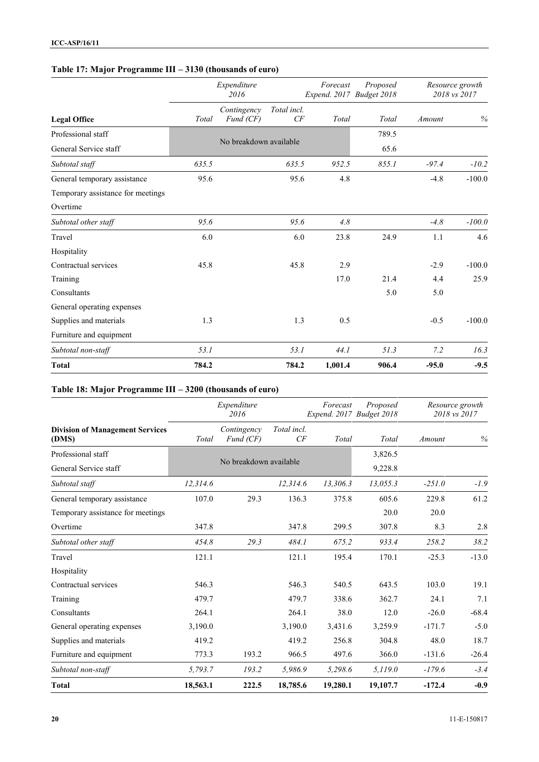### Table 17: Major Programme III – 3130 (thousands of euro)

| Legal Office | Expenditure 2016 | | | Forecast Expend. 2017 | Proposed Budget 2018 | Resource growth 2018 vs 2017 | |
|---|---|---|---|---|---|---|---|
| | Total | Contingency Fund (CF) | Total incl. CF | Total | Total | Amount | % |
| Professional staff | No breakdown available | | | | 789.5 | | |
| General Service staff | | | | | 65.6 | | |
| *Subtotal staff* | *635.5* | | *635.5* | *952.5* | *855.1* | *-97.4* | *-10.2* |
| General temporary assistance | 95.6 | | 95.6 | 4.8 | | -4.8 | -100.0 |
| Temporary assistance for meetings | | | | | | | |
| Overtime | | | | | | | |
| *Subtotal other staff* | *95.6* | | *95.6* | *4.8* | | *-4.8* | *-100.0* |
| Travel | 6.0 | | 6.0 | 23.8 | 24.9 | 1.1 | 4.6 |
| Hospitality | | | | | | | |
| Contractual services | 45.8 | | 45.8 | 2.9 | | -2.9 | -100.0 |
| Training | | | | 17.0 | 21.4 | 4.4 | 25.9 |
| Consultants | | | | | 5.0 | 5.0 | |
| General operating expenses | | | | | | | |
| Supplies and materials | 1.3 | | 1.3 | 0.5 | | -0.5 | -100.0 |
| Furniture and equipment | | | | | | | |
| *Subtotal non-staff* | *53.1* | | *53.1* | *44.1* | *51.3* | *7.2* | *16.3* |
| **Total** | **784.2** | | **784.2** | **1,001.4** | **906.4** | **-95.0** | **-9.5** |

### Table 18: Major Programme III – 3200 (thousands of euro)

| Division of Management Services (DMS) | Expenditure 2016 | | | Forecast Expend. 2017 | Proposed Budget 2018 | Resource growth 2018 vs 2017 | |
|---|---|---|---|---|---|---|---|
| | Total | Contingency Fund (CF) | Total incl. CF | Total | Total | Amount | % |
| Professional staff | No breakdown available | | | | 3,826.5 | | |
| General Service staff | | | | | 9,228.8 | | |
| *Subtotal staff* | *12,314.6* | | *12,314.6* | *13,306.3* | *13,055.3* | *-251.0* | *-1.9* |
| General temporary assistance | 107.0 | 29.3 | 136.3 | 375.8 | 605.6 | 229.8 | 61.2 |
| Temporary assistance for meetings | | | | | 20.0 | 20.0 | |
| Overtime | 347.8 | | 347.8 | 299.5 | 307.8 | 8.3 | 2.8 |
| *Subtotal other staff* | *454.8* | *29.3* | *484.1* | *675.2* | *933.4* | *258.2* | *38.2* |
| Travel | 121.1 | | 121.1 | 195.4 | 170.1 | -25.3 | -13.0 |
| Hospitality | | | | | | | |
| Contractual services | 546.3 | | 546.3 | 540.5 | 643.5 | 103.0 | 19.1 |
| Training | 479.7 | | 479.7 | 338.6 | 362.7 | 24.1 | 7.1 |
| Consultants | 264.1 | | 264.1 | 38.0 | 12.0 | -26.0 | -68.4 |
| General operating expenses | 3,190.0 | | 3,190.0 | 3,431.6 | 3,259.9 | -171.7 | -5.0 |
| Supplies and materials | 419.2 | | 419.2 | 256.8 | 304.8 | 48.0 | 18.7 |
| Furniture and equipment | 773.3 | 193.2 | 966.5 | 497.6 | 366.0 | -131.6 | -26.4 |
| *Subtotal non-staff* | *5,793.7* | *193.2* | *5,986.9* | *5,298.6* | *5,119.0* | *-179.6* | *-3.4* |
| **Total** | **18,563.1** | **222.5** | **18,785.6** | **19,280.1** | **19,107.7** | **-172.4** | **-0.9** |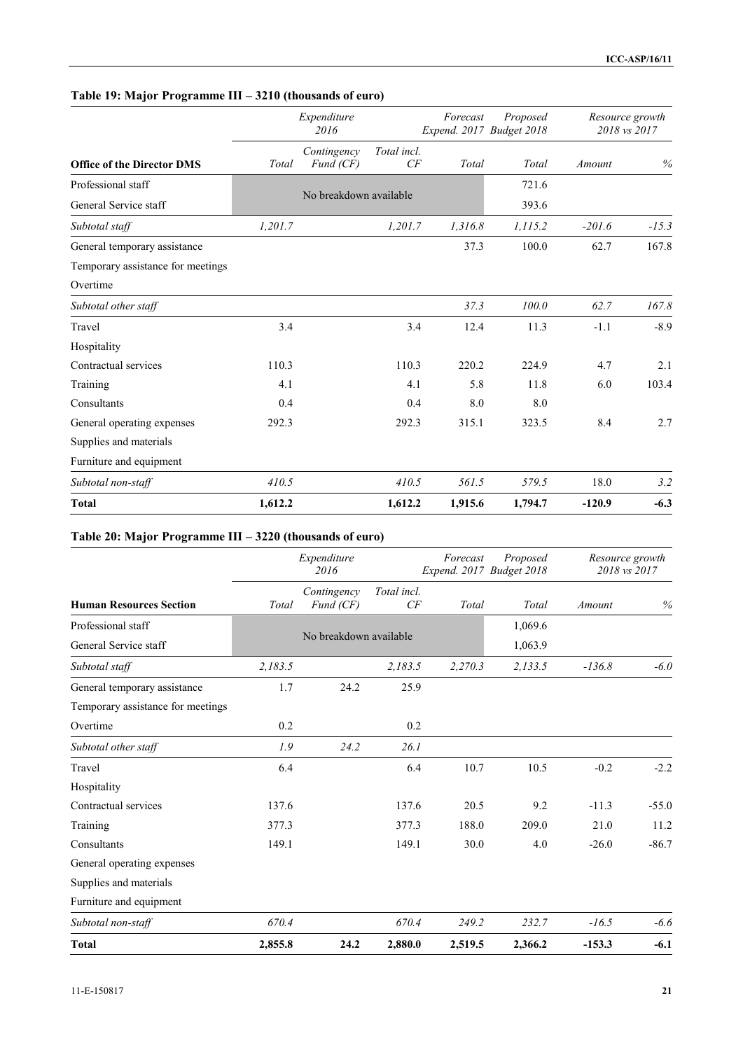### Table 19: Major Programme III – 3210 (thousands of euro)

| Office of the Director DMS | Expenditure 2016 | | | Forecast Expend. 2017 | Proposed Budget 2018 | Resource growth 2018 vs 2017 | |
|---|---|---|---|---|---|---|---|
| | Total | Contingency Fund (CF) | Total incl. CF | Total | Total | Amount | % |
| Professional staff | No breakdown available | | | | 721.6 | | |
| General Service staff | | | | | 393.6 | | |
| *Subtotal staff* | *1,201.7* | | *1,201.7* | *1,316.8* | *1,115.2* | *-201.6* | *-15.3* |
| General temporary assistance | | | | 37.3 | 100.0 | 62.7 | 167.8 |
| Temporary assistance for meetings | | | | | | | |
| Overtime | | | | | | | |
| *Subtotal other staff* | | | | *37.3* | *100.0* | *62.7* | *167.8* |
| Travel | 3.4 | | 3.4 | 12.4 | 11.3 | -1.1 | -8.9 |
| Hospitality | | | | | | | |
| Contractual services | 110.3 | | 110.3 | 220.2 | 224.9 | 4.7 | 2.1 |
| Training | 4.1 | | 4.1 | 5.8 | 11.8 | 6.0 | 103.4 |
| Consultants | 0.4 | | 0.4 | 8.0 | 8.0 | | |
| General operating expenses | 292.3 | | 292.3 | 315.1 | 323.5 | 8.4 | 2.7 |
| Supplies and materials | | | | | | | |
| Furniture and equipment | | | | | | | |
| *Subtotal non-staff* | *410.5* | | *410.5* | *561.5* | *579.5* | *18.0* | *3.2* |
| **Total** | **1,612.2** | | **1,612.2** | **1,915.6** | **1,794.7** | **-120.9** | **-6.3** |

### Table 20: Major Programme III – 3220 (thousands of euro)

| Human Resources Section | Expenditure 2016 | | | Forecast Expend. 2017 | Proposed Budget 2018 | Resource growth 2018 vs 2017 | |
|---|---|---|---|---|---|---|---|
| | Total | Contingency Fund (CF) | Total incl. CF | Total | Total | Amount | % |
| Professional staff | No breakdown available | | | | 1,069.6 | | |
| General Service staff | | | | | 1,063.9 | | |
| *Subtotal staff* | *2,183.5* | | *2,183.5* | *2,270.3* | *2,133.5* | *-136.8* | *-6.0* |
| General temporary assistance | 1.7 | 24.2 | 25.9 | | | | |
| Temporary assistance for meetings | | | | | | | |
| Overtime | 0.2 | | 0.2 | | | | |
| *Subtotal other staff* | *1.9* | *24.2* | *26.1* | | | | |
| Travel | 6.4 | | 6.4 | 10.7 | 10.5 | -0.2 | -2.2 |
| Hospitality | | | | | | | |
| Contractual services | 137.6 | | 137.6 | 20.5 | 9.2 | -11.3 | -55.0 |
| Training | 377.3 | | 377.3 | 188.0 | 209.0 | 21.0 | 11.2 |
| Consultants | 149.1 | | 149.1 | 30.0 | 4.0 | -26.0 | -86.7 |
| General operating expenses | | | | | | | |
| Supplies and materials | | | | | | | |
| Furniture and equipment | | | | | | | |
| *Subtotal non-staff* | *670.4* | | *670.4* | *249.2* | *232.7* | *-16.5* | *-6.6* |
| **Total** | **2,855.8** | **24.2** | **2,880.0** | **2,519.5** | **2,366.2** | **-153.3** | **-6.1** |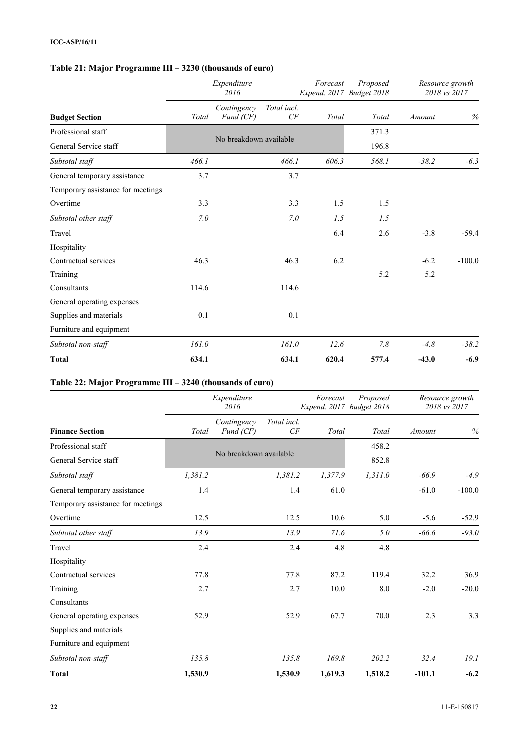### Table 21: Major Programme III – 3230 (thousands of euro)

| Budget Section | Expenditure 2016 | | | Forecast Expend. 2017 | Proposed Budget 2018 | Resource growth 2018 vs 2017 | |
|---|---|---|---|---|---|---|---|
| | Total | Contingency Fund (CF) | Total incl. CF | Total | Total | Amount | % |
| Professional staff | No breakdown available | | | | 371.3 | | |
| General Service staff | | | | | 196.8 | | |
| *Subtotal staff* | *466.1* | | *466.1* | *606.3* | *568.1* | *-38.2* | *-6.3* |
| General temporary assistance | 3.7 | | 3.7 | | | | |
| Temporary assistance for meetings | | | | | | | |
| Overtime | 3.3 | | 3.3 | 1.5 | 1.5 | | |
| *Subtotal other staff* | *7.0* | | *7.0* | *1.5* | *1.5* | | |
| Travel | | | | 6.4 | 2.6 | -3.8 | -59.4 |
| Hospitality | | | | | | | |
| Contractual services | 46.3 | | 46.3 | 6.2 | | -6.2 | -100.0 |
| Training | | | | | 5.2 | 5.2 | |
| Consultants | 114.6 | | 114.6 | | | | |
| General operating expenses | | | | | | | |
| Supplies and materials | 0.1 | | 0.1 | | | | |
| Furniture and equipment | | | | | | | |
| *Subtotal non-staff* | *161.0* | | *161.0* | *12.6* | *7.8* | *-4.8* | *-38.2* |
| **Total** | **634.1** | | **634.1** | **620.4** | **577.4** | **-43.0** | **-6.9** |

### Table 22: Major Programme III – 3240 (thousands of euro)

| Finance Section | Expenditure 2016 | | | Forecast Expend. 2017 | Proposed Budget 2018 | Resource growth 2018 vs 2017 | |
|---|---|---|---|---|---|---|---|
| | Total | Contingency Fund (CF) | Total incl. CF | Total | Total | Amount | % |
| Professional staff | No breakdown available | | | | 458.2 | | |
| General Service staff | | | | | 852.8 | | |
| *Subtotal staff* | *1,381.2* | | *1,381.2* | *1,377.9* | *1,311.0* | *-66.9* | *-4.9* |
| General temporary assistance | 1.4 | | 1.4 | 61.0 | | -61.0 | -100.0 |
| Temporary assistance for meetings | | | | | | | |
| Overtime | 12.5 | | 12.5 | 10.6 | 5.0 | -5.6 | -52.9 |
| *Subtotal other staff* | *13.9* | | *13.9* | *71.6* | *5.0* | *-66.6* | *-93.0* |
| Travel | 2.4 | | 2.4 | 4.8 | 4.8 | | |
| Hospitality | | | | | | | |
| Contractual services | 77.8 | | 77.8 | 87.2 | 119.4 | 32.2 | 36.9 |
| Training | 2.7 | | 2.7 | 10.0 | 8.0 | -2.0 | -20.0 |
| Consultants | | | | | | | |
| General operating expenses | 52.9 | | 52.9 | 67.7 | 70.0 | 2.3 | 3.3 |
| Supplies and materials | | | | | | | |
| Furniture and equipment | | | | | | | |
| *Subtotal non-staff* | *135.8* | | *135.8* | *169.8* | *202.2* | *32.4* | *19.1* |
| **Total** | **1,530.9** | | **1,530.9** | **1,619.3** | **1,518.2** | **-101.1** | **-6.2** |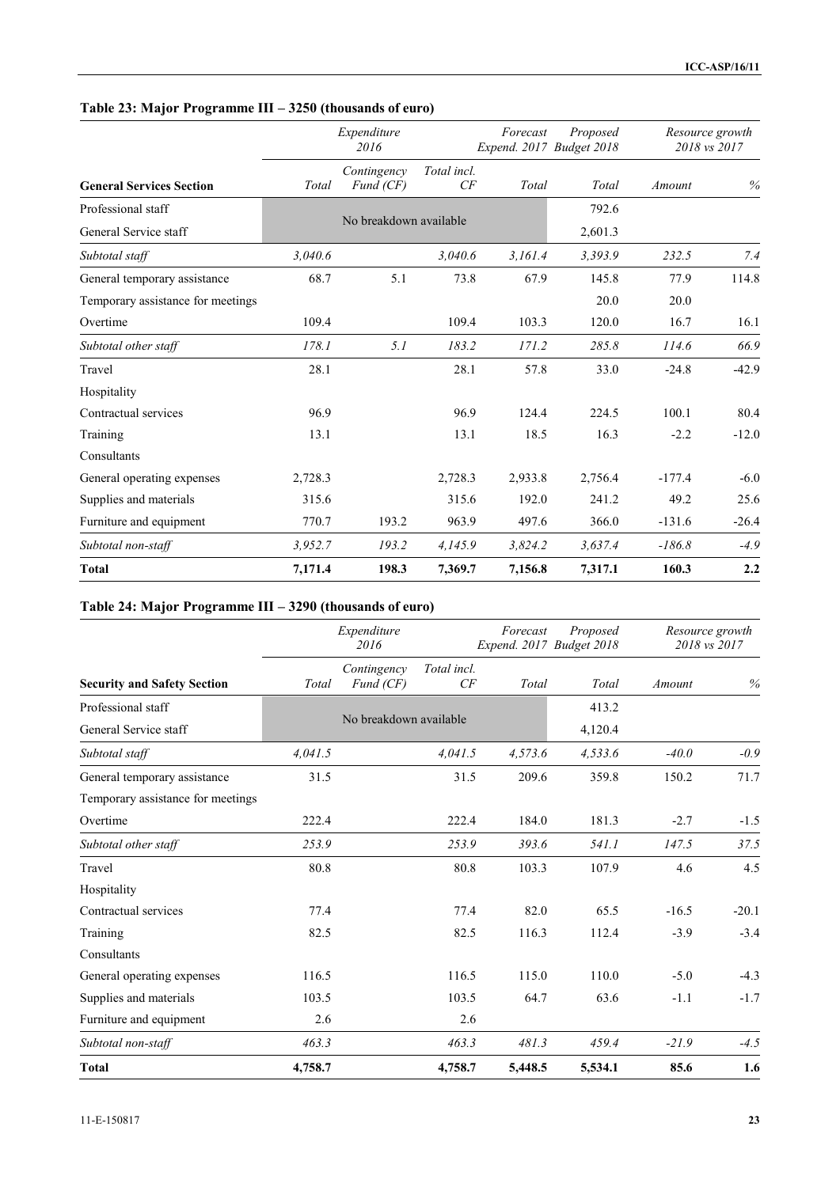### Table 23: Major Programme III – 3250 (thousands of euro)

| General Services Section | *Expenditure 2016* | | | *Forecast Expend. 2017* | *Proposed Budget 2018* | *Resource growth 2018 vs 2017* | |
|---|---|---|---|---|---|---|---|
| | *Total* | *Contingency Fund (CF)* | *Total incl. CF* | *Total* | *Total* | *Amount* | *%* |
| Professional staff | No breakdown available | | | | 792.6 | | |
| General Service staff | | | | | 2,601.3 | | |
| *Subtotal staff* | *3,040.6* | | *3,040.6* | *3,161.4* | *3,393.9* | *232.5* | *7.4* |
| General temporary assistance | 68.7 | 5.1 | 73.8 | 67.9 | 145.8 | 77.9 | 114.8 |
| Temporary assistance for meetings | | | | | 20.0 | 20.0 | |
| Overtime | 109.4 | | 109.4 | 103.3 | 120.0 | 16.7 | 16.1 |
| *Subtotal other staff* | *178.1* | *5.1* | *183.2* | *171.2* | *285.8* | *114.6* | *66.9* |
| Travel | 28.1 | | 28.1 | 57.8 | 33.0 | -24.8 | -42.9 |
| Hospitality | | | | | | | |
| Contractual services | 96.9 | | 96.9 | 124.4 | 224.5 | 100.1 | 80.4 |
| Training | 13.1 | | 13.1 | 18.5 | 16.3 | -2.2 | -12.0 |
| Consultants | | | | | | | |
| General operating expenses | 2,728.3 | | 2,728.3 | 2,933.8 | 2,756.4 | -177.4 | -6.0 |
| Supplies and materials | 315.6 | | 315.6 | 192.0 | 241.2 | 49.2 | 25.6 |
| Furniture and equipment | 770.7 | 193.2 | 963.9 | 497.6 | 366.0 | -131.6 | -26.4 |
| *Subtotal non-staff* | *3,952.7* | *193.2* | *4,145.9* | *3,824.2* | *3,637.4* | *-186.8* | *-4.9* |
| **Total** | **7,171.4** | **198.3** | **7,369.7** | **7,156.8** | **7,317.1** | **160.3** | **2.2** |

### Table 24: Major Programme III – 3290 (thousands of euro)

| Security and Safety Section | *Expenditure 2016* | | | *Forecast Expend. 2017* | *Proposed Budget 2018* | *Resource growth 2018 vs 2017* | |
|---|---|---|---|---|---|---|---|
| | *Total* | *Contingency Fund (CF)* | *Total incl. CF* | *Total* | *Total* | *Amount* | *%* |
| Professional staff | No breakdown available | | | | 413.2 | | |
| General Service staff | | | | | 4,120.4 | | |
| *Subtotal staff* | *4,041.5* | | *4,041.5* | *4,573.6* | *4,533.6* | *-40.0* | *-0.9* |
| General temporary assistance | 31.5 | | 31.5 | 209.6 | 359.8 | 150.2 | 71.7 |
| Temporary assistance for meetings | | | | | | | |
| Overtime | 222.4 | | 222.4 | 184.0 | 181.3 | -2.7 | -1.5 |
| *Subtotal other staff* | *253.9* | | *253.9* | *393.6* | *541.1* | *147.5* | *37.5* |
| Travel | 80.8 | | 80.8 | 103.3 | 107.9 | 4.6 | 4.5 |
| Hospitality | | | | | | | |
| Contractual services | 77.4 | | 77.4 | 82.0 | 65.5 | -16.5 | -20.1 |
| Training | 82.5 | | 82.5 | 116.3 | 112.4 | -3.9 | -3.4 |
| Consultants | | | | | | | |
| General operating expenses | 116.5 | | 116.5 | 115.0 | 110.0 | -5.0 | -4.3 |
| Supplies and materials | 103.5 | | 103.5 | 64.7 | 63.6 | -1.1 | -1.7 |
| Furniture and equipment | 2.6 | | 2.6 | | | | |
| *Subtotal non-staff* | *463.3* | | *463.3* | *481.3* | *459.4* | *-21.9* | *-4.5* |
| **Total** | **4,758.7** | | **4,758.7** | **5,448.5** | **5,534.1** | **85.6** | **1.6** |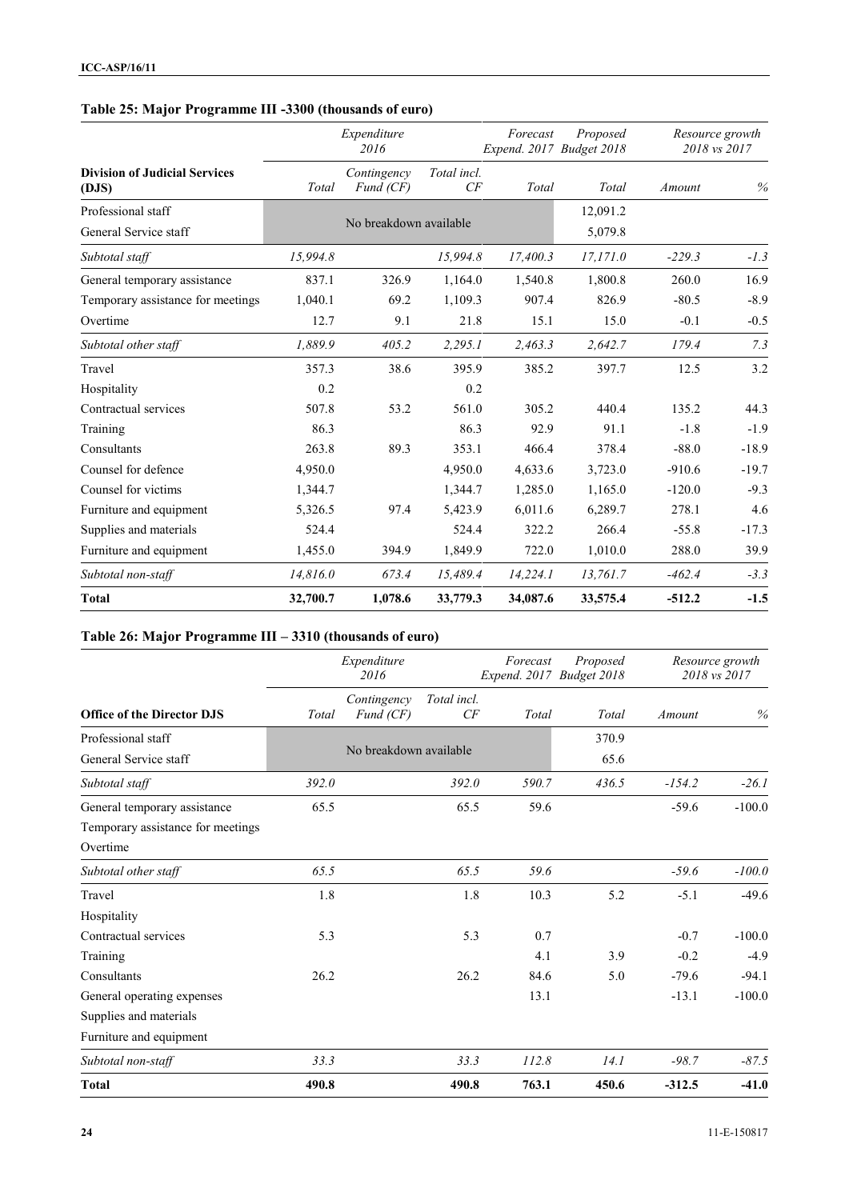### Table 25: Major Programme III -3300 (thousands of euro)

| Division of Judicial Services (DJS) | Expenditure 2016 | | | Forecast Expend. 2017 | Proposed Budget 2018 | Resource growth 2018 vs 2017 | |
|---|---|---|---|---|---|---|---|
| | Total | Contingency Fund (CF) | Total incl. CF | Total | Total | Amount | % |
| Professional staff | No breakdown available | | | | 12,091.2 | | |
| General Service staff | | | | | 5,079.8 | | |
| *Subtotal staff* | *15,994.8* | | *15,994.8* | *17,400.3* | *17,171.0* | *-229.3* | *-1.3* |
| General temporary assistance | 837.1 | 326.9 | 1,164.0 | 1,540.8 | 1,800.8 | 260.0 | 16.9 |
| Temporary assistance for meetings | 1,040.1 | 69.2 | 1,109.3 | 907.4 | 826.9 | -80.5 | -8.9 |
| Overtime | 12.7 | 9.1 | 21.8 | 15.1 | 15.0 | -0.1 | -0.5 |
| *Subtotal other staff* | *1,889.9* | *405.2* | *2,295.1* | *2,463.3* | *2,642.7* | *179.4* | *7.3* |
| Travel | 357.3 | 38.6 | 395.9 | 385.2 | 397.7 | 12.5 | 3.2 |
| Hospitality | 0.2 | | 0.2 | | | | |
| Contractual services | 507.8 | 53.2 | 561.0 | 305.2 | 440.4 | 135.2 | 44.3 |
| Training | 86.3 | | 86.3 | 92.9 | 91.1 | -1.8 | -1.9 |
| Consultants | 263.8 | 89.3 | 353.1 | 466.4 | 378.4 | -88.0 | -18.9 |
| Counsel for defence | 4,950.0 | | 4,950.0 | 4,633.6 | 3,723.0 | -910.6 | -19.7 |
| Counsel for victims | 1,344.7 | | 1,344.7 | 1,285.0 | 1,165.0 | -120.0 | -9.3 |
| Furniture and equipment | 5,326.5 | 97.4 | 5,423.9 | 6,011.6 | 6,289.7 | 278.1 | 4.6 |
| Supplies and materials | 524.4 | | 524.4 | 322.2 | 266.4 | -55.8 | -17.3 |
| Furniture and equipment | 1,455.0 | 394.9 | 1,849.9 | 722.0 | 1,010.0 | 288.0 | 39.9 |
| *Subtotal non-staff* | *14,816.0* | *673.4* | *15,489.4* | *14,224.1* | *13,761.7* | *-462.4* | *-3.3* |
| **Total** | **32,700.7** | **1,078.6** | **33,779.3** | **34,087.6** | **33,575.4** | **-512.2** | **-1.5** |

### Table 26: Major Programme III – 3310 (thousands of euro)

| Office of the Director DJS | Expenditure 2016 | | | Forecast Expend. 2017 | Proposed Budget 2018 | Resource growth 2018 vs 2017 | |
|---|---|---|---|---|---|---|---|
| | Total | Contingency Fund (CF) | Total incl. CF | Total | Total | Amount | % |
| Professional staff | No breakdown available | | | | 370.9 | | |
| General Service staff | | | | | 65.6 | | |
| *Subtotal staff* | *392.0* | | *392.0* | *590.7* | *436.5* | *-154.2* | *-26.1* |
| General temporary assistance | 65.5 | | 65.5 | 59.6 | | -59.6 | -100.0 |
| Temporary assistance for meetings | | | | | | | |
| Overtime | | | | | | | |
| *Subtotal other staff* | *65.5* | | *65.5* | *59.6* | | *-59.6* | *-100.0* |
| Travel | 1.8 | | 1.8 | 10.3 | 5.2 | -5.1 | -49.6 |
| Hospitality | | | | | | | |
| Contractual services | 5.3 | | 5.3 | 0.7 | | -0.7 | -100.0 |
| Training | | | | 4.1 | 3.9 | -0.2 | -4.9 |
| Consultants | 26.2 | | 26.2 | 84.6 | 5.0 | -79.6 | -94.1 |
| General operating expenses | | | | 13.1 | | -13.1 | -100.0 |
| Supplies and materials | | | | | | | |
| Furniture and equipment | | | | | | | |
| *Subtotal non-staff* | *33.3* | | *33.3* | *112.8* | *14.1* | *-98.7* | *-87.5* |
| **Total** | **490.8** | | **490.8** | **763.1** | **450.6** | **-312.5** | **-41.0** |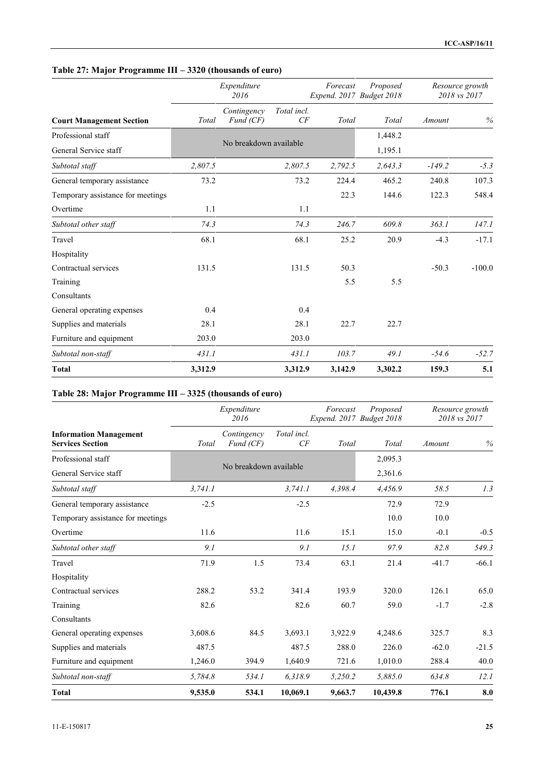### Table 27: Major Programme III – 3320 (thousands of euro)

| | Expenditure 2016 | | | Forecast Expend. 2017 | Proposed Budget 2018 | Resource growth 2018 vs 2017 | |
|---|---|---|---|---|---|---|---|
| **Court Management Section** | *Total* | *Contingency Fund (CF)* | *Total incl. CF* | *Total* | *Total* | *Amount* | *%* |
| Professional staff | No breakdown available | | | | 1,448.2 | | |
| General Service staff | | | | | 1,195.1 | | |
| *Subtotal staff* | *2,807.5* | | *2,807.5* | *2,792.5* | *2,643.3* | *-149.2* | *-5.3* |
| General temporary assistance | 73.2 | | 73.2 | 224.4 | 465.2 | 240.8 | 107.3 |
| Temporary assistance for meetings | | | | 22.3 | 144.6 | 122.3 | 548.4 |
| Overtime | 1.1 | | 1.1 | | | | |
| *Subtotal other staff* | *74.3* | | *74.3* | *246.7* | *609.8* | *363.1* | *147.1* |
| Travel | 68.1 | | 68.1 | 25.2 | 20.9 | -4.3 | -17.1 |
| Hospitality | | | | | | | |
| Contractual services | 131.5 | | 131.5 | 50.3 | | -50.3 | -100.0 |
| Training | | | | 5.5 | 5.5 | | |
| Consultants | | | | | | | |
| General operating expenses | 0.4 | | 0.4 | | | | |
| Supplies and materials | 28.1 | | 28.1 | 22.7 | 22.7 | | |
| Furniture and equipment | 203.0 | | 203.0 | | | | |
| *Subtotal non-staff* | *431.1* | | *431.1* | *103.7* | *49.1* | *-54.6* | *-52.7* |
| **Total** | **3,312.9** | | **3,312.9** | **3,142.9** | **3,302.2** | **159.3** | **5.1** |

### Table 28: Major Programme III – 3325 (thousands of euro)

| | Expenditure 2016 | | | Forecast Expend. 2017 | Proposed Budget 2018 | Resource growth 2018 vs 2017 | |
|---|---|---|---|---|---|---|---|
| **Information Management Services Section** | *Total* | *Contingency Fund (CF)* | *Total incl. CF* | *Total* | *Total* | *Amount* | *%* |
| Professional staff | No breakdown available | | | | 2,095.3 | | |
| General Service staff | | | | | 2,361.6 | | |
| *Subtotal staff* | *3,741.1* | | *3,741.1* | *4,398.4* | *4,456.9* | *58.5* | *1.3* |
| General temporary assistance | -2.5 | | -2.5 | | 72.9 | 72.9 | |
| Temporary assistance for meetings | | | | | 10.0 | 10.0 | |
| Overtime | 11.6 | | 11.6 | 15.1 | 15.0 | -0.1 | -0.5 |
| *Subtotal other staff* | *9.1* | | *9.1* | *15.1* | *97.9* | *82.8* | *549.3* |
| Travel | 71.9 | 1.5 | 73.4 | 63.1 | 21.4 | -41.7 | -66.1 |
| Hospitality | | | | | | | |
| Contractual services | 288.2 | 53.2 | 341.4 | 193.9 | 320.0 | 126.1 | 65.0 |
| Training | 82.6 | | 82.6 | 60.7 | 59.0 | -1.7 | -2.8 |
| Consultants | | | | | | | |
| General operating expenses | 3,608.6 | 84.5 | 3,693.1 | 3,922.9 | 4,248.6 | 325.7 | 8.3 |
| Supplies and materials | 487.5 | | 487.5 | 288.0 | 226.0 | -62.0 | -21.5 |
| Furniture and equipment | 1,246.0 | 394.9 | 1,640.9 | 721.6 | 1,010.0 | 288.4 | 40.0 |
| *Subtotal non-staff* | *5,784.8* | *534.1* | *6,318.9* | *5,250.2* | *5,885.0* | *634.8* | *12.1* |
| **Total** | **9,535.0** | **534.1** | **10,069.1** | **9,663.7** | **10,439.8** | **776.1** | **8.0** |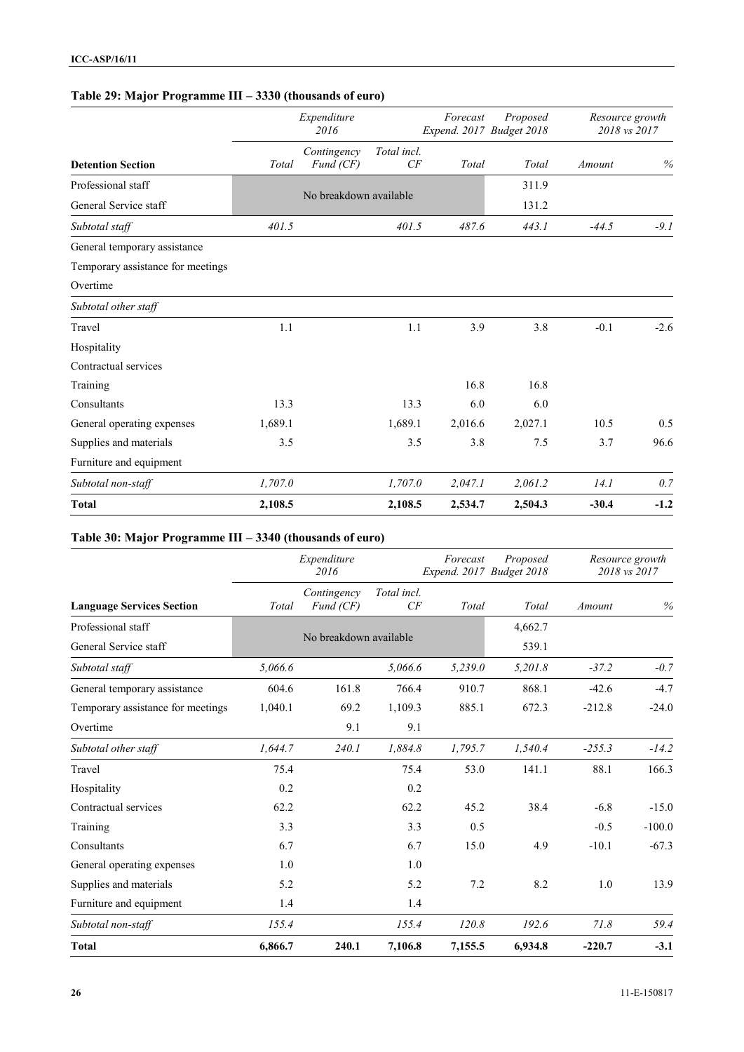**Table 29: Major Programme III – 3330 (thousands of euro)**

| Detention Section | *Expenditure 2016* | | | *Forecast Expend. 2017* | *Proposed Budget 2018* | *Resource growth 2018 vs 2017* | |
|---|---|---|---|---|---|---|---|
| | *Total* | *Contingency Fund (CF)* | *Total incl. CF* | *Total* | *Total* | *Amount* | *%* |
| Professional staff | No breakdown available | | | | 311.9 | | |
| General Service staff | | | | | 131.2 | | |
| *Subtotal staff* | *401.5* | | *401.5* | *487.6* | *443.1* | *-44.5* | *-9.1* |
| General temporary assistance | | | | | | | |
| Temporary assistance for meetings | | | | | | | |
| Overtime | | | | | | | |
| *Subtotal other staff* | | | | | | | |
| Travel | 1.1 | | 1.1 | 3.9 | 3.8 | -0.1 | -2.6 |
| Hospitality | | | | | | | |
| Contractual services | | | | | | | |
| Training | | | | 16.8 | 16.8 | | |
| Consultants | 13.3 | | 13.3 | 6.0 | 6.0 | | |
| General operating expenses | 1,689.1 | | 1,689.1 | 2,016.6 | 2,027.1 | 10.5 | 0.5 |
| Supplies and materials | 3.5 | | 3.5 | 3.8 | 7.5 | 3.7 | 96.6 |
| Furniture and equipment | | | | | | | |
| *Subtotal non-staff* | *1,707.0* | | *1,707.0* | *2,047.1* | *2,061.2* | *14.1* | *0.7* |
| **Total** | **2,108.5** | | **2,108.5** | **2,534.7** | **2,504.3** | **-30.4** | **-1.2** |

**Table 30: Major Programme III – 3340 (thousands of euro)**

| Language Services Section | *Expenditure 2016* | | | *Forecast Expend. 2017* | *Proposed Budget 2018* | *Resource growth 2018 vs 2017* | |
|---|---|---|---|---|---|---|---|
| | *Total* | *Contingency Fund (CF)* | *Total incl. CF* | *Total* | *Total* | *Amount* | *%* |
| Professional staff | No breakdown available | | | | 4,662.7 | | |
| General Service staff | | | | | 539.1 | | |
| *Subtotal staff* | *5,066.6* | | *5,066.6* | *5,239.0* | *5,201.8* | *-37.2* | *-0.7* |
| General temporary assistance | 604.6 | 161.8 | 766.4 | 910.7 | 868.1 | -42.6 | -4.7 |
| Temporary assistance for meetings | 1,040.1 | 69.2 | 1,109.3 | 885.1 | 672.3 | -212.8 | -24.0 |
| Overtime | | 9.1 | 9.1 | | | | |
| *Subtotal other staff* | *1,644.7* | *240.1* | *1,884.8* | *1,795.7* | *1,540.4* | *-255.3* | *-14.2* |
| Travel | 75.4 | | 75.4 | 53.0 | 141.1 | 88.1 | 166.3 |
| Hospitality | 0.2 | | 0.2 | | | | |
| Contractual services | 62.2 | | 62.2 | 45.2 | 38.4 | -6.8 | -15.0 |
| Training | 3.3 | | 3.3 | 0.5 | | -0.5 | -100.0 |
| Consultants | 6.7 | | 6.7 | 15.0 | 4.9 | -10.1 | -67.3 |
| General operating expenses | 1.0 | | 1.0 | | | | |
| Supplies and materials | 5.2 | | 5.2 | 7.2 | 8.2 | 1.0 | 13.9 |
| Furniture and equipment | 1.4 | | 1.4 | | | | |
| *Subtotal non-staff* | *155.4* | | *155.4* | *120.8* | *192.6* | *71.8* | *59.4* |
| **Total** | **6,866.7** | **240.1** | **7,106.8** | **7,155.5** | **6,934.8** | **-220.7** | **-3.1** |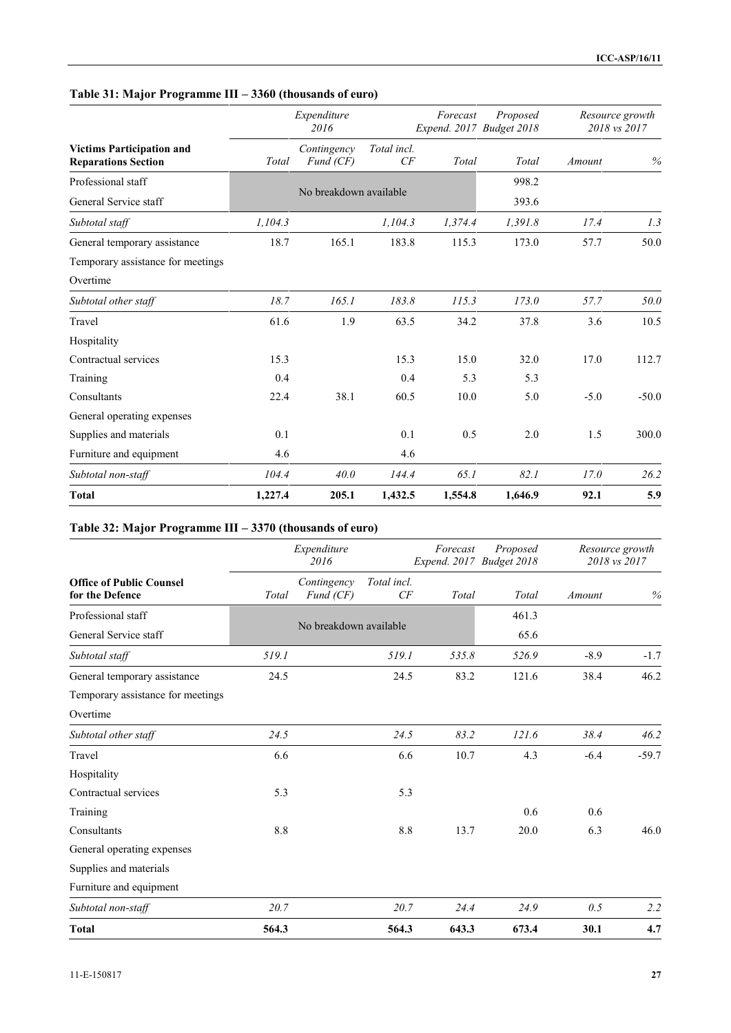## Table 31: Major Programme III – 3360 (thousands of euro)

| Victims Participation and Reparations Section | Expenditure 2016 | | | Forecast Expend. 2017 | Proposed Budget 2018 | Resource growth 2018 vs 2017 | |
|---|---|---|---|---|---|---|---|
| | *Total* | *Contingency Fund (CF)* | *Total incl. CF* | *Total* | *Total* | *Amount* | *%* |
| Professional staff | No breakdown available | | | | 998.2 | | |
| General Service staff | | | | | 393.6 | | |
| *Subtotal staff* | *1,104.3* | | *1,104.3* | *1,374.4* | *1,391.8* | *17.4* | *1.3* |
| General temporary assistance | 18.7 | 165.1 | 183.8 | 115.3 | 173.0 | 57.7 | 50.0 |
| Temporary assistance for meetings | | | | | | | |
| Overtime | | | | | | | |
| *Subtotal other staff* | *18.7* | *165.1* | *183.8* | *115.3* | *173.0* | *57.7* | *50.0* |
| Travel | 61.6 | 1.9 | 63.5 | 34.2 | 37.8 | 3.6 | 10.5 |
| Hospitality | | | | | | | |
| Contractual services | 15.3 | | 15.3 | 15.0 | 32.0 | 17.0 | 112.7 |
| Training | 0.4 | | 0.4 | 5.3 | 5.3 | | |
| Consultants | 22.4 | 38.1 | 60.5 | 10.0 | 5.0 | -5.0 | -50.0 |
| General operating expenses | | | | | | | |
| Supplies and materials | 0.1 | | 0.1 | 0.5 | 2.0 | 1.5 | 300.0 |
| Furniture and equipment | 4.6 | | 4.6 | | | | |
| *Subtotal non-staff* | *104.4* | *40.0* | *144.4* | *65.1* | *82.1* | *17.0* | *26.2* |
| **Total** | **1,227.4** | **205.1** | **1,432.5** | **1,554.8** | **1,646.9** | **92.1** | **5.9** |

## Table 32: Major Programme III – 3370 (thousands of euro)

| Office of Public Counsel for the Defence | Expenditure 2016 | | | Forecast Expend. 2017 | Proposed Budget 2018 | Resource growth 2018 vs 2017 | |
|---|---|---|---|---|---|---|---|
| | *Total* | *Contingency Fund (CF)* | *Total incl. CF* | *Total* | *Total* | *Amount* | *%* |
| Professional staff | No breakdown available | | | | 461.3 | | |
| General Service staff | | | | | 65.6 | | |
| *Subtotal staff* | *519.1* | | *519.1* | *535.8* | *526.9* | *-8.9* | *-1.7* |
| General temporary assistance | 24.5 | | 24.5 | 83.2 | 121.6 | 38.4 | 46.2 |
| Temporary assistance for meetings | | | | | | | |
| Overtime | | | | | | | |
| *Subtotal other staff* | *24.5* | | *24.5* | *83.2* | *121.6* | *38.4* | *46.2* |
| Travel | 6.6 | | 6.6 | 10.7 | 4.3 | -6.4 | -59.7 |
| Hospitality | | | | | | | |
| Contractual services | 5.3 | | 5.3 | | | | |
| Training | | | | | 0.6 | 0.6 | |
| Consultants | 8.8 | | 8.8 | 13.7 | 20.0 | 6.3 | 46.0 |
| General operating expenses | | | | | | | |
| Supplies and materials | | | | | | | |
| Furniture and equipment | | | | | | | |
| *Subtotal non-staff* | *20.7* | | *20.7* | *24.4* | *24.9* | *0.5* | *2.2* |
| **Total** | **564.3** | | **564.3** | **643.3** | **673.4** | **30.1** | **4.7** |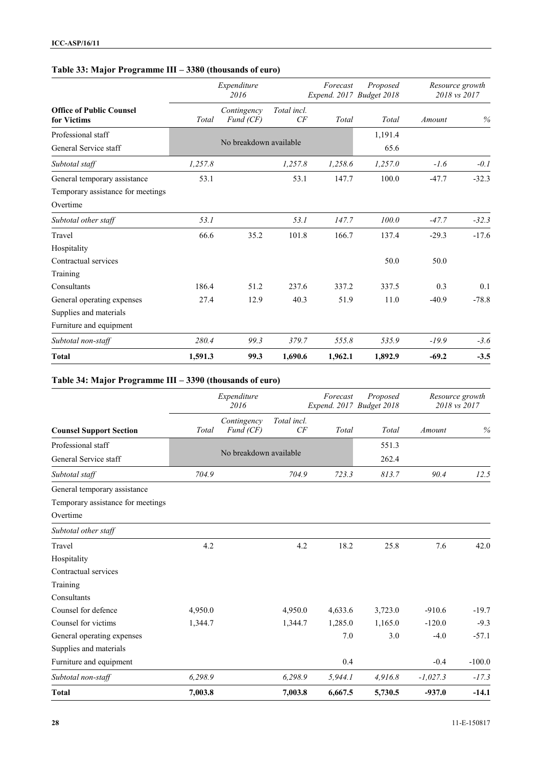### Table 33: Major Programme III – 3380 (thousands of euro)

| Office of Public Counsel for Victims | Expenditure 2016 | | | Forecast Expend. 2017 | Proposed Budget 2018 | Resource growth 2018 vs 2017 | |
|---|---|---|---|---|---|---|---|
| | Total | Contingency Fund (CF) | Total incl. CF | Total | Total | Amount | % |
| Professional staff | No breakdown available | | | | 1,191.4 | | |
| General Service staff | | | | | 65.6 | | |
| *Subtotal staff* | *1,257.8* | | *1,257.8* | *1,258.6* | *1,257.0* | *-1.6* | *-0.1* |
| General temporary assistance | 53.1 | | 53.1 | 147.7 | 100.0 | -47.7 | -32.3 |
| Temporary assistance for meetings | | | | | | | |
| Overtime | | | | | | | |
| *Subtotal other staff* | *53.1* | | *53.1* | *147.7* | *100.0* | *-47.7* | *-32.3* |
| Travel | 66.6 | 35.2 | 101.8 | 166.7 | 137.4 | -29.3 | -17.6 |
| Hospitality | | | | | | | |
| Contractual services | | | | | 50.0 | 50.0 | |
| Training | | | | | | | |
| Consultants | 186.4 | 51.2 | 237.6 | 337.2 | 337.5 | 0.3 | 0.1 |
| General operating expenses | 27.4 | 12.9 | 40.3 | 51.9 | 11.0 | -40.9 | -78.8 |
| Supplies and materials | | | | | | | |
| Furniture and equipment | | | | | | | |
| *Subtotal non-staff* | *280.4* | *99.3* | *379.7* | *555.8* | *535.9* | *-19.9* | *-3.6* |
| **Total** | **1,591.3** | **99.3** | **1,690.6** | **1,962.1** | **1,892.9** | **-69.2** | **-3.5** |

### Table 34: Major Programme III – 3390 (thousands of euro)

| Counsel Support Section | Expenditure 2016 | | | Forecast Expend. 2017 | Proposed Budget 2018 | Resource growth 2018 vs 2017 | |
|---|---|---|---|---|---|---|---|
| | Total | Contingency Fund (CF) | Total incl. CF | Total | Total | Amount | % |
| Professional staff | No breakdown available | | | | 551.3 | | |
| General Service staff | | | | | 262.4 | | |
| *Subtotal staff* | *704.9* | | *704.9* | *723.3* | *813.7* | *90.4* | *12.5* |
| General temporary assistance | | | | | | | |
| Temporary assistance for meetings | | | | | | | |
| Overtime | | | | | | | |
| *Subtotal other staff* | | | | | | | |
| Travel | 4.2 | | 4.2 | 18.2 | 25.8 | 7.6 | 42.0 |
| Hospitality | | | | | | | |
| Contractual services | | | | | | | |
| Training | | | | | | | |
| Consultants | | | | | | | |
| Counsel for defence | 4,950.0 | | 4,950.0 | 4,633.6 | 3,723.0 | -910.6 | -19.7 |
| Counsel for victims | 1,344.7 | | 1,344.7 | 1,285.0 | 1,165.0 | -120.0 | -9.3 |
| General operating expenses | | | | 7.0 | 3.0 | -4.0 | -57.1 |
| Supplies and materials | | | | | | | |
| Furniture and equipment | | | | 0.4 | | -0.4 | -100.0 |
| *Subtotal non-staff* | *6,298.9* | | *6,298.9* | *5,944.1* | *4,916.8* | *-1,027.3* | *-17.3* |
| **Total** | **7,003.8** | | **7,003.8** | **6,667.5** | **5,730.5** | **-937.0** | **-14.1** |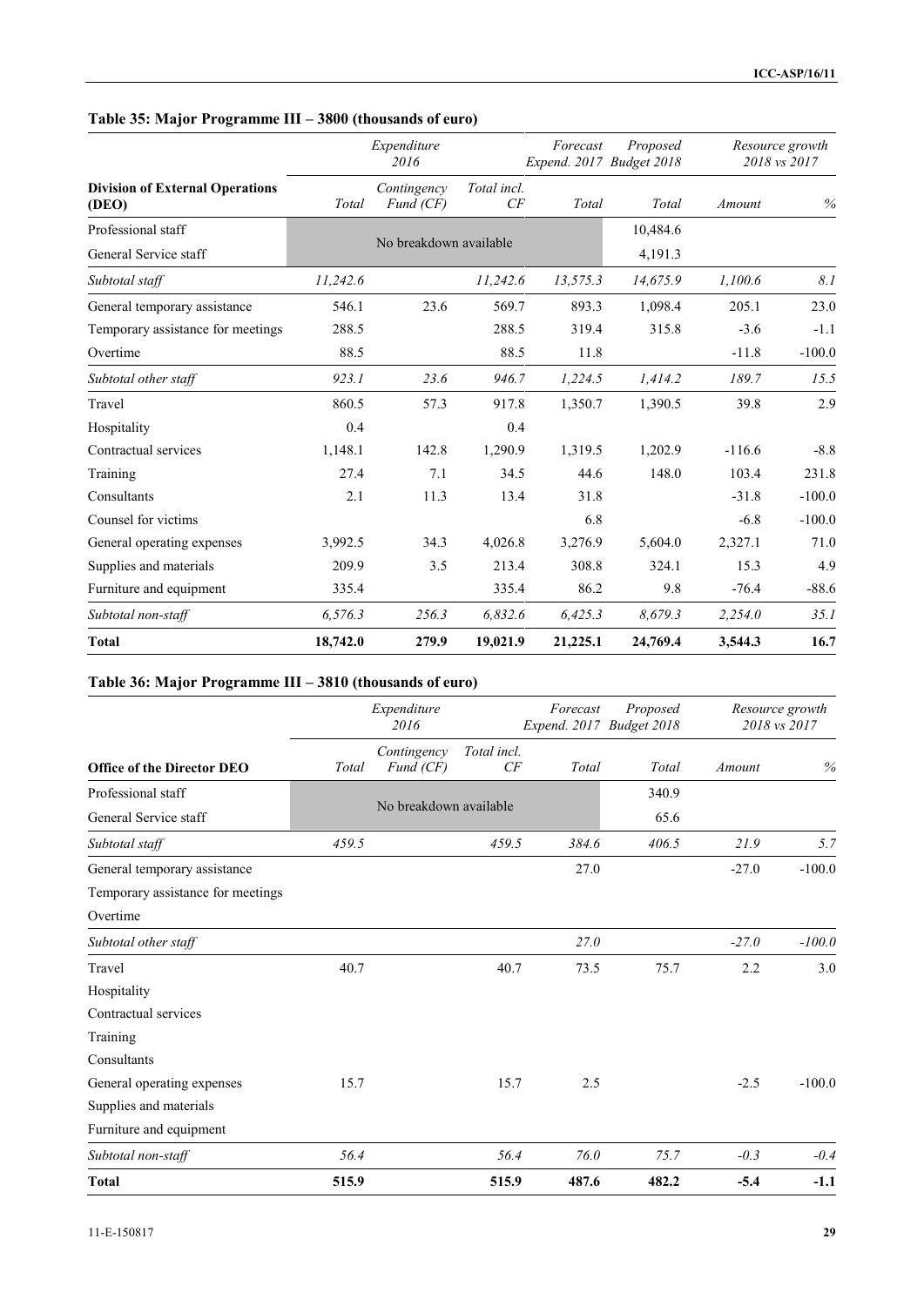### Table 35: Major Programme III – 3800 (thousands of euro)

| | Expenditure 2016 | | | Forecast Expend. 2017 | Proposed Budget 2018 | Resource growth 2018 vs 2017 | |
|---|---|---|---|---|---|---|---|
| **Division of External Operations (DEO)** | Total | Contingency Fund (CF) | Total incl. CF | Total | Total | Amount | % |
| Professional staff | No breakdown available | | | | 10,484.6 | | |
| General Service staff | | | | | 4,191.3 | | |
| *Subtotal staff* | *11,242.6* | | *11,242.6* | *13,575.3* | *14,675.9* | *1,100.6* | *8.1* |
| General temporary assistance | 546.1 | 23.6 | 569.7 | 893.3 | 1,098.4 | 205.1 | 23.0 |
| Temporary assistance for meetings | 288.5 | | 288.5 | 319.4 | 315.8 | -3.6 | -1.1 |
| Overtime | 88.5 | | 88.5 | 11.8 | | -11.8 | -100.0 |
| *Subtotal other staff* | *923.1* | *23.6* | *946.7* | *1,224.5* | *1,414.2* | *189.7* | *15.5* |
| Travel | 860.5 | 57.3 | 917.8 | 1,350.7 | 1,390.5 | 39.8 | 2.9 |
| Hospitality | 0.4 | | 0.4 | | | | |
| Contractual services | 1,148.1 | 142.8 | 1,290.9 | 1,319.5 | 1,202.9 | -116.6 | -8.8 |
| Training | 27.4 | 7.1 | 34.5 | 44.6 | 148.0 | 103.4 | 231.8 |
| Consultants | 2.1 | 11.3 | 13.4 | 31.8 | | -31.8 | -100.0 |
| Counsel for victims | | | | 6.8 | | -6.8 | -100.0 |
| General operating expenses | 3,992.5 | 34.3 | 4,026.8 | 3,276.9 | 5,604.0 | 2,327.1 | 71.0 |
| Supplies and materials | 209.9 | 3.5 | 213.4 | 308.8 | 324.1 | 15.3 | 4.9 |
| Furniture and equipment | 335.4 | | 335.4 | 86.2 | 9.8 | -76.4 | -88.6 |
| *Subtotal non-staff* | *6,576.3* | *256.3* | *6,832.6* | *6,425.3* | *8,679.3* | *2,254.0* | *35.1* |
| **Total** | **18,742.0** | **279.9** | **19,021.9** | **21,225.1** | **24,769.4** | **3,544.3** | **16.7** |

### Table 36: Major Programme III – 3810 (thousands of euro)

| | Expenditure 2016 | | | Forecast Expend. 2017 | Proposed Budget 2018 | Resource growth 2018 vs 2017 | |
|---|---|---|---|---|---|---|---|
| **Office of the Director DEO** | Total | Contingency Fund (CF) | Total incl. CF | Total | Total | Amount | % |
| Professional staff | No breakdown available | | | | 340.9 | | |
| General Service staff | | | | | 65.6 | | |
| *Subtotal staff* | *459.5* | | *459.5* | *384.6* | *406.5* | *21.9* | *5.7* |
| General temporary assistance | | | | 27.0 | | -27.0 | -100.0 |
| Temporary assistance for meetings | | | | | | | |
| Overtime | | | | | | | |
| *Subtotal other staff* | | | | *27.0* | | *-27.0* | *-100.0* |
| Travel | 40.7 | | 40.7 | 73.5 | 75.7 | 2.2 | 3.0 |
| Hospitality | | | | | | | |
| Contractual services | | | | | | | |
| Training | | | | | | | |
| Consultants | | | | | | | |
| General operating expenses | 15.7 | | 15.7 | 2.5 | | -2.5 | -100.0 |
| Supplies and materials | | | | | | | |
| Furniture and equipment | | | | | | | |
| *Subtotal non-staff* | *56.4* | | *56.4* | *76.0* | *75.7* | *-0.3* | *-0.4* |
| **Total** | **515.9** | | **515.9** | **487.6** | **482.2** | **-5.4** | **-1.1** |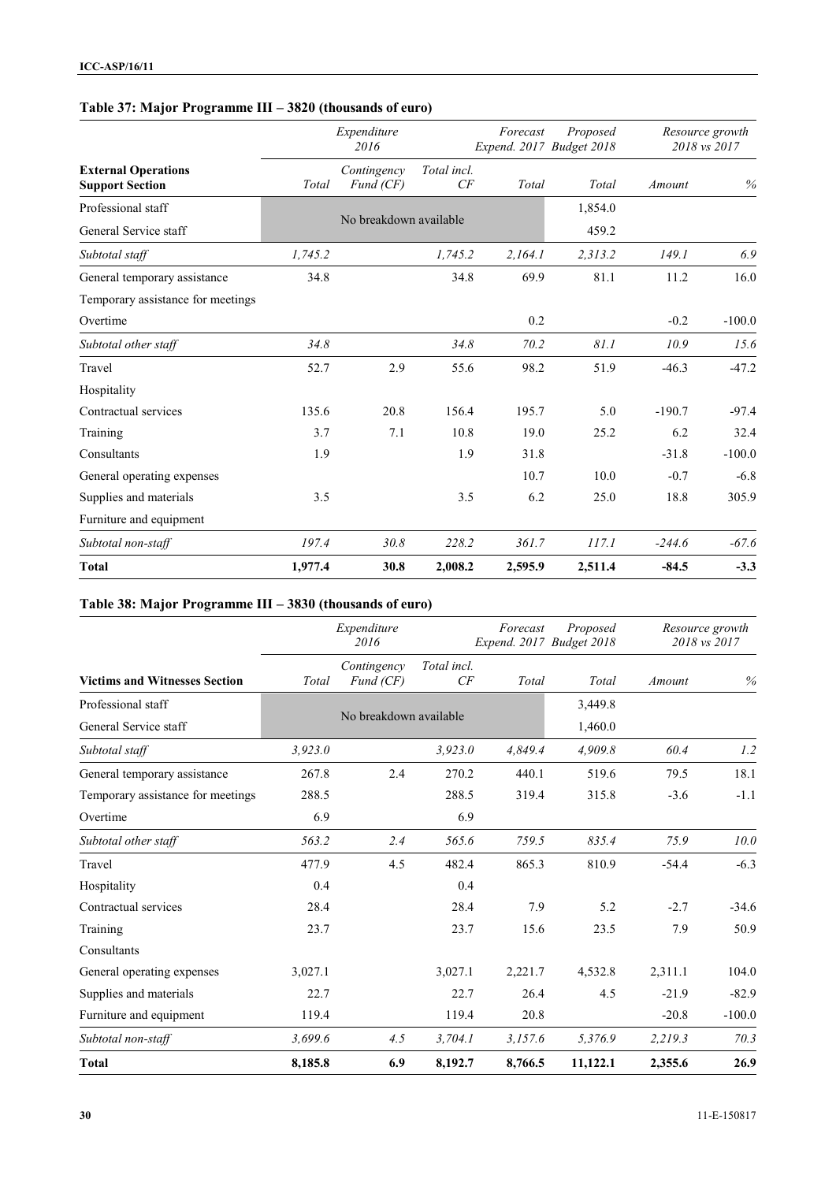### Table 37: Major Programme III – 3820 (thousands of euro)

| | Expenditure 2016 | | | Forecast Expend. 2017 | Proposed Budget 2018 | Resource growth 2018 vs 2017 | |
|---|---|---|---|---|---|---|---|
| **External Operations Support Section** | Total | Contingency Fund (CF) | Total incl. CF | Total | Total | Amount | % |
| Professional staff | No breakdown available | | | | 1,854.0 | | |
| General Service staff | | | | | 459.2 | | |
| *Subtotal staff* | *1,745.2* | | *1,745.2* | *2,164.1* | *2,313.2* | *149.1* | *6.9* |
| General temporary assistance | 34.8 | | 34.8 | 69.9 | 81.1 | 11.2 | 16.0 |
| Temporary assistance for meetings | | | | | | | |
| Overtime | | | | 0.2 | | -0.2 | -100.0 |
| *Subtotal other staff* | *34.8* | | *34.8* | *70.2* | *81.1* | *10.9* | *15.6* |
| Travel | 52.7 | 2.9 | 55.6 | 98.2 | 51.9 | -46.3 | -47.2 |
| Hospitality | | | | | | | |
| Contractual services | 135.6 | 20.8 | 156.4 | 195.7 | 5.0 | -190.7 | -97.4 |
| Training | 3.7 | 7.1 | 10.8 | 19.0 | 25.2 | 6.2 | 32.4 |
| Consultants | 1.9 | | 1.9 | 31.8 | | -31.8 | -100.0 |
| General operating expenses | | | | 10.7 | 10.0 | -0.7 | -6.8 |
| Supplies and materials | 3.5 | | 3.5 | 6.2 | 25.0 | 18.8 | 305.9 |
| Furniture and equipment | | | | | | | |
| *Subtotal non-staff* | *197.4* | *30.8* | *228.2* | *361.7* | *117.1* | *-244.6* | *-67.6* |
| **Total** | **1,977.4** | **30.8** | **2,008.2** | **2,595.9** | **2,511.4** | **-84.5** | **-3.3** |

### Table 38: Major Programme III – 3830 (thousands of euro)

| | Expenditure 2016 | | | Forecast Expend. 2017 | Proposed Budget 2018 | Resource growth 2018 vs 2017 | |
|---|---|---|---|---|---|---|---|
| **Victims and Witnesses Section** | Total | Contingency Fund (CF) | Total incl. CF | Total | Total | Amount | % |
| Professional staff | No breakdown available | | | | 3,449.8 | | |
| General Service staff | | | | | 1,460.0 | | |
| *Subtotal staff* | *3,923.0* | | *3,923.0* | *4,849.4* | *4,909.8* | *60.4* | *1.2* |
| General temporary assistance | 267.8 | 2.4 | 270.2 | 440.1 | 519.6 | 79.5 | 18.1 |
| Temporary assistance for meetings | 288.5 | | 288.5 | 319.4 | 315.8 | -3.6 | -1.1 |
| Overtime | 6.9 | | 6.9 | | | | |
| *Subtotal other staff* | *563.2* | *2.4* | *565.6* | *759.5* | *835.4* | *75.9* | *10.0* |
| Travel | 477.9 | 4.5 | 482.4 | 865.3 | 810.9 | -54.4 | -6.3 |
| Hospitality | 0.4 | | 0.4 | | | | |
| Contractual services | 28.4 | | 28.4 | 7.9 | 5.2 | -2.7 | -34.6 |
| Training | 23.7 | | 23.7 | 15.6 | 23.5 | 7.9 | 50.9 |
| Consultants | | | | | | | |
| General operating expenses | 3,027.1 | | 3,027.1 | 2,221.7 | 4,532.8 | 2,311.1 | 104.0 |
| Supplies and materials | 22.7 | | 22.7 | 26.4 | 4.5 | -21.9 | -82.9 |
| Furniture and equipment | 119.4 | | 119.4 | 20.8 | | -20.8 | -100.0 |
| *Subtotal non-staff* | *3,699.6* | *4.5* | *3,704.1* | *3,157.6* | *5,376.9* | *2,219.3* | *70.3* |
| **Total** | **8,185.8** | **6.9** | **8,192.7** | **8,766.5** | **11,122.1** | **2,355.6** | **26.9** |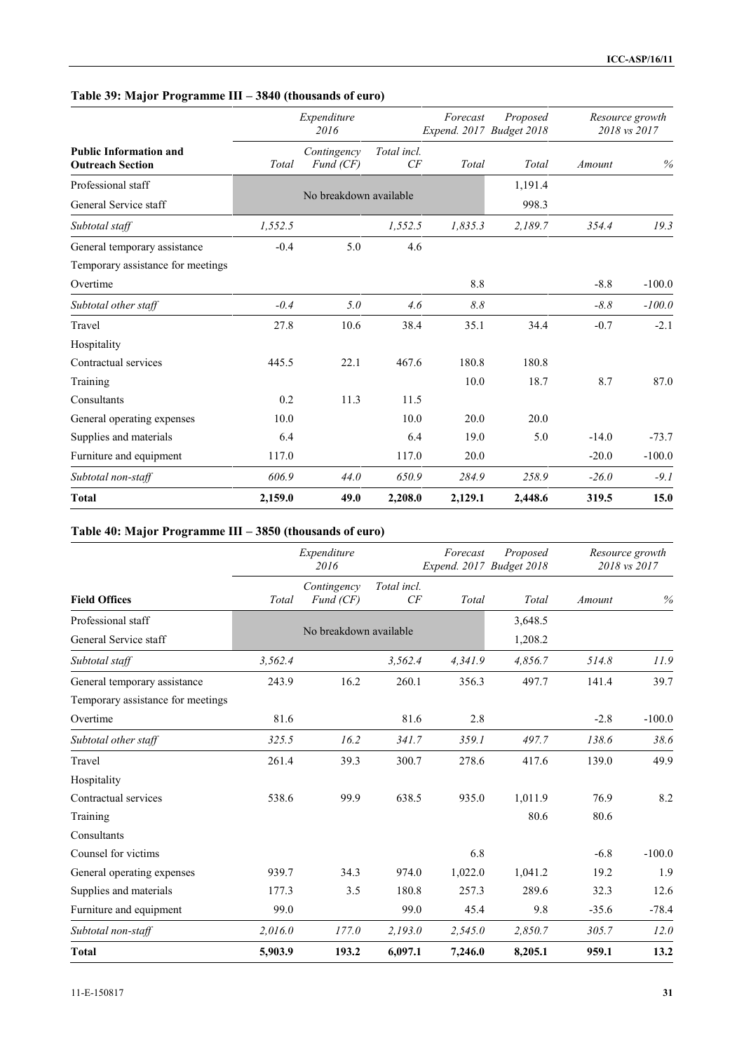### Table 39: Major Programme III – 3840 (thousands of euro)

| Public Information and Outreach Section | Expenditure 2016 | | | Forecast Expend. 2017 | Proposed Budget 2018 | Resource growth 2018 vs 2017 | |
|---|---|---|---|---|---|---|---|
| | Total | Contingency Fund (CF) | Total incl. CF | Total | Total | Amount | % |
| Professional staff | No breakdown available | | | | 1,191.4 | | |
| General Service staff | | | | | 998.3 | | |
| *Subtotal staff* | *1,552.5* | | *1,552.5* | *1,835.3* | *2,189.7* | *354.4* | *19.3* |
| General temporary assistance | -0.4 | 5.0 | 4.6 | | | | |
| Temporary assistance for meetings | | | | | | | |
| Overtime | | | | 8.8 | | -8.8 | -100.0 |
| *Subtotal other staff* | *-0.4* | *5.0* | *4.6* | *8.8* | | *-8.8* | *-100.0* |
| Travel | 27.8 | 10.6 | 38.4 | 35.1 | 34.4 | -0.7 | -2.1 |
| Hospitality | | | | | | | |
| Contractual services | 445.5 | 22.1 | 467.6 | 180.8 | 180.8 | | |
| Training | | | | 10.0 | 18.7 | 8.7 | 87.0 |
| Consultants | 0.2 | 11.3 | 11.5 | | | | |
| General operating expenses | 10.0 | | 10.0 | 20.0 | 20.0 | | |
| Supplies and materials | 6.4 | | 6.4 | 19.0 | 5.0 | -14.0 | -73.7 |
| Furniture and equipment | 117.0 | | 117.0 | 20.0 | | -20.0 | -100.0 |
| *Subtotal non-staff* | *606.9* | *44.0* | *650.9* | *284.9* | *258.9* | *-26.0* | *-9.1* |
| **Total** | **2,159.0** | **49.0** | **2,208.0** | **2,129.1** | **2,448.6** | **319.5** | **15.0** |

### Table 40: Major Programme III – 3850 (thousands of euro)

| Field Offices | Expenditure 2016 | | | Forecast Expend. 2017 | Proposed Budget 2018 | Resource growth 2018 vs 2017 | |
|---|---|---|---|---|---|---|---|
| | Total | Contingency Fund (CF) | Total incl. CF | Total | Total | Amount | % |
| Professional staff | No breakdown available | | | | 3,648.5 | | |
| General Service staff | | | | | 1,208.2 | | |
| *Subtotal staff* | *3,562.4* | | *3,562.4* | *4,341.9* | *4,856.7* | *514.8* | *11.9* |
| General temporary assistance | 243.9 | 16.2 | 260.1 | 356.3 | 497.7 | 141.4 | 39.7 |
| Temporary assistance for meetings | | | | | | | |
| Overtime | 81.6 | | 81.6 | 2.8 | | -2.8 | -100.0 |
| *Subtotal other staff* | *325.5* | *16.2* | *341.7* | *359.1* | *497.7* | *138.6* | *38.6* |
| Travel | 261.4 | 39.3 | 300.7 | 278.6 | 417.6 | 139.0 | 49.9 |
| Hospitality | | | | | | | |
| Contractual services | 538.6 | 99.9 | 638.5 | 935.0 | 1,011.9 | 76.9 | 8.2 |
| Training | | | | | 80.6 | 80.6 | |
| Consultants | | | | | | | |
| Counsel for victims | | | | 6.8 | | -6.8 | -100.0 |
| General operating expenses | 939.7 | 34.3 | 974.0 | 1,022.0 | 1,041.2 | 19.2 | 1.9 |
| Supplies and materials | 177.3 | 3.5 | 180.8 | 257.3 | 289.6 | 32.3 | 12.6 |
| Furniture and equipment | 99.0 | | 99.0 | 45.4 | 9.8 | -35.6 | -78.4 |
| *Subtotal non-staff* | *2,016.0* | *177.0* | *2,193.0* | *2,545.0* | *2,850.7* | *305.7* | *12.0* |
| **Total** | **5,903.9** | **193.2** | **6,097.1** | **7,246.0** | **8,205.1** | **959.1** | **13.2** |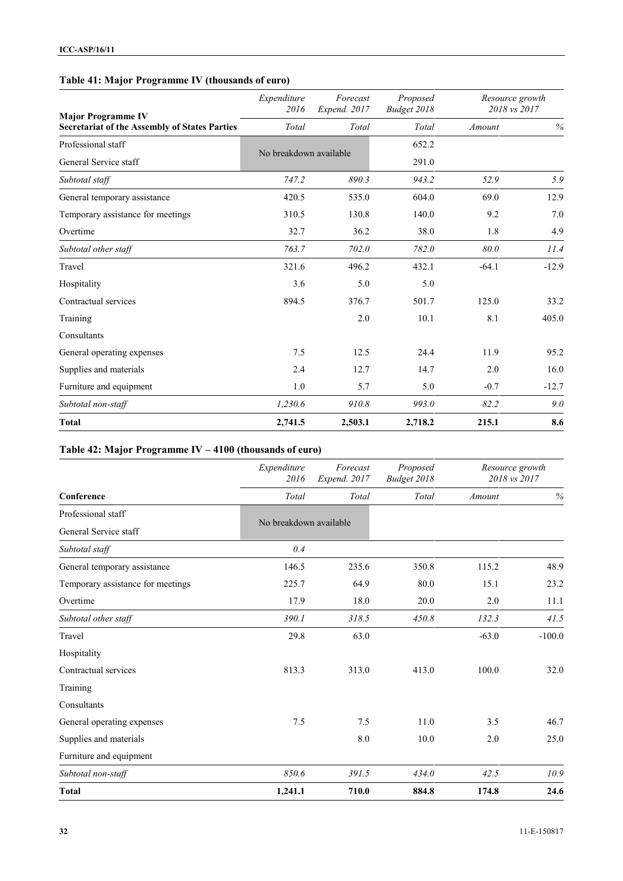### Table 41: Major Programme IV (thousands of euro)

| Major Programme IV<br>Secretariat of the Assembly of States Parties | Expenditure 2016 | Forecast Expend. 2017 | Proposed Budget 2018 | Resource growth 2018 vs 2017 | |
|---|---|---|---|---|---|
| | Total | Total | Total | Amount | % |
| Professional staff | No breakdown available | | 652.2 | | |
| General Service staff | | | 291.0 | | |
| *Subtotal staff* | *747.2* | *890.3* | *943.2* | *52.9* | *5.9* |
| General temporary assistance | 420.5 | 535.0 | 604.0 | 69.0 | 12.9 |
| Temporary assistance for meetings | 310.5 | 130.8 | 140.0 | 9.2 | 7.0 |
| Overtime | 32.7 | 36.2 | 38.0 | 1.8 | 4.9 |
| *Subtotal other staff* | *763.7* | *702.0* | *782.0* | *80.0* | *11.4* |
| Travel | 321.6 | 496.2 | 432.1 | -64.1 | -12.9 |
| Hospitality | 3.6 | 5.0 | 5.0 | | |
| Contractual services | 894.5 | 376.7 | 501.7 | 125.0 | 33.2 |
| Training | | 2.0 | 10.1 | 8.1 | 405.0 |
| Consultants | | | | | |
| General operating expenses | 7.5 | 12.5 | 24.4 | 11.9 | 95.2 |
| Supplies and materials | 2.4 | 12.7 | 14.7 | 2.0 | 16.0 |
| Furniture and equipment | 1.0 | 5.7 | 5.0 | -0.7 | -12.7 |
| *Subtotal non-staff* | *1,230.6* | *910.8* | *993.0* | *82.2* | *9.0* |
| **Total** | **2,741.5** | **2,503.1** | **2,718.2** | **215.1** | **8.6** |

### Table 42: Major Programme IV – 4100 (thousands of euro)

| Conference | Expenditure 2016 | Forecast Expend. 2017 | Proposed Budget 2018 | Resource growth 2018 vs 2017 | |
|---|---|---|---|---|---|
| | Total | Total | Total | Amount | % |
| Professional staff | No breakdown available | | | | |
| General Service staff | | | | | |
| *Subtotal staff* | *0.4* | | | | |
| General temporary assistance | 146.5 | 235.6 | 350.8 | 115.2 | 48.9 |
| Temporary assistance for meetings | 225.7 | 64.9 | 80.0 | 15.1 | 23.2 |
| Overtime | 17.9 | 18.0 | 20.0 | 2.0 | 11.1 |
| *Subtotal other staff* | *390.1* | *318.5* | *450.8* | *132.3* | *41.5* |
| Travel | 29.8 | 63.0 | | -63.0 | -100.0 |
| Hospitality | | | | | |
| Contractual services | 813.3 | 313.0 | 413.0 | 100.0 | 32.0 |
| Training | | | | | |
| Consultants | | | | | |
| General operating expenses | 7.5 | 7.5 | 11.0 | 3.5 | 46.7 |
| Supplies and materials | | 8.0 | 10.0 | 2.0 | 25.0 |
| Furniture and equipment | | | | | |
| *Subtotal non-staff* | *850.6* | *391.5* | *434.0* | *42.5* | *10.9* |
| **Total** | **1,241.1** | **710.0** | **884.8** | **174.8** | **24.6** |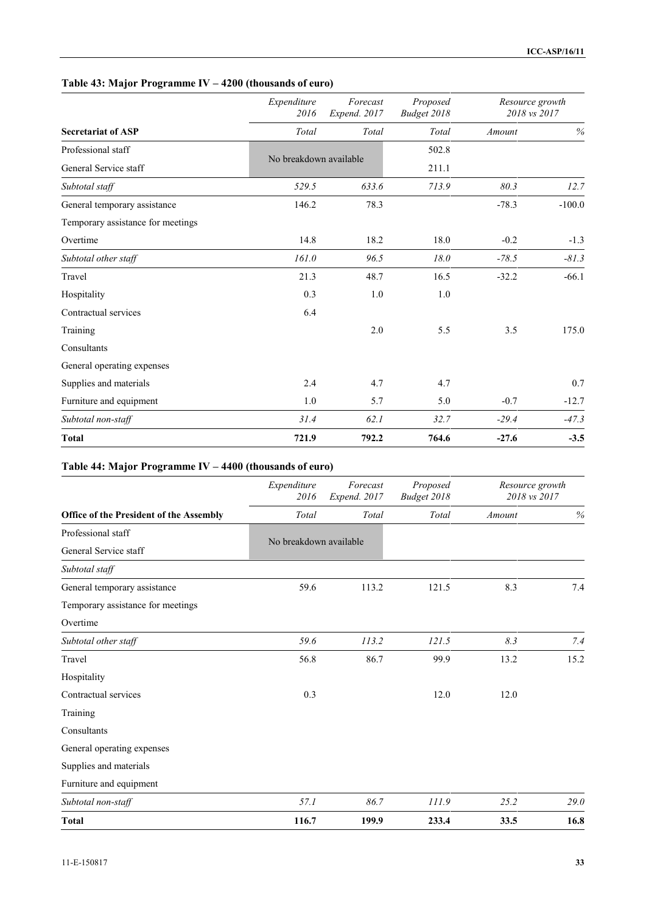### Table 43: Major Programme IV – 4200 (thousands of euro)

| | *Expenditure 2016* | *Forecast Expend. 2017* | *Proposed Budget 2018* | *Resource growth 2018 vs 2017* | |
|---|---|---|---|---|---|
| **Secretariat of ASP** | *Total* | *Total* | *Total* | *Amount* | *%* |
| Professional staff | No breakdown available | | 502.8 | | |
| General Service staff | | | 211.1 | | |
| *Subtotal staff* | *529.5* | *633.6* | *713.9* | *80.3* | *12.7* |
| General temporary assistance | 146.2 | 78.3 | | -78.3 | -100.0 |
| Temporary assistance for meetings | | | | | |
| Overtime | 14.8 | 18.2 | 18.0 | -0.2 | -1.3 |
| *Subtotal other staff* | *161.0* | *96.5* | *18.0* | *-78.5* | *-81.3* |
| Travel | 21.3 | 48.7 | 16.5 | -32.2 | -66.1 |
| Hospitality | 0.3 | 1.0 | 1.0 | | |
| Contractual services | 6.4 | | | | |
| Training | | 2.0 | 5.5 | 3.5 | 175.0 |
| Consultants | | | | | |
| General operating expenses | | | | | |
| Supplies and materials | 2.4 | 4.7 | 4.7 | | 0.7 |
| Furniture and equipment | 1.0 | 5.7 | 5.0 | -0.7 | -12.7 |
| *Subtotal non-staff* | *31.4* | *62.1* | *32.7* | *-29.4* | *-47.3* |
| **Total** | **721.9** | **792.2** | **764.6** | **-27.6** | **-3.5** |

### Table 44: Major Programme IV – 4400 (thousands of euro)

| | *Expenditure 2016* | *Forecast Expend. 2017* | *Proposed Budget 2018* | *Resource growth 2018 vs 2017* | |
|---|---|---|---|---|---|
| **Office of the President of the Assembly** | *Total* | *Total* | *Total* | *Amount* | *%* |
| Professional staff | No breakdown available | | | | |
| General Service staff | | | | | |
| *Subtotal staff* | | | | | |
| General temporary assistance | 59.6 | 113.2 | 121.5 | 8.3 | 7.4 |
| Temporary assistance for meetings | | | | | |
| Overtime | | | | | |
| *Subtotal other staff* | *59.6* | *113.2* | *121.5* | *8.3* | *7.4* |
| Travel | 56.8 | 86.7 | 99.9 | 13.2 | 15.2 |
| Hospitality | | | | | |
| Contractual services | 0.3 | | 12.0 | 12.0 | |
| Training | | | | | |
| Consultants | | | | | |
| General operating expenses | | | | | |
| Supplies and materials | | | | | |
| Furniture and equipment | | | | | |
| *Subtotal non-staff* | *57.1* | *86.7* | *111.9* | *25.2* | *29.0* |
| **Total** | **116.7** | **199.9** | **233.4** | **33.5** | **16.8** |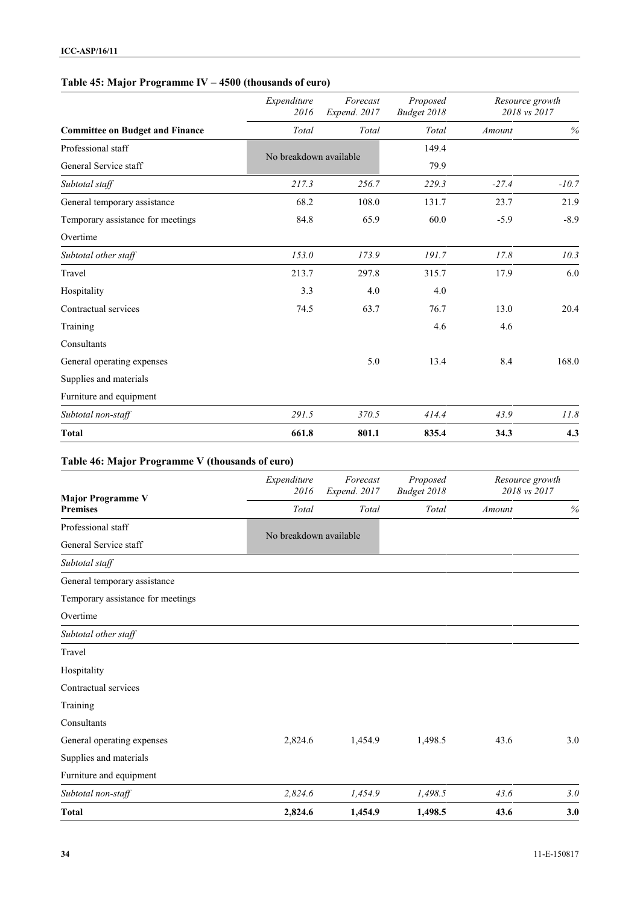### Table 45: Major Programme IV – 4500 (thousands of euro)

| | *Expenditure 2016* | *Forecast Expend. 2017* | *Proposed Budget 2018* | *Resource growth 2018 vs 2017* | |
|---|---|---|---|---|---|
| **Committee on Budget and Finance** | *Total* | *Total* | *Total* | *Amount* | *%* |
| Professional staff | No breakdown available | | 149.4 | | |
| General Service staff | | | 79.9 | | |
| *Subtotal staff* | *217.3* | *256.7* | *229.3* | *-27.4* | *-10.7* |
| General temporary assistance | 68.2 | 108.0 | 131.7 | 23.7 | 21.9 |
| Temporary assistance for meetings | 84.8 | 65.9 | 60.0 | -5.9 | -8.9 |
| Overtime | | | | | |
| *Subtotal other staff* | *153.0* | *173.9* | *191.7* | *17.8* | *10.3* |
| Travel | 213.7 | 297.8 | 315.7 | 17.9 | 6.0 |
| Hospitality | 3.3 | 4.0 | 4.0 | | |
| Contractual services | 74.5 | 63.7 | 76.7 | 13.0 | 20.4 |
| Training | | | 4.6 | 4.6 | |
| Consultants | | | | | |
| General operating expenses | | 5.0 | 13.4 | 8.4 | 168.0 |
| Supplies and materials | | | | | |
| Furniture and equipment | | | | | |
| *Subtotal non-staff* | *291.5* | *370.5* | *414.4* | *43.9* | *11.8* |
| **Total** | **661.8** | **801.1** | **835.4** | **34.3** | **4.3** |

### Table 46: Major Programme V (thousands of euro)

| **Major Programme V** | *Expenditure 2016* | *Forecast Expend. 2017* | *Proposed Budget 2018* | *Resource growth 2018 vs 2017* | |
|---|---|---|---|---|---|
| **Premises** | *Total* | *Total* | *Total* | *Amount* | *%* |
| Professional staff | No breakdown available | | | | |
| General Service staff | | | | | |
| *Subtotal staff* | | | | | |
| General temporary assistance | | | | | |
| Temporary assistance for meetings | | | | | |
| Overtime | | | | | |
| *Subtotal other staff* | | | | | |
| Travel | | | | | |
| Hospitality | | | | | |
| Contractual services | | | | | |
| Training | | | | | |
| Consultants | | | | | |
| General operating expenses | 2,824.6 | 1,454.9 | 1,498.5 | 43.6 | 3.0 |
| Supplies and materials | | | | | |
| Furniture and equipment | | | | | |
| *Subtotal non-staff* | *2,824.6* | *1,454.9* | *1,498.5* | *43.6* | *3.0* |
| **Total** | **2,824.6** | **1,454.9** | **1,498.5** | **43.6** | **3.0** |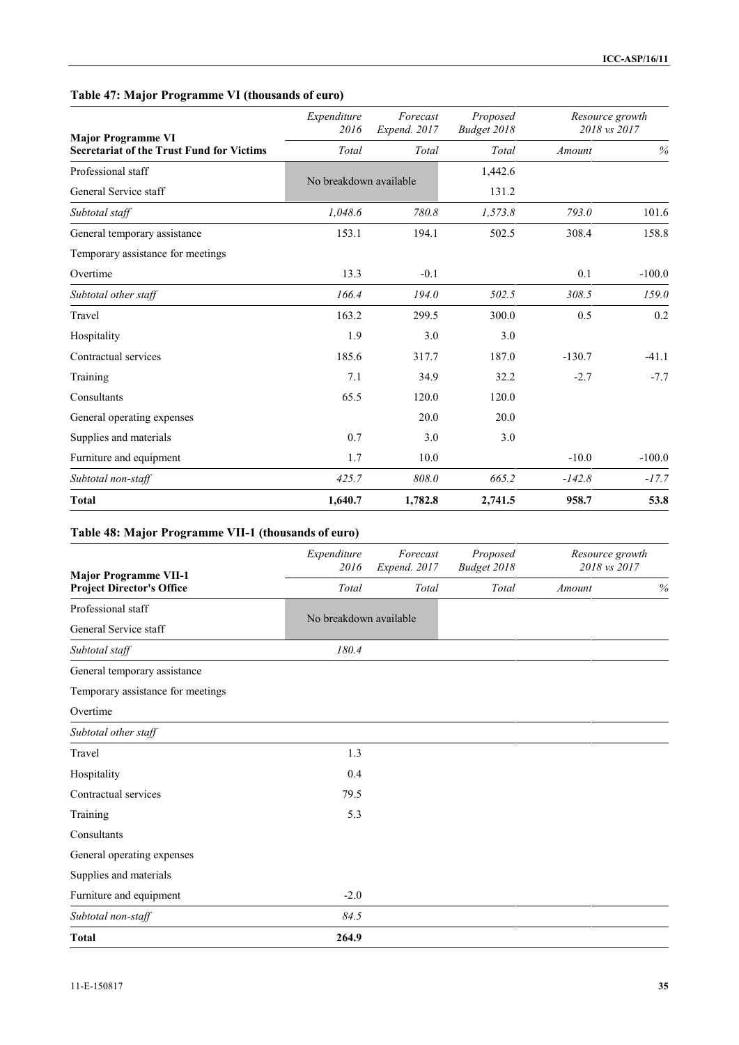### Table 47: Major Programme VI (thousands of euro)

| Major Programme VI<br>Secretariat of the Trust Fund for Victims | Expenditure 2016 | Forecast Expend. 2017 | Proposed Budget 2018 | Resource growth 2018 vs 2017 | |
|---|---|---|---|---|---|
| | *Total* | *Total* | *Total* | *Amount* | *%* |
| Professional staff | No breakdown available | | 1,442.6 | | |
| General Service staff | | | 131.2 | | |
| *Subtotal staff* | *1,048.6* | *780.8* | *1,573.8* | *793.0* | *101.6* |
| General temporary assistance | 153.1 | 194.1 | 502.5 | 308.4 | 158.8 |
| Temporary assistance for meetings | | | | | |
| Overtime | 13.3 | -0.1 | | 0.1 | -100.0 |
| *Subtotal other staff* | *166.4* | *194.0* | *502.5* | *308.5* | *159.0* |
| Travel | 163.2 | 299.5 | 300.0 | 0.5 | 0.2 |
| Hospitality | 1.9 | 3.0 | 3.0 | | |
| Contractual services | 185.6 | 317.7 | 187.0 | -130.7 | -41.1 |
| Training | 7.1 | 34.9 | 32.2 | -2.7 | -7.7 |
| Consultants | 65.5 | 120.0 | 120.0 | | |
| General operating expenses | | 20.0 | 20.0 | | |
| Supplies and materials | 0.7 | 3.0 | 3.0 | | |
| Furniture and equipment | 1.7 | 10.0 | | -10.0 | -100.0 |
| *Subtotal non-staff* | *425.7* | *808.0* | *665.2* | *-142.8* | *-17.7* |
| **Total** | **1,640.7** | **1,782.8** | **2,741.5** | **958.7** | **53.8** |

### Table 48: Major Programme VII-1 (thousands of euro)

| Major Programme VII-1<br>Project Director's Office | Expenditure 2016 | Forecast Expend. 2017 | Proposed Budget 2018 | Resource growth 2018 vs 2017 | |
|---|---|---|---|---|---|
| | *Total* | *Total* | *Total* | *Amount* | *%* |
| Professional staff | No breakdown available | | | | |
| General Service staff | | | | | |
| *Subtotal staff* | *180.4* | | | | |
| General temporary assistance | | | | | |
| Temporary assistance for meetings | | | | | |
| Overtime | | | | | |
| *Subtotal other staff* | | | | | |
| Travel | 1.3 | | | | |
| Hospitality | 0.4 | | | | |
| Contractual services | 79.5 | | | | |
| Training | 5.3 | | | | |
| Consultants | | | | | |
| General operating expenses | | | | | |
| Supplies and materials | | | | | |
| Furniture and equipment | -2.0 | | | | |
| *Subtotal non-staff* | *84.5* | | | | |
| **Total** | **264.9** | | | | |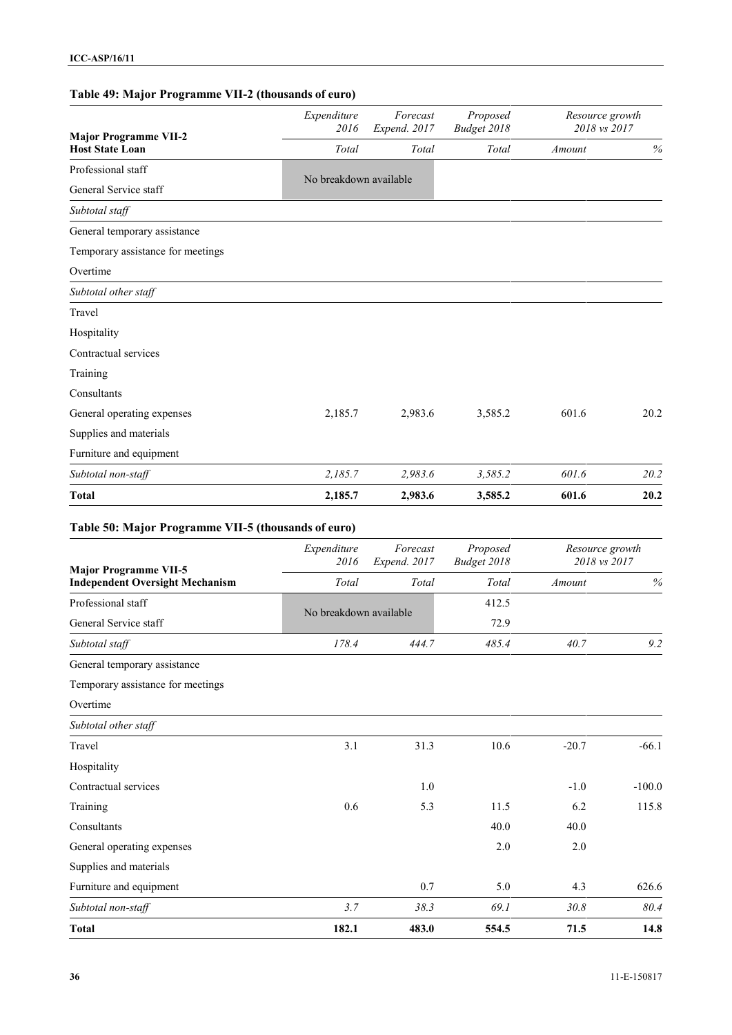### Table 49: Major Programme VII-2 (thousands of euro)

| Major Programme VII-2<br>Host State Loan | Expenditure 2016 | Forecast Expend. 2017 | Proposed Budget 2018 | Resource growth 2018 vs 2017 | |
|---|---|---|---|---|---|
| | *Total* | *Total* | *Total* | *Amount* | *%* |
| Professional staff | No breakdown available | | | | |
| General Service staff | | | | | |
| *Subtotal staff* | | | | | |
| General temporary assistance | | | | | |
| Temporary assistance for meetings | | | | | |
| Overtime | | | | | |
| *Subtotal other staff* | | | | | |
| Travel | | | | | |
| Hospitality | | | | | |
| Contractual services | | | | | |
| Training | | | | | |
| Consultants | | | | | |
| General operating expenses | 2,185.7 | 2,983.6 | 3,585.2 | 601.6 | 20.2 |
| Supplies and materials | | | | | |
| Furniture and equipment | | | | | |
| *Subtotal non-staff* | *2,185.7* | *2,983.6* | *3,585.2* | *601.6* | *20.2* |
| **Total** | **2,185.7** | **2,983.6** | **3,585.2** | **601.6** | **20.2** |

### Table 50: Major Programme VII-5 (thousands of euro)

| Major Programme VII-5<br>Independent Oversight Mechanism | Expenditure 2016 | Forecast Expend. 2017 | Proposed Budget 2018 | Resource growth 2018 vs 2017 | |
|---|---|---|---|---|---|
| | *Total* | *Total* | *Total* | *Amount* | *%* |
| Professional staff | No breakdown available | | 412.5 | | |
| General Service staff | | | 72.9 | | |
| *Subtotal staff* | *178.4* | *444.7* | *485.4* | *40.7* | *9.2* |
| General temporary assistance | | | | | |
| Temporary assistance for meetings | | | | | |
| Overtime | | | | | |
| *Subtotal other staff* | | | | | |
| Travel | 3.1 | 31.3 | 10.6 | -20.7 | -66.1 |
| Hospitality | | | | | |
| Contractual services | | 1.0 | | -1.0 | -100.0 |
| Training | 0.6 | 5.3 | 11.5 | 6.2 | 115.8 |
| Consultants | | | 40.0 | 40.0 | |
| General operating expenses | | | 2.0 | 2.0 | |
| Supplies and materials | | | | | |
| Furniture and equipment | | 0.7 | 5.0 | 4.3 | 626.6 |
| *Subtotal non-staff* | *3.7* | *38.3* | *69.1* | *30.8* | *80.4* |
| **Total** | **182.1** | **483.0** | **554.5** | **71.5** | **14.8** |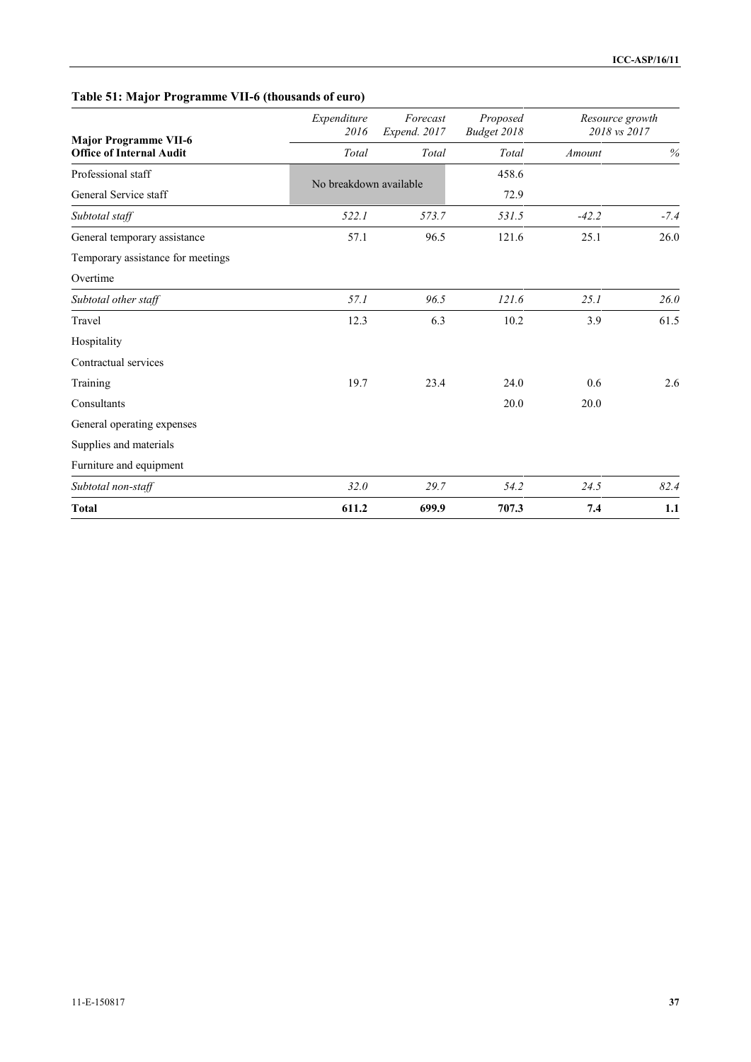**Table 51: Major Programme VII-6 (thousands of euro)**

| Major Programme VII-6 Office of Internal Audit | *Expenditure 2016* | *Forecast Expend. 2017* | *Proposed Budget 2018* | *Resource growth 2018 vs 2017* | |
|---|---|---|---|---|---|
| | *Total* | *Total* | *Total* | *Amount* | *%* |
| Professional staff | No breakdown available | | 458.6 | | |
| General Service staff | | | 72.9 | | |
| *Subtotal staff* | *522.1* | *573.7* | *531.5* | *-42.2* | *-7.4* |
| General temporary assistance | 57.1 | 96.5 | 121.6 | 25.1 | 26.0 |
| Temporary assistance for meetings | | | | | |
| Overtime | | | | | |
| *Subtotal other staff* | *57.1* | *96.5* | *121.6* | *25.1* | *26.0* |
| Travel | 12.3 | 6.3 | 10.2 | 3.9 | 61.5 |
| Hospitality | | | | | |
| Contractual services | | | | | |
| Training | 19.7 | 23.4 | 24.0 | 0.6 | 2.6 |
| Consultants | | | 20.0 | 20.0 | |
| General operating expenses | | | | | |
| Supplies and materials | | | | | |
| Furniture and equipment | | | | | |
| *Subtotal non-staff* | *32.0* | *29.7* | *54.2* | *24.5* | *82.4* |
| **Total** | **611.2** | **699.9** | **707.3** | **7.4** | **1.1** |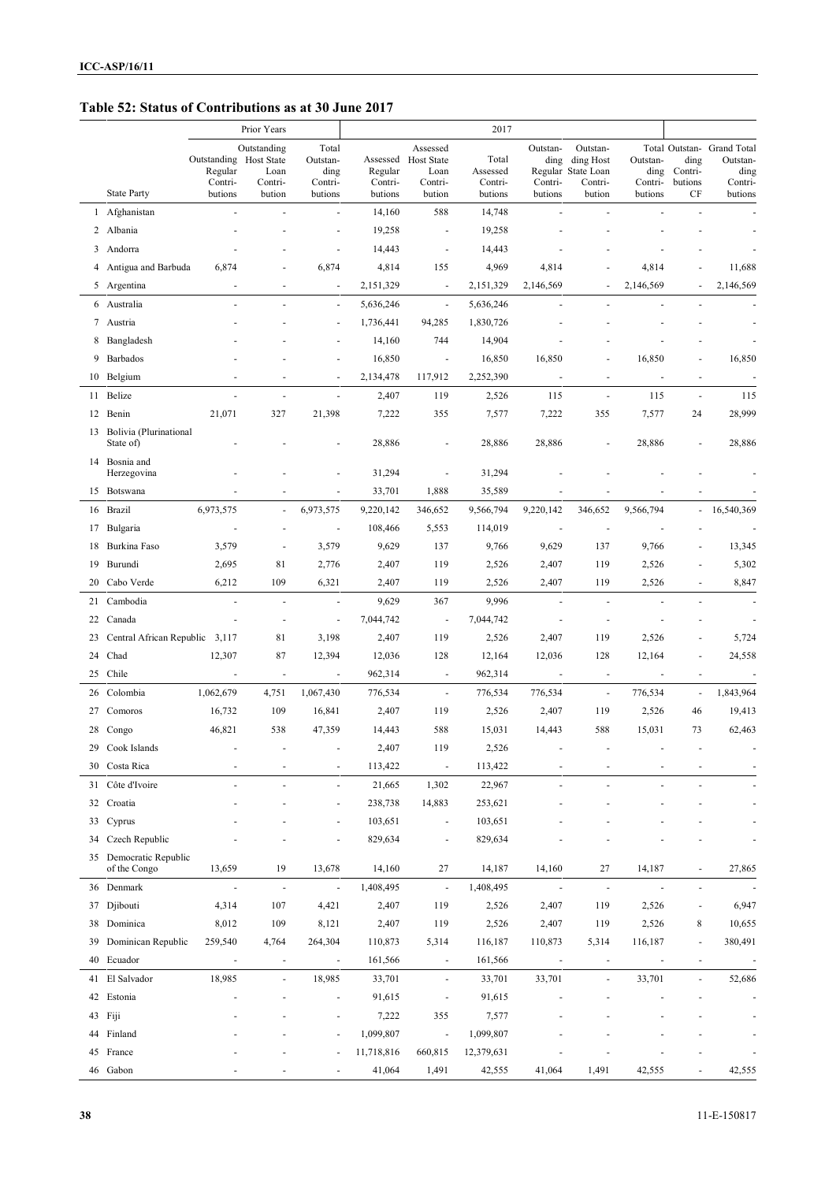## Table 52: Status of Contributions as at 30 June 2017

| | | Prior Years | | | 2017 | | | | | | | |
|---|---|---|---|---|---|---|---|---|---|---|---|---|
| | State Party | Outstanding Regular Contri-butions | Outstanding Host State Loan Contri-bution | Total Outstan-ding Contri-butions | Assessed Regular Contri-butions | Assessed Host State Loan Contri-bution | Total Assessed Contri-butions | Outstan-ding Regular Contri-butions | Outstan-ding Host State Loan Contri-bution | Outstan-ding Contri-butions | Total Outstan-ding Contri-butions CF | Grand Total Outstan-ding Contri-butions |
| 1 | Afghanistan | - | - | - | 14,160 | 588 | 14,748 | - | - | - | - | - |
| 2 | Albania | - | - | - | 19,258 | - | 19,258 | - | - | - | - | - |
| 3 | Andorra | - | - | - | 14,443 | - | 14,443 | - | - | - | - | - |
| 4 | Antigua and Barbuda | 6,874 | - | 6,874 | 4,814 | 155 | 4,969 | 4,814 | - | 4,814 | - | 11,688 |
| 5 | Argentina | - | - | - | 2,151,329 | - | 2,151,329 | 2,146,569 | - | 2,146,569 | - | 2,146,569 |
| 6 | Australia | - | - | - | 5,636,246 | - | 5,636,246 | - | - | - | - | - |
| 7 | Austria | - | - | - | 1,736,441 | 94,285 | 1,830,726 | - | - | - | - | - |
| 8 | Bangladesh | - | - | - | 14,160 | 744 | 14,904 | - | - | - | - | - |
| 9 | Barbados | - | - | - | 16,850 | - | 16,850 | 16,850 | - | 16,850 | - | 16,850 |
| 10 | Belgium | - | - | - | 2,134,478 | 117,912 | 2,252,390 | - | - | - | - | - |
| 11 | Belize | - | - | - | 2,407 | 119 | 2,526 | 115 | - | 115 | - | 115 |
| 12 | Benin | 21,071 | 327 | 21,398 | 7,222 | 355 | 7,577 | 7,222 | 355 | 7,577 | 24 | 28,999 |
| 13 | Bolivia (Plurinational State of) | - | - | - | 28,886 | - | 28,886 | 28,886 | - | 28,886 | - | 28,886 |
| 14 | Bosnia and Herzegovina | - | - | - | 31,294 | - | 31,294 | - | - | - | - | - |
| 15 | Botswana | - | - | - | 33,701 | 1,888 | 35,589 | - | - | - | - | - |
| 16 | Brazil | 6,973,575 | - | 6,973,575 | 9,220,142 | 346,652 | 9,566,794 | 9,220,142 | 346,652 | 9,566,794 | - | 16,540,369 |
| 17 | Bulgaria | - | - | - | 108,466 | 5,553 | 114,019 | - | - | - | - | - |
| 18 | Burkina Faso | 3,579 | - | 3,579 | 9,629 | 137 | 9,766 | 9,629 | 137 | 9,766 | - | 13,345 |
| 19 | Burundi | 2,695 | 81 | 2,776 | 2,407 | 119 | 2,526 | 2,407 | 119 | 2,526 | - | 5,302 |
| 20 | Cabo Verde | 6,212 | 109 | 6,321 | 2,407 | 119 | 2,526 | 2,407 | 119 | 2,526 | - | 8,847 |
| 21 | Cambodia | - | - | - | 9,629 | 367 | 9,996 | - | - | - | - | - |
| 22 | Canada | - | - | - | 7,044,742 | - | 7,044,742 | - | - | - | - | - |
| 23 | Central African Republic | 3,117 | 81 | 3,198 | 2,407 | 119 | 2,526 | 2,407 | 119 | 2,526 | - | 5,724 |
| 24 | Chad | 12,307 | 87 | 12,394 | 12,036 | 128 | 12,164 | 12,036 | 128 | 12,164 | - | 24,558 |
| 25 | Chile | - | - | - | 962,314 | - | 962,314 | - | - | - | - | - |
| 26 | Colombia | 1,062,679 | 4,751 | 1,067,430 | 776,534 | - | 776,534 | 776,534 | - | 776,534 | - | 1,843,964 |
| 27 | Comoros | 16,732 | 109 | 16,841 | 2,407 | 119 | 2,526 | 2,407 | 119 | 2,526 | 46 | 19,413 |
| 28 | Congo | 46,821 | 538 | 47,359 | 14,443 | 588 | 15,031 | 14,443 | 588 | 15,031 | 73 | 62,463 |
| 29 | Cook Islands | - | - | - | 2,407 | 119 | 2,526 | - | - | - | - | - |
| 30 | Costa Rica | - | - | - | 113,422 | - | 113,422 | - | - | - | - | - |
| 31 | Côte d'Ivoire | - | - | - | 21,665 | 1,302 | 22,967 | - | - | - | - | - |
| 32 | Croatia | - | - | - | 238,738 | 14,883 | 253,621 | - | - | - | - | - |
| 33 | Cyprus | - | - | - | 103,651 | - | 103,651 | - | - | - | - | - |
| 34 | Czech Republic | - | - | - | 829,634 | - | 829,634 | - | - | - | - | - |
| 35 | Democratic Republic of the Congo | 13,659 | 19 | 13,678 | 14,160 | 27 | 14,187 | 14,160 | 27 | 14,187 | - | 27,865 |
| 36 | Denmark | - | - | - | 1,408,495 | - | 1,408,495 | - | - | - | - | - |
| 37 | Djibouti | 4,314 | 107 | 4,421 | 2,407 | 119 | 2,526 | 2,407 | 119 | 2,526 | - | 6,947 |
| 38 | Dominica | 8,012 | 109 | 8,121 | 2,407 | 119 | 2,526 | 2,407 | 119 | 2,526 | 8 | 10,655 |
| 39 | Dominican Republic | 259,540 | 4,764 | 264,304 | 110,873 | 5,314 | 116,187 | 110,873 | 5,314 | 116,187 | - | 380,491 |
| 40 | Ecuador | - | - | - | 161,566 | - | 161,566 | - | - | - | - | - |
| 41 | El Salvador | 18,985 | - | 18,985 | 33,701 | - | 33,701 | 33,701 | - | 33,701 | - | 52,686 |
| 42 | Estonia | - | - | - | 91,615 | - | 91,615 | - | - | - | - | - |
| 43 | Fiji | - | - | - | 7,222 | 355 | 7,577 | - | - | - | - | - |
| 44 | Finland | - | - | - | 1,099,807 | - | 1,099,807 | - | - | - | - | - |
| 45 | France | - | - | - | 11,718,816 | 660,815 | 12,379,631 | - | - | - | - | - |
| 46 | Gabon | - | - | - | 41,064 | 1,491 | 42,555 | 41,064 | 1,491 | 42,555 | - | 42,555 |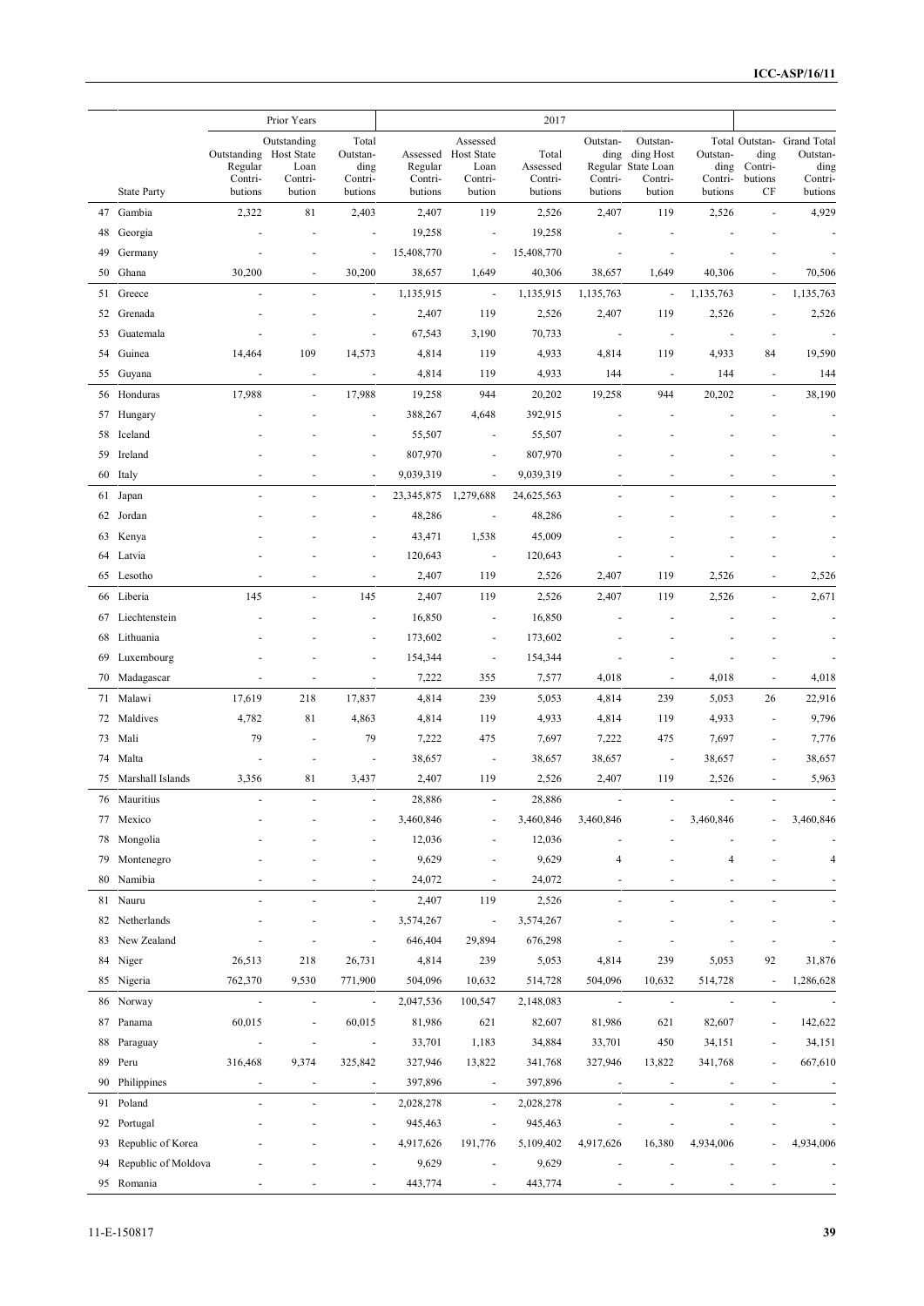| | | Prior Years | | | 2017 | | | | | | | |
|---|---|---|---|---|---|---|---|---|---|---|---|---|
| | State Party | Outstanding Regular Contri-butions | Outstanding Host State Loan Contri-bution | Total Outstan-ding Contri-butions | Assessed Regular Contri-butions | Assessed Host State Loan Contri-bution | Total Assessed Contri-butions | Outstan-ding Regular Contri-butions | Outstan-ding Host State Loan Contri-bution | Total Outstan-ding Contri-butions | Outstan-ding Contri-butions CF | Grand Total Outstan-ding Contri-butions |
| 47 | Gambia | 2,322 | 81 | 2,403 | 2,407 | 119 | 2,526 | 2,407 | 119 | 2,526 | - | 4,929 |
| 48 | Georgia | - | - | - | 19,258 | - | 19,258 | - | - | - | - | - |
| 49 | Germany | - | - | - | 15,408,770 | - | 15,408,770 | - | - | - | - | - |
| 50 | Ghana | 30,200 | - | 30,200 | 38,657 | 1,649 | 40,306 | 38,657 | 1,649 | 40,306 | - | 70,506 |
| 51 | Greece | - | - | - | 1,135,915 | - | 1,135,915 | 1,135,763 | - | 1,135,763 | - | 1,135,763 |
| 52 | Grenada | - | - | - | 2,407 | 119 | 2,526 | 2,407 | 119 | 2,526 | - | 2,526 |
| 53 | Guatemala | - | - | - | 67,543 | 3,190 | 70,733 | - | - | - | - | - |
| 54 | Guinea | 14,464 | 109 | 14,573 | 4,814 | 119 | 4,933 | 4,814 | 119 | 4,933 | 84 | 19,590 |
| 55 | Guyana | - | - | - | 4,814 | 119 | 4,933 | 144 | - | 144 | - | 144 |
| 56 | Honduras | 17,988 | - | 17,988 | 19,258 | 944 | 20,202 | 19,258 | 944 | 20,202 | - | 38,190 |
| 57 | Hungary | - | - | - | 388,267 | 4,648 | 392,915 | - | - | - | - | - |
| 58 | Iceland | - | - | - | 55,507 | - | 55,507 | - | - | - | - | - |
| 59 | Ireland | - | - | - | 807,970 | - | 807,970 | - | - | - | - | - |
| 60 | Italy | - | - | - | 9,039,319 | - | 9,039,319 | - | - | - | - | - |
| 61 | Japan | - | - | - | 23,345,875 | 1,279,688 | 24,625,563 | - | - | - | - | - |
| 62 | Jordan | - | - | - | 48,286 | - | 48,286 | - | - | - | - | - |
| 63 | Kenya | - | - | - | 43,471 | 1,538 | 45,009 | - | - | - | - | - |
| 64 | Latvia | - | - | - | 120,643 | - | 120,643 | - | - | - | - | - |
| 65 | Lesotho | - | - | - | 2,407 | 119 | 2,526 | 2,407 | 119 | 2,526 | - | 2,526 |
| 66 | Liberia | 145 | - | 145 | 2,407 | 119 | 2,526 | 2,407 | 119 | 2,526 | - | 2,671 |
| 67 | Liechtenstein | - | - | - | 16,850 | - | 16,850 | - | - | - | - | - |
| 68 | Lithuania | - | - | - | 173,602 | - | 173,602 | - | - | - | - | - |
| 69 | Luxembourg | - | - | - | 154,344 | - | 154,344 | - | - | - | - | - |
| 70 | Madagascar | - | - | - | 7,222 | 355 | 7,577 | 4,018 | - | 4,018 | - | 4,018 |
| 71 | Malawi | 17,619 | 218 | 17,837 | 4,814 | 239 | 5,053 | 4,814 | 239 | 5,053 | 26 | 22,916 |
| 72 | Maldives | 4,782 | 81 | 4,863 | 4,814 | 119 | 4,933 | 4,814 | 119 | 4,933 | - | 9,796 |
| 73 | Mali | 79 | - | 79 | 7,222 | 475 | 7,697 | 7,222 | 475 | 7,697 | - | 7,776 |
| 74 | Malta | - | - | - | 38,657 | - | 38,657 | 38,657 | - | 38,657 | - | 38,657 |
| 75 | Marshall Islands | 3,356 | 81 | 3,437 | 2,407 | 119 | 2,526 | 2,407 | 119 | 2,526 | - | 5,963 |
| 76 | Mauritius | - | - | - | 28,886 | - | 28,886 | - | - | - | - | - |
| 77 | Mexico | - | - | - | 3,460,846 | - | 3,460,846 | 3,460,846 | - | 3,460,846 | - | 3,460,846 |
| 78 | Mongolia | - | - | - | 12,036 | - | 12,036 | - | - | - | - | - |
| 79 | Montenegro | - | - | - | 9,629 | - | 9,629 | 4 | - | 4 | - | 4 |
| 80 | Namibia | - | - | - | 24,072 | - | 24,072 | - | - | - | - | - |
| 81 | Nauru | - | - | - | 2,407 | 119 | 2,526 | - | - | - | - | - |
| 82 | Netherlands | - | - | - | 3,574,267 | - | 3,574,267 | - | - | - | - | - |
| 83 | New Zealand | - | - | - | 646,404 | 29,894 | 676,298 | - | - | - | - | - |
| 84 | Niger | 26,513 | 218 | 26,731 | 4,814 | 239 | 5,053 | 4,814 | 239 | 5,053 | 92 | 31,876 |
| 85 | Nigeria | 762,370 | 9,530 | 771,900 | 504,096 | 10,632 | 514,728 | 504,096 | 10,632 | 514,728 | - | 1,286,628 |
| 86 | Norway | - | - | - | 2,047,536 | 100,547 | 2,148,083 | - | - | - | - | - |
| 87 | Panama | 60,015 | - | 60,015 | 81,986 | 621 | 82,607 | 81,986 | 621 | 82,607 | - | 142,622 |
| 88 | Paraguay | - | - | - | 33,701 | 1,183 | 34,884 | 33,701 | 450 | 34,151 | - | 34,151 |
| 89 | Peru | 316,468 | 9,374 | 325,842 | 327,946 | 13,822 | 341,768 | 327,946 | 13,822 | 341,768 | - | 667,610 |
| 90 | Philippines | - | - | - | 397,896 | - | 397,896 | - | - | - | - | - |
| 91 | Poland | - | - | - | 2,028,278 | - | 2,028,278 | - | - | - | - | - |
| 92 | Portugal | - | - | - | 945,463 | - | 945,463 | - | - | - | - | - |
| 93 | Republic of Korea | - | - | - | 4,917,626 | 191,776 | 5,109,402 | 4,917,626 | 16,380 | 4,934,006 | - | 4,934,006 |
| 94 | Republic of Moldova | - | - | - | 9,629 | - | 9,629 | - | - | - | - | - |
| 95 | Romania | - | - | - | 443,774 | - | 443,774 | - | - | - | - | - |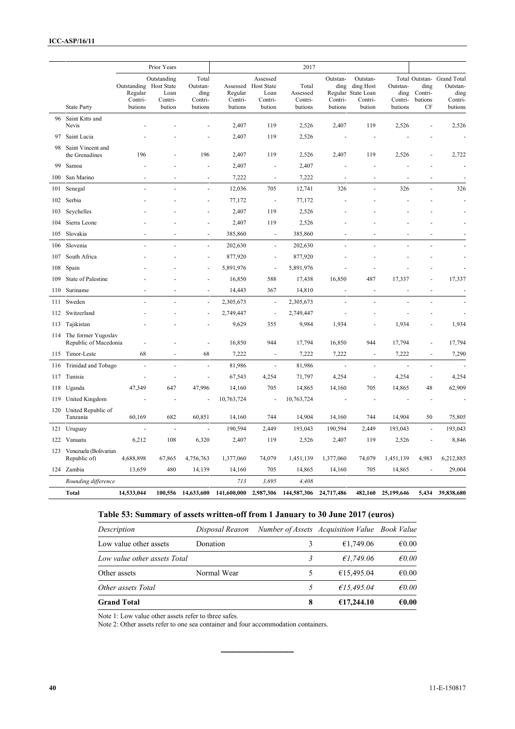| | State Party | Prior Years | | | 2017 | | | | | | | |
|---|---|---|---|---|---|---|---|---|---|---|---|---|
| | | Outstanding Regular Contributions | Outstanding Host State Loan Contribution | Total Outstanding Contributions | Assessed Regular Contributions | Assessed Host State Loan Contribution | Total Assessed Contributions | Outstanding Regular Contributions | Outstanding Host State Loan Contribution | Total Outstanding Contributions | Outstanding Contributions CF | Grand Total Outstanding Contributions |
| 96 | Saint Kitts and Nevis | - | - | - | 2,407 | 119 | 2,526 | 2,407 | 119 | 2,526 | - | 2,526 |
| 97 | Saint Lucia | - | - | - | 2,407 | 119 | 2,526 | - | - | - | - | - |
| 98 | Saint Vincent and the Grenadines | 196 | - | 196 | 2,407 | 119 | 2,526 | 2,407 | 119 | 2,526 | - | 2,722 |
| 99 | Samoa | - | - | - | 2,407 | - | 2,407 | - | - | - | - | - |
| 100 | San Marino | - | - | - | 7,222 | - | 7,222 | - | - | - | - | - |
| 101 | Senegal | - | - | - | 12,036 | 705 | 12,741 | 326 | - | 326 | - | 326 |
| 102 | Serbia | - | - | - | 77,172 | - | 77,172 | - | - | - | - | - |
| 103 | Seychelles | - | - | - | 2,407 | 119 | 2,526 | - | - | - | - | - |
| 104 | Sierra Leone | - | - | - | 2,407 | 119 | 2,526 | - | - | - | - | - |
| 105 | Slovakia | - | - | - | 385,860 | - | 385,860 | - | - | - | - | - |
| 106 | Slovenia | - | - | - | 202,630 | - | 202,630 | - | - | - | - | - |
| 107 | South Africa | - | - | - | 877,920 | - | 877,920 | - | - | - | - | - |
| 108 | Spain | - | - | - | 5,891,976 | - | 5,891,976 | - | - | - | - | - |
| 109 | State of Palestine | - | - | - | 16,850 | 588 | 17,438 | 16,850 | 487 | 17,337 | - | 17,337 |
| 110 | Suriname | - | - | - | 14,443 | 367 | 14,810 | - | - | - | - | - |
| 111 | Sweden | - | - | - | 2,305,673 | - | 2,305,673 | - | - | - | - | - |
| 112 | Switzerland | - | - | - | 2,749,447 | - | 2,749,447 | - | - | - | - | - |
| 113 | Tajikistan | - | - | - | 9,629 | 355 | 9,984 | 1,934 | - | 1,934 | - | 1,934 |
| 114 | The former Yugoslav Republic of Macedonia | - | - | - | 16,850 | 944 | 17,794 | 16,850 | 944 | 17,794 | - | 17,794 |
| 115 | Timor-Leste | 68 | - | 68 | 7,222 | - | 7,222 | 7,222 | - | 7,222 | - | 7,290 |
| 116 | Trinidad and Tobago | - | - | - | 81,986 | - | 81,986 | - | - | - | - | - |
| 117 | Tunisia | - | - | - | 67,543 | 4,254 | 71,797 | 4,254 | - | 4,254 | - | 4,254 |
| 118 | Uganda | 47,349 | 647 | 47,996 | 14,160 | 705 | 14,865 | 14,160 | 705 | 14,865 | 48 | 62,909 |
| 119 | United Kingdom | - | - | - | 10,763,724 | - | 10,763,724 | - | - | - | - | - |
| 120 | United Republic of Tanzania | 60,169 | 682 | 60,851 | 14,160 | 744 | 14,904 | 14,160 | 744 | 14,904 | 50 | 75,805 |
| 121 | Uruguay | - | - | - | 190,594 | 2,449 | 193,043 | 190,594 | 2,449 | 193,043 | - | 193,043 |
| 122 | Vanuatu | 6,212 | 108 | 6,320 | 2,407 | 119 | 2,526 | 2,407 | 119 | 2,526 | - | 8,846 |
| 123 | Venezuela (Bolivarian Republic of) | 4,688,898 | 67,865 | 4,756,763 | 1,377,060 | 74,079 | 1,451,139 | 1,377,060 | 74,079 | 1,451,139 | 4,983 | 6,212,885 |
| 124 | Zambia | 13,659 | 480 | 14,139 | 14,160 | 705 | 14,865 | 14,160 | 705 | 14,865 | - | 29,004 |
| | *Rounding difference* | | | | *713* | *3,695* | *4,408* | | | | | |
| | **Total** | **14,533,044** | **100,556** | **14,633,600** | **141,600,000** | **2,987,306** | **144,587,306** | **24,717,486** | **482,160** | **25,199,646** | **5,434** | **39,838,680** |

## Table 53: Summary of assets written-off from 1 January to 30 June 2017 (euros)

| *Description* | *Disposal Reason* | *Number of Assets* | *Acquisition Value* | *Book Value* |
|---|---|---|---|---|
| Low value other assets | Donation | 3 | €1,749.06 | €0.00 |
| *Low value other assets Total* | | *3* | *€1,749.06* | *€0.00* |
| Other assets | Normal Wear | 5 | €15,495.04 | €0.00 |
| *Other assets Total* | | *5* | *€15,495.04* | *€0.00* |
| **Grand Total** | | **8** | **€17,244.10** | **€0.00** |

Note 1: Low value other assets refer to three safes.

Note 2: Other assets refer to one sea container and four accommodation containers.